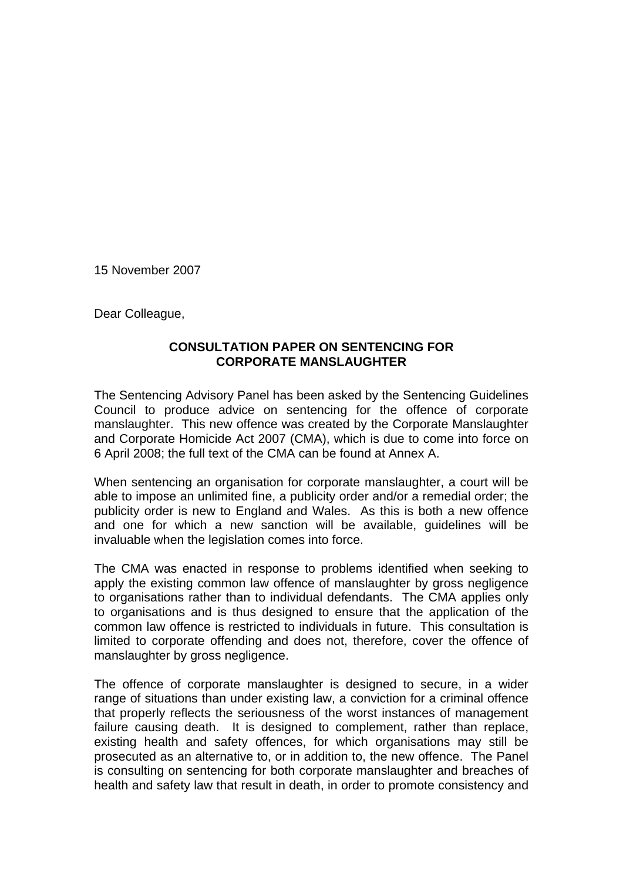15 November 2007

Dear Colleague,

**CONSULTATION PAPER ON SENTENCING FOR CORPORATE MANSLAUGHTER**

The Sentencing Advisory Panel has been asked by the Sentencing Guidelines Council to produce advice on sentencing for the offence of corporate manslaughter. This new offence was created by the Corporate Manslaughter and Corporate Homicide Act 2007 (CMA), which is due to come into force on 6 April 2008; the full text of the CMA can be found at Annex A.

When sentencing an organisation for corporate manslaughter, a court will be able to impose an unlimited fine, a publicity order and/or a remedial order; the publicity order is new to England and Wales. As this is both a new offence and one for which a new sanction will be available, guidelines will be invaluable when the legislation comes into force.

The CMA was enacted in response to problems identified when seeking to apply the existing common law offence of manslaughter by gross negligence to organisations rather than to individual defendants. The CMA applies only to organisations and is thus designed to ensure that the application of the common law offence is restricted to individuals in future. This consultation is limited to corporate offending and does not, therefore, cover the offence of manslaughter by gross negligence.

The offence of corporate manslaughter is designed to secure, in a wider range of situations than under existing law, a conviction for a criminal offence that properly reflects the seriousness of the worst instances of management failure causing death. It is designed to complement, rather than replace, existing health and safety offences, for which organisations may still be prosecuted as an alternative to, or in addition to, the new offence. The Panel is consulting on sentencing for both corporate manslaughter and breaches of health and safety law that result in death, in order to promote consistency and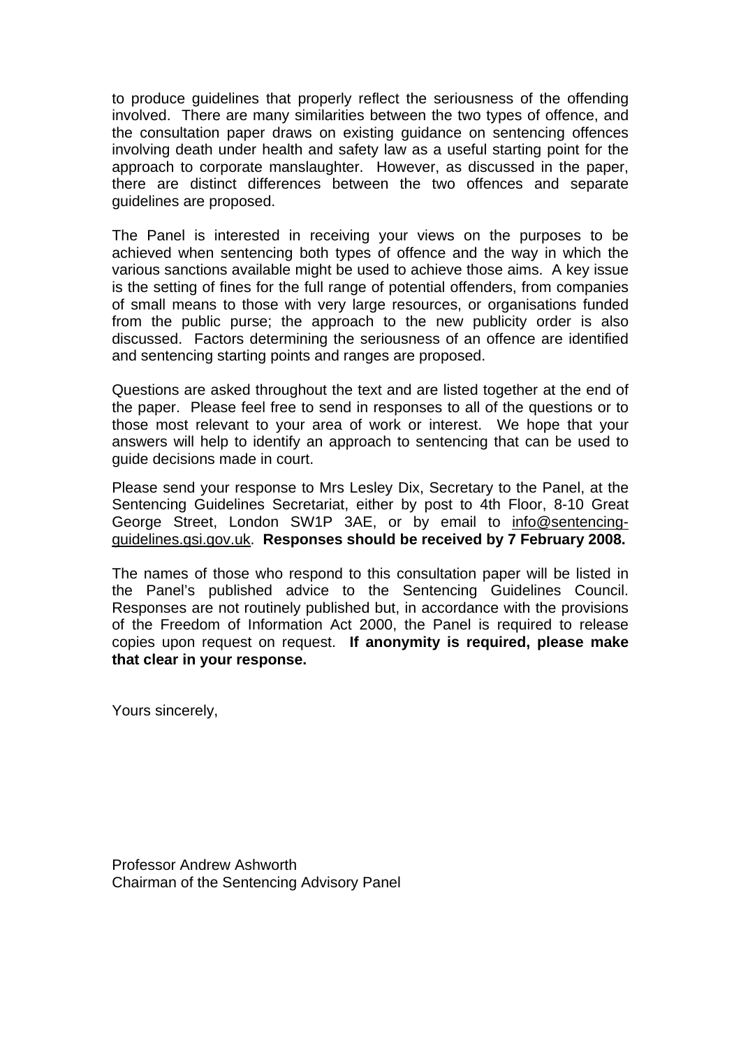to produce guidelines that properly reflect the seriousness of the offending involved. There are many similarities between the two types of offence, and the consultation paper draws on existing guidance on sentencing offences involving death under health and safety law as a useful starting point for the approach to corporate manslaughter. However, as discussed in the paper, there are distinct differences between the two offences and separate guidelines are proposed.

The Panel is interested in receiving your views on the purposes to be achieved when sentencing both types of offence and the way in which the various sanctions available might be used to achieve those aims. A key issue is the setting of fines for the full range of potential offenders, from companies of small means to those with very large resources, or organisations funded from the public purse; the approach to the new publicity order is also discussed. Factors determining the seriousness of an offence are identified and sentencing starting points and ranges are proposed.

Questions are asked throughout the text and are listed together at the end of the paper. Please feel free to send in responses to all of the questions or to those most relevant to your area of work or interest. We hope that your answers will help to identify an approach to sentencing that can be used to guide decisions made in court.

Please send your response to Mrs Lesley Dix, Secretary to the Panel, at the Sentencing Guidelines Secretariat, either by post to 4th Floor, 8-10 Great George Street, London SW1P 3AE, or by email to info@sentencing-guidelines.gsi.gov.uk. **Responses should be received by 7 February 2008.**

The names of those who respond to this consultation paper will be listed in the Panel's published advice to the Sentencing Guidelines Council. Responses are not routinely published but, in accordance with the provisions of the Freedom of Information Act 2000, the Panel is required to release copies upon request on request. **If anonymity is required, please make that clear in your response.**

Yours sincerely,

Professor Andrew Ashworth
Chairman of the Sentencing Advisory Panel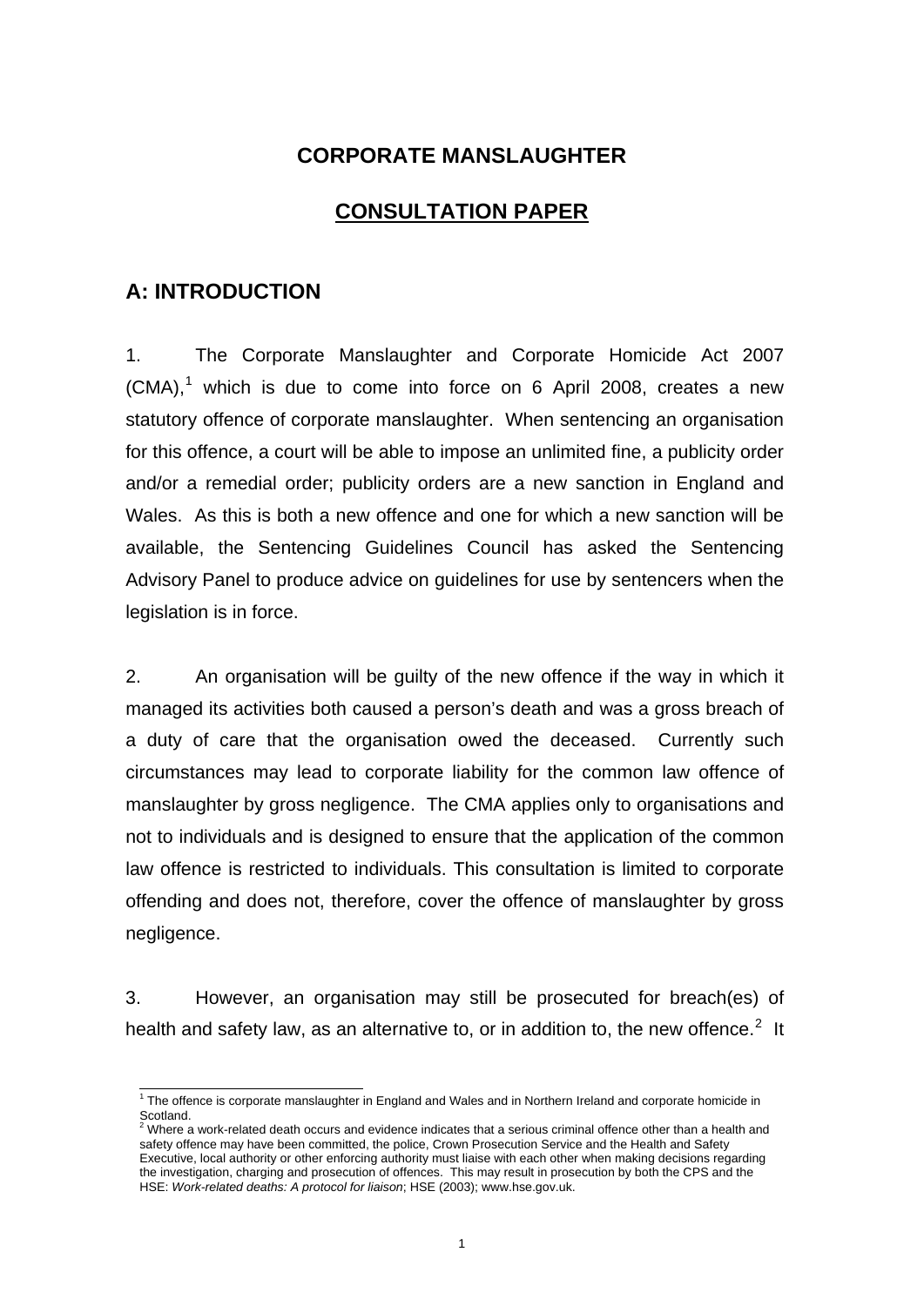# CORPORATE MANSLAUGHTER

## CONSULTATION PAPER

## A: INTRODUCTION

1. The Corporate Manslaughter and Corporate Homicide Act 2007 (CMA),[1] which is due to come into force on 6 April 2008, creates a new statutory offence of corporate manslaughter. When sentencing an organisation for this offence, a court will be able to impose an unlimited fine, a publicity order and/or a remedial order; publicity orders are a new sanction in England and Wales. As this is both a new offence and one for which a new sanction will be available, the Sentencing Guidelines Council has asked the Sentencing Advisory Panel to produce advice on guidelines for use by sentencers when the legislation is in force.

2. An organisation will be guilty of the new offence if the way in which it managed its activities both caused a person's death and was a gross breach of a duty of care that the organisation owed the deceased. Currently such circumstances may lead to corporate liability for the common law offence of manslaughter by gross negligence. The CMA applies only to organisations and not to individuals and is designed to ensure that the application of the common law offence is restricted to individuals. This consultation is limited to corporate offending and does not, therefore, cover the offence of manslaughter by gross negligence.

3. However, an organisation may still be prosecuted for breach(es) of health and safety law, as an alternative to, or in addition to, the new offence.[2] It

---

[1] The offence is corporate manslaughter in England and Wales and in Northern Ireland and corporate homicide in Scotland.

[2] Where a work-related death occurs and evidence indicates that a serious criminal offence other than a health and safety offence may have been committed, the police, Crown Prosecution Service and the Health and Safety Executive, local authority or other enforcing authority must liaise with each other when making decisions regarding the investigation, charging and prosecution of offences. This may result in prosecution by both the CPS and the HSE: *Work-related deaths: A protocol for liaison*; HSE (2003); www.hse.gov.uk.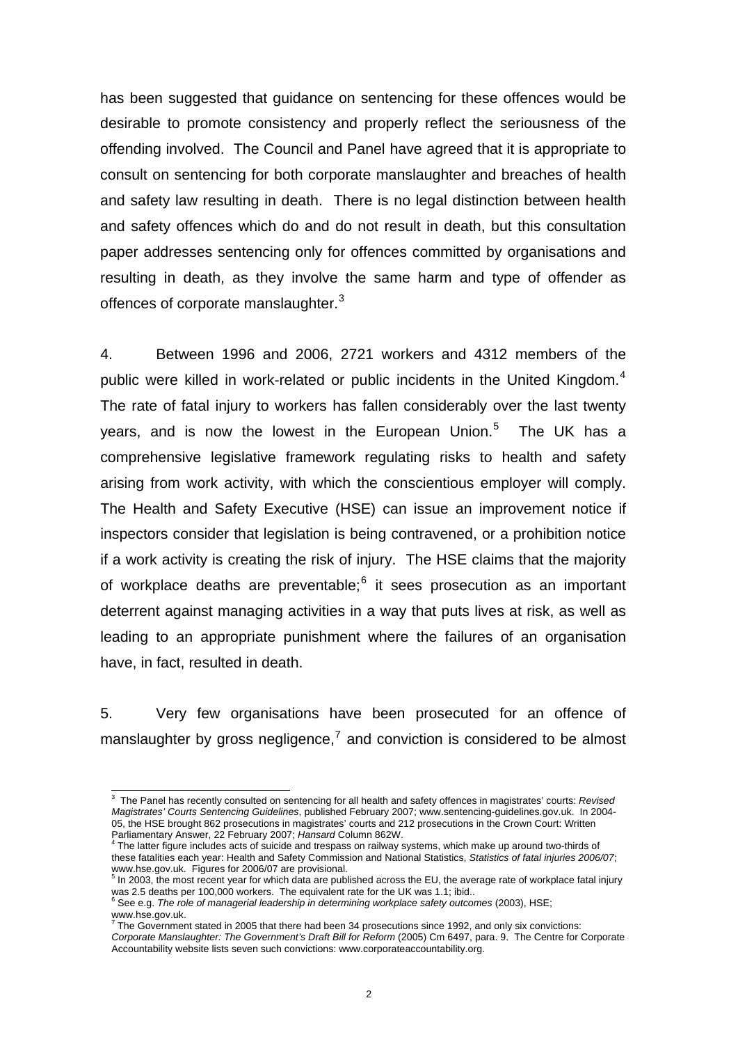has been suggested that guidance on sentencing for these offences would be desirable to promote consistency and properly reflect the seriousness of the offending involved. The Council and Panel have agreed that it is appropriate to consult on sentencing for both corporate manslaughter and breaches of health and safety law resulting in death. There is no legal distinction between health and safety offences which do and do not result in death, but this consultation paper addresses sentencing only for offences committed by organisations and resulting in death, as they involve the same harm and type of offender as offences of corporate manslaughter.[3]

4. Between 1996 and 2006, 2721 workers and 4312 members of the public were killed in work-related or public incidents in the United Kingdom.[4] The rate of fatal injury to workers has fallen considerably over the last twenty years, and is now the lowest in the European Union.[5] The UK has a comprehensive legislative framework regulating risks to health and safety arising from work activity, with which the conscientious employer will comply. The Health and Safety Executive (HSE) can issue an improvement notice if inspectors consider that legislation is being contravened, or a prohibition notice if a work activity is creating the risk of injury. The HSE claims that the majority of workplace deaths are preventable;[6] it sees prosecution as an important deterrent against managing activities in a way that puts lives at risk, as well as leading to an appropriate punishment where the failures of an organisation have, in fact, resulted in death.

5. Very few organisations have been prosecuted for an offence of manslaughter by gross negligence,[7] and conviction is considered to be almost

---

[3] The Panel has recently consulted on sentencing for all health and safety offences in magistrates' courts: *Revised Magistrates' Courts Sentencing Guidelines*, published February 2007; www.sentencing-guidelines.gov.uk. In 2004-05, the HSE brought 862 prosecutions in magistrates' courts and 212 prosecutions in the Crown Court: Written Parliamentary Answer, 22 February 2007; *Hansard* Column 862W.

[4] The latter figure includes acts of suicide and trespass on railway systems, which make up around two-thirds of these fatalities each year: Health and Safety Commission and National Statistics, *Statistics of fatal injuries 2006/07*; www.hse.gov.uk. Figures for 2006/07 are provisional.

[5] In 2003, the most recent year for which data are published across the EU, the average rate of workplace fatal injury was 2.5 deaths per 100,000 workers. The equivalent rate for the UK was 1.1; ibid..

[6] See e.g. *The role of managerial leadership in determining workplace safety outcomes* (2003), HSE; www.hse.gov.uk.

[7] The Government stated in 2005 that there had been 34 prosecutions since 1992, and only six convictions: *Corporate Manslaughter: The Government's Draft Bill for Reform* (2005) Cm 6497, para. 9. The Centre for Corporate Accountability website lists seven such convictions: www.corporateaccountability.org.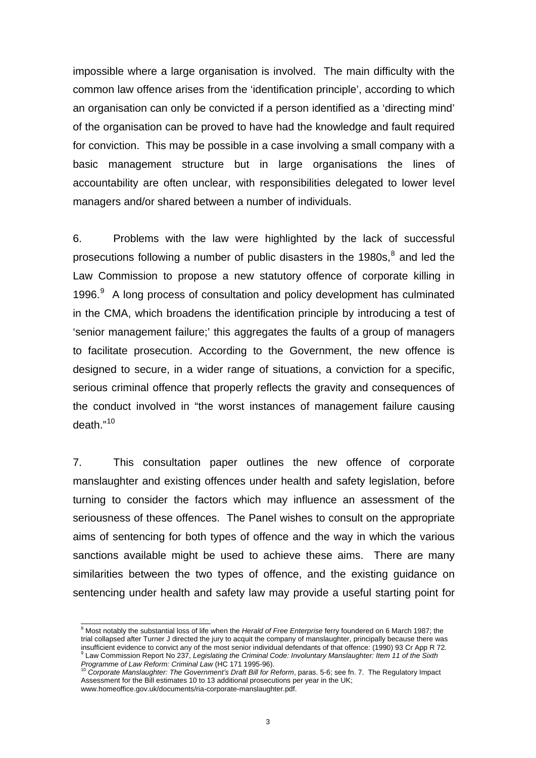impossible where a large organisation is involved. The main difficulty with the common law offence arises from the 'identification principle', according to which an organisation can only be convicted if a person identified as a 'directing mind' of the organisation can be proved to have had the knowledge and fault required for conviction. This may be possible in a case involving a small company with a basic management structure but in large organisations the lines of accountability are often unclear, with responsibilities delegated to lower level managers and/or shared between a number of individuals.

6. Problems with the law were highlighted by the lack of successful prosecutions following a number of public disasters in the 1980s,[8] and led the Law Commission to propose a new statutory offence of corporate killing in 1996.[9] A long process of consultation and policy development has culminated in the CMA, which broadens the identification principle by introducing a test of 'senior management failure;' this aggregates the faults of a group of managers to facilitate prosecution. According to the Government, the new offence is designed to secure, in a wider range of situations, a conviction for a specific, serious criminal offence that properly reflects the gravity and consequences of the conduct involved in "the worst instances of management failure causing death."[10]

7. This consultation paper outlines the new offence of corporate manslaughter and existing offences under health and safety legislation, before turning to consider the factors which may influence an assessment of the seriousness of these offences. The Panel wishes to consult on the appropriate aims of sentencing for both types of offence and the way in which the various sanctions available might be used to achieve these aims. There are many similarities between the two types of offence, and the existing guidance on sentencing under health and safety law may provide a useful starting point for

---

[8] Most notably the substantial loss of life when the *Herald of Free Enterprise* ferry foundered on 6 March 1987; the trial collapsed after Turner J directed the jury to acquit the company of manslaughter, principally because there was insufficient evidence to convict any of the most senior individual defendants of that offence: (1990) 93 Cr App R 72.

[9] Law Commission Report No 237, *Legislating the Criminal Code: Involuntary Manslaughter: Item 11 of the Sixth Programme of Law Reform: Criminal Law* (HC 171 1995-96).

[10] *Corporate Manslaughter: The Government's Draft Bill for Reform*, paras. 5-6; see fn. 7. The Regulatory Impact Assessment for the Bill estimates 10 to 13 additional prosecutions per year in the UK; www.homeoffice.gov.uk/documents/ria-corporate-manslaughter.pdf.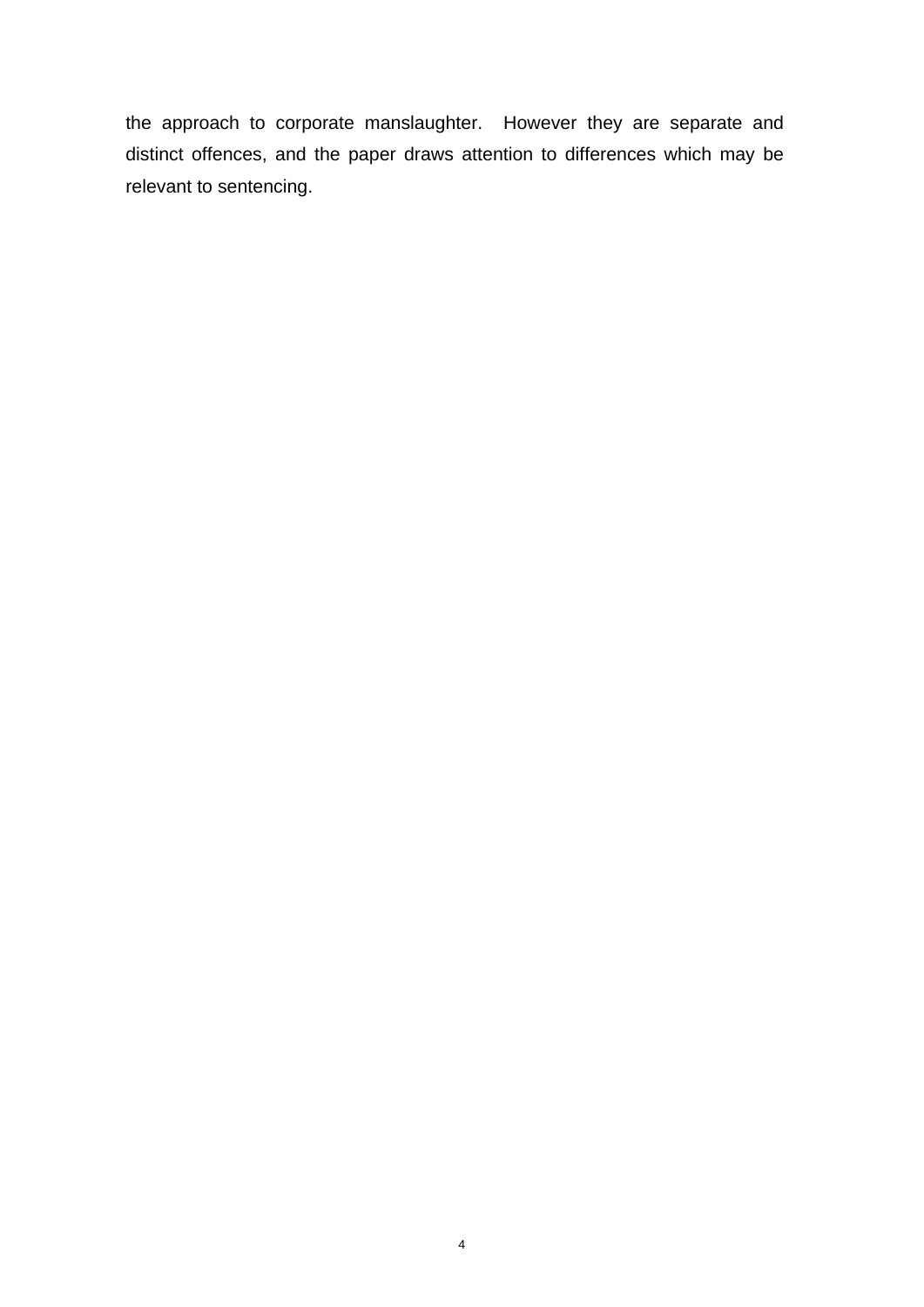the approach to corporate manslaughter. However they are separate and distinct offences, and the paper draws attention to differences which may be relevant to sentencing.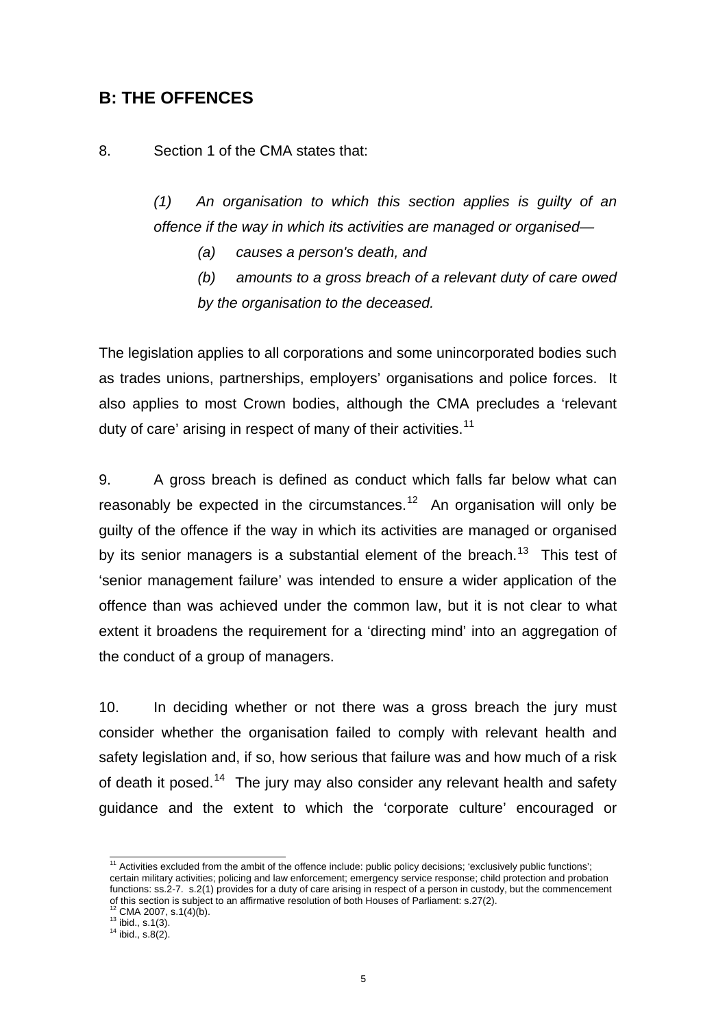## B: THE OFFENCES

8. Section 1 of the CMA states that:

> *(1) An organisation to which this section applies is guilty of an offence if the way in which its activities are managed or organised—*
>
> *(a) causes a person's death, and*
>
> *(b) amounts to a gross breach of a relevant duty of care owed by the organisation to the deceased.*

The legislation applies to all corporations and some unincorporated bodies such as trades unions, partnerships, employers' organisations and police forces. It also applies to most Crown bodies, although the CMA precludes a 'relevant duty of care' arising in respect of many of their activities.[11]

9. A gross breach is defined as conduct which falls far below what can reasonably be expected in the circumstances.[12] An organisation will only be guilty of the offence if the way in which its activities are managed or organised by its senior managers is a substantial element of the breach.[13] This test of 'senior management failure' was intended to ensure a wider application of the offence than was achieved under the common law, but it is not clear to what extent it broadens the requirement for a 'directing mind' into an aggregation of the conduct of a group of managers.

10. In deciding whether or not there was a gross breach the jury must consider whether the organisation failed to comply with relevant health and safety legislation and, if so, how serious that failure was and how much of a risk of death it posed.[14] The jury may also consider any relevant health and safety guidance and the extent to which the 'corporate culture' encouraged or

---

[11] Activities excluded from the ambit of the offence include: public policy decisions; 'exclusively public functions'; certain military activities; policing and law enforcement; emergency service response; child protection and probation functions: ss.2-7. s.2(1) provides for a duty of care arising in respect of a person in custody, but the commencement of this section is subject to an affirmative resolution of both Houses of Parliament: s.27(2).

[12] CMA 2007, s.1(4)(b).

[13] ibid., s.1(3).

[14] ibid., s.8(2).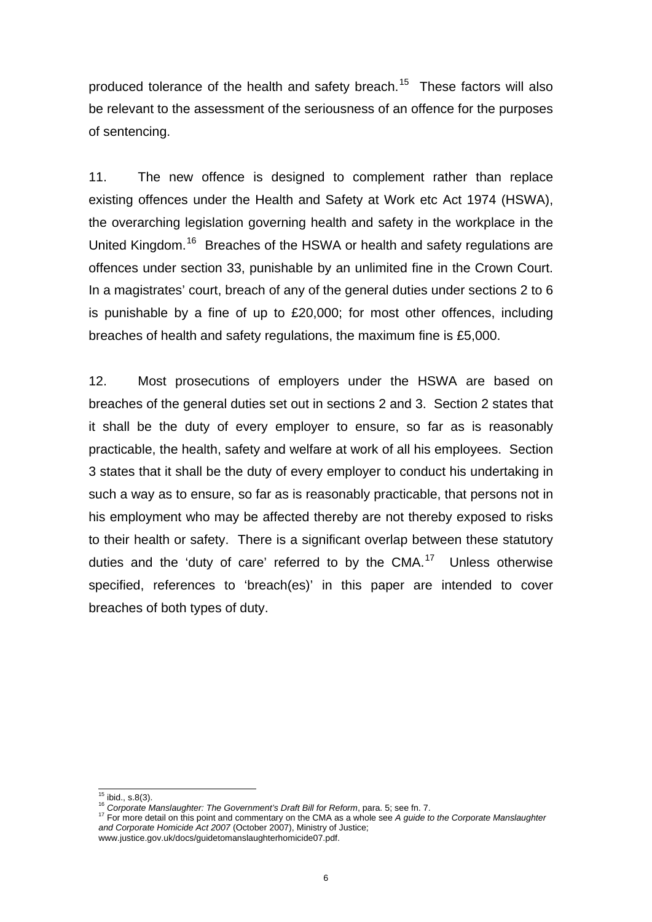produced tolerance of the health and safety breach.[15] These factors will also be relevant to the assessment of the seriousness of an offence for the purposes of sentencing.

11. The new offence is designed to complement rather than replace existing offences under the Health and Safety at Work etc Act 1974 (HSWA), the overarching legislation governing health and safety in the workplace in the United Kingdom.[16] Breaches of the HSWA or health and safety regulations are offences under section 33, punishable by an unlimited fine in the Crown Court. In a magistrates' court, breach of any of the general duties under sections 2 to 6 is punishable by a fine of up to £20,000; for most other offences, including breaches of health and safety regulations, the maximum fine is £5,000.

12. Most prosecutions of employers under the HSWA are based on breaches of the general duties set out in sections 2 and 3. Section 2 states that it shall be the duty of every employer to ensure, so far as is reasonably practicable, the health, safety and welfare at work of all his employees. Section 3 states that it shall be the duty of every employer to conduct his undertaking in such a way as to ensure, so far as is reasonably practicable, that persons not in his employment who may be affected thereby are not thereby exposed to risks to their health or safety. There is a significant overlap between these statutory duties and the 'duty of care' referred to by the CMA.[17] Unless otherwise specified, references to 'breach(es)' in this paper are intended to cover breaches of both types of duty.

[15] ibid., s.8(3).

[16] *Corporate Manslaughter: The Government's Draft Bill for Reform*, para. 5; see fn. 7.

[17] For more detail on this point and commentary on the CMA as a whole see *A guide to the Corporate Manslaughter and Corporate Homicide Act 2007* (October 2007), Ministry of Justice; www.justice.gov.uk/docs/guidetomanslaughterhomicide07.pdf.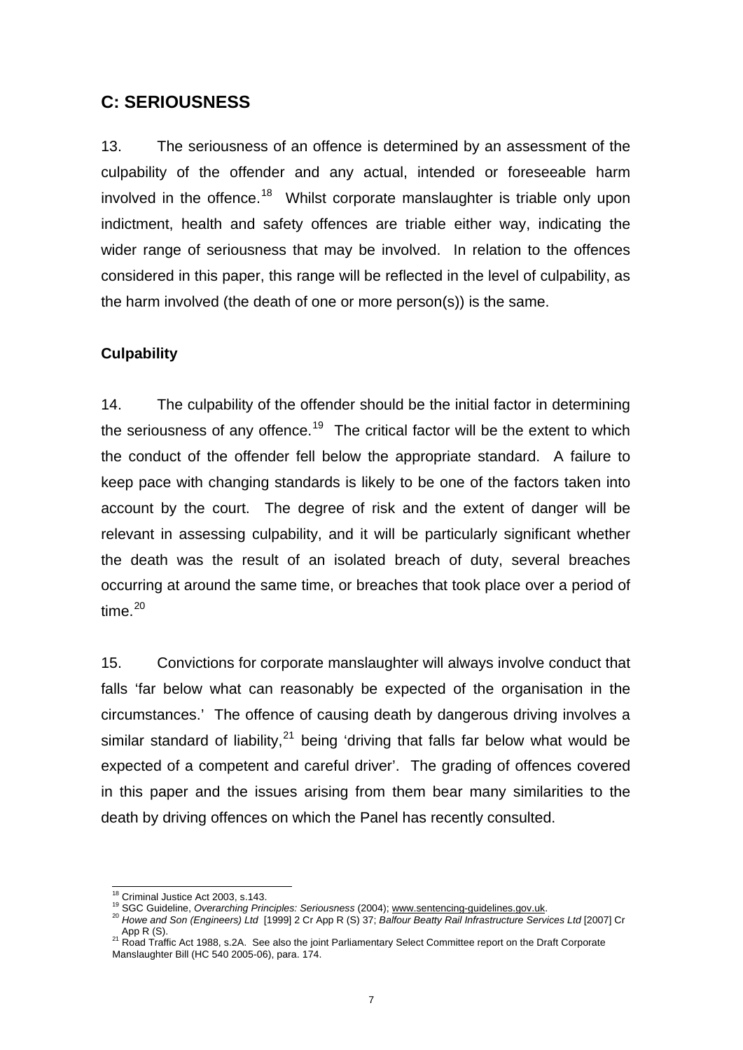## C: SERIOUSNESS

13. The seriousness of an offence is determined by an assessment of the culpability of the offender and any actual, intended or foreseeable harm involved in the offence.[18] Whilst corporate manslaughter is triable only upon indictment, health and safety offences are triable either way, indicating the wider range of seriousness that may be involved. In relation to the offences considered in this paper, this range will be reflected in the level of culpability, as the harm involved (the death of one or more person(s)) is the same.

### Culpability

14. The culpability of the offender should be the initial factor in determining the seriousness of any offence.[19] The critical factor will be the extent to which the conduct of the offender fell below the appropriate standard. A failure to keep pace with changing standards is likely to be one of the factors taken into account by the court. The degree of risk and the extent of danger will be relevant in assessing culpability, and it will be particularly significant whether the death was the result of an isolated breach of duty, several breaches occurring at around the same time, or breaches that took place over a period of time.[20]

15. Convictions for corporate manslaughter will always involve conduct that falls 'far below what can reasonably be expected of the organisation in the circumstances.' The offence of causing death by dangerous driving involves a similar standard of liability,[21] being 'driving that falls far below what would be expected of a competent and careful driver'. The grading of offences covered in this paper and the issues arising from them bear many similarities to the death by driving offences on which the Panel has recently consulted.

---

[18] Criminal Justice Act 2003, s.143.

[19] SGC Guideline, *Overarching Principles: Seriousness* (2004); www.sentencing-guidelines.gov.uk.

[20] *Howe and Son (Engineers) Ltd* [1999] 2 Cr App R (S) 37; *Balfour Beatty Rail Infrastructure Services Ltd* [2007] Cr App R (S).

[21] Road Traffic Act 1988, s.2A. See also the joint Parliamentary Select Committee report on the Draft Corporate Manslaughter Bill (HC 540 2005-06), para. 174.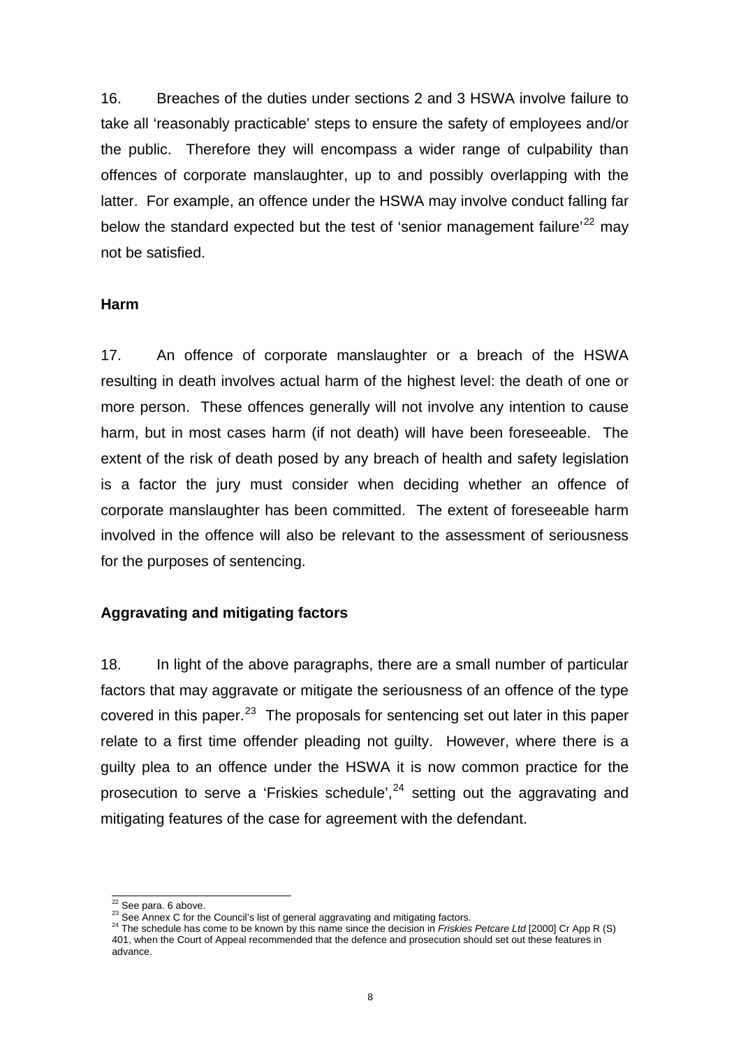16. Breaches of the duties under sections 2 and 3 HSWA involve failure to take all 'reasonably practicable' steps to ensure the safety of employees and/or the public. Therefore they will encompass a wider range of culpability than offences of corporate manslaughter, up to and possibly overlapping with the latter. For example, an offence under the HSWA may involve conduct falling far below the standard expected but the test of 'senior management failure'[22] may not be satisfied.

### Harm

17. An offence of corporate manslaughter or a breach of the HSWA resulting in death involves actual harm of the highest level: the death of one or more person. These offences generally will not involve any intention to cause harm, but in most cases harm (if not death) will have been foreseeable. The extent of the risk of death posed by any breach of health and safety legislation is a factor the jury must consider when deciding whether an offence of corporate manslaughter has been committed. The extent of foreseeable harm involved in the offence will also be relevant to the assessment of seriousness for the purposes of sentencing.

### Aggravating and mitigating factors

18. In light of the above paragraphs, there are a small number of particular factors that may aggravate or mitigate the seriousness of an offence of the type covered in this paper.[23] The proposals for sentencing set out later in this paper relate to a first time offender pleading not guilty. However, where there is a guilty plea to an offence under the HSWA it is now common practice for the prosecution to serve a 'Friskies schedule',[24] setting out the aggravating and mitigating features of the case for agreement with the defendant.

---

[22] See para. 6 above.

[23] See Annex C for the Council's list of general aggravating and mitigating factors.

[24] The schedule has come to be known by this name since the decision in *Friskies Petcare Ltd* [2000] Cr App R (S) 401, when the Court of Appeal recommended that the defence and prosecution should set out these features in advance.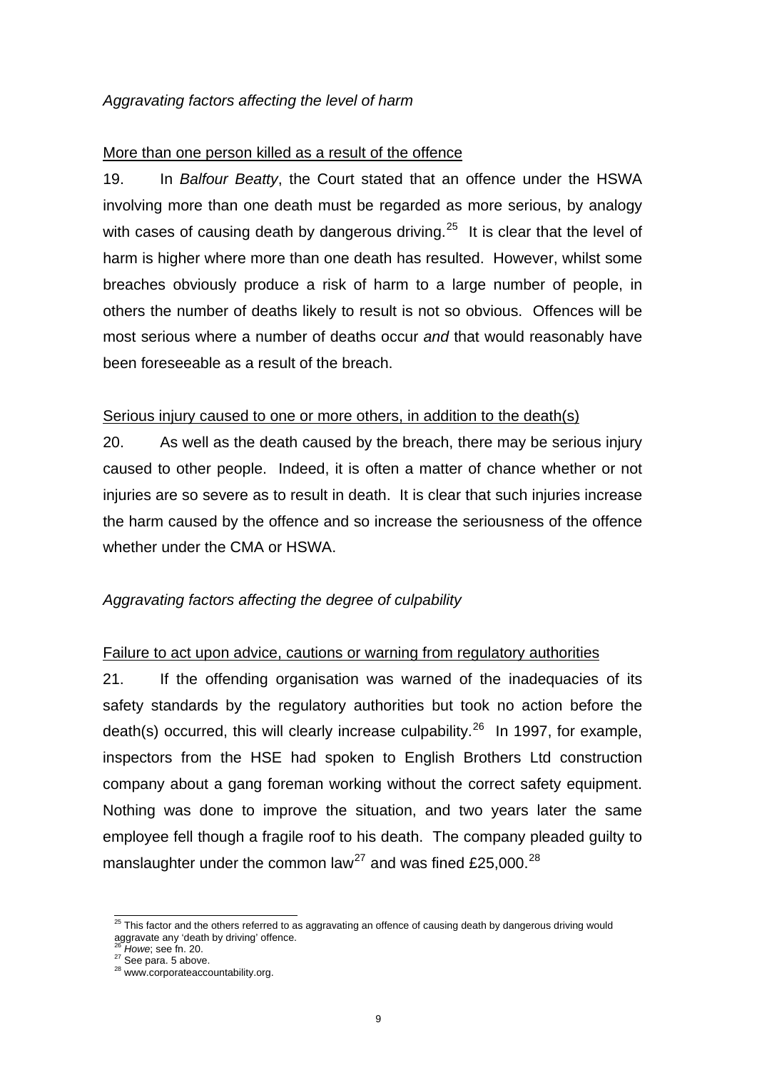*Aggravating factors affecting the level of harm*

More than one person killed as a result of the offence

19. In *Balfour Beatty*, the Court stated that an offence under the HSWA involving more than one death must be regarded as more serious, by analogy with cases of causing death by dangerous driving.[25] It is clear that the level of harm is higher where more than one death has resulted. However, whilst some breaches obviously produce a risk of harm to a large number of people, in others the number of deaths likely to result is not so obvious. Offences will be most serious where a number of deaths occur *and* that would reasonably have been foreseeable as a result of the breach.

Serious injury caused to one or more others, in addition to the death(s)

20. As well as the death caused by the breach, there may be serious injury caused to other people. Indeed, it is often a matter of chance whether or not injuries are so severe as to result in death. It is clear that such injuries increase the harm caused by the offence and so increase the seriousness of the offence whether under the CMA or HSWA.

*Aggravating factors affecting the degree of culpability*

Failure to act upon advice, cautions or warning from regulatory authorities

21. If the offending organisation was warned of the inadequacies of its safety standards by the regulatory authorities but took no action before the death(s) occurred, this will clearly increase culpability.[26] In 1997, for example, inspectors from the HSE had spoken to English Brothers Ltd construction company about a gang foreman working without the correct safety equipment. Nothing was done to improve the situation, and two years later the same employee fell though a fragile roof to his death. The company pleaded guilty to manslaughter under the common law[27] and was fined £25,000.[28]

---

[25] This factor and the others referred to as aggravating an offence of causing death by dangerous driving would aggravate any 'death by driving' offence.
[26] *Howe*; see fn. 20.
[27] See para. 5 above.
[28] www.corporateaccountability.org.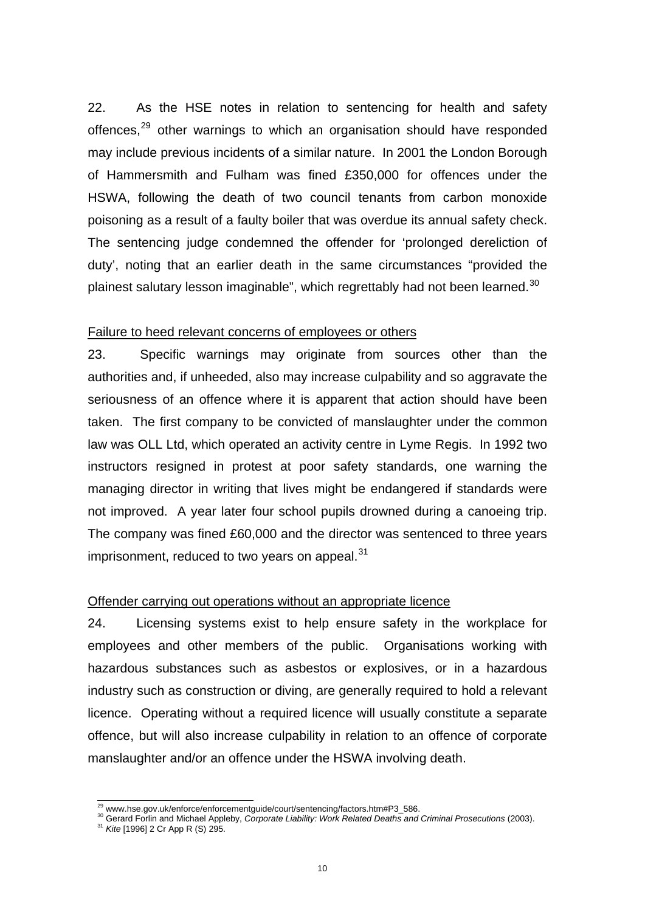22. As the HSE notes in relation to sentencing for health and safety offences,[29] other warnings to which an organisation should have responded may include previous incidents of a similar nature. In 2001 the London Borough of Hammersmith and Fulham was fined £350,000 for offences under the HSWA, following the death of two council tenants from carbon monoxide poisoning as a result of a faulty boiler that was overdue its annual safety check. The sentencing judge condemned the offender for 'prolonged dereliction of duty', noting that an earlier death in the same circumstances "provided the plainest salutary lesson imaginable", which regrettably had not been learned.[30]

<u>Failure to heed relevant concerns of employees or others</u>

23. Specific warnings may originate from sources other than the authorities and, if unheeded, also may increase culpability and so aggravate the seriousness of an offence where it is apparent that action should have been taken. The first company to be convicted of manslaughter under the common law was OLL Ltd, which operated an activity centre in Lyme Regis. In 1992 two instructors resigned in protest at poor safety standards, one warning the managing director in writing that lives might be endangered if standards were not improved. A year later four school pupils drowned during a canoeing trip. The company was fined £60,000 and the director was sentenced to three years imprisonment, reduced to two years on appeal.[31]

<u>Offender carrying out operations without an appropriate licence</u>

24. Licensing systems exist to help ensure safety in the workplace for employees and other members of the public. Organisations working with hazardous substances such as asbestos or explosives, or in a hazardous industry such as construction or diving, are generally required to hold a relevant licence. Operating without a required licence will usually constitute a separate offence, but will also increase culpability in relation to an offence of corporate manslaughter and/or an offence under the HSWA involving death.

---

[29] www.hse.gov.uk/enforce/enforcementguide/court/sentencing/factors.htm#P3_586.

[30] Gerard Forlin and Michael Appleby, *Corporate Liability: Work Related Deaths and Criminal Prosecutions* (2003).

[31] *Kite* [1996] 2 Cr App R (S) 295.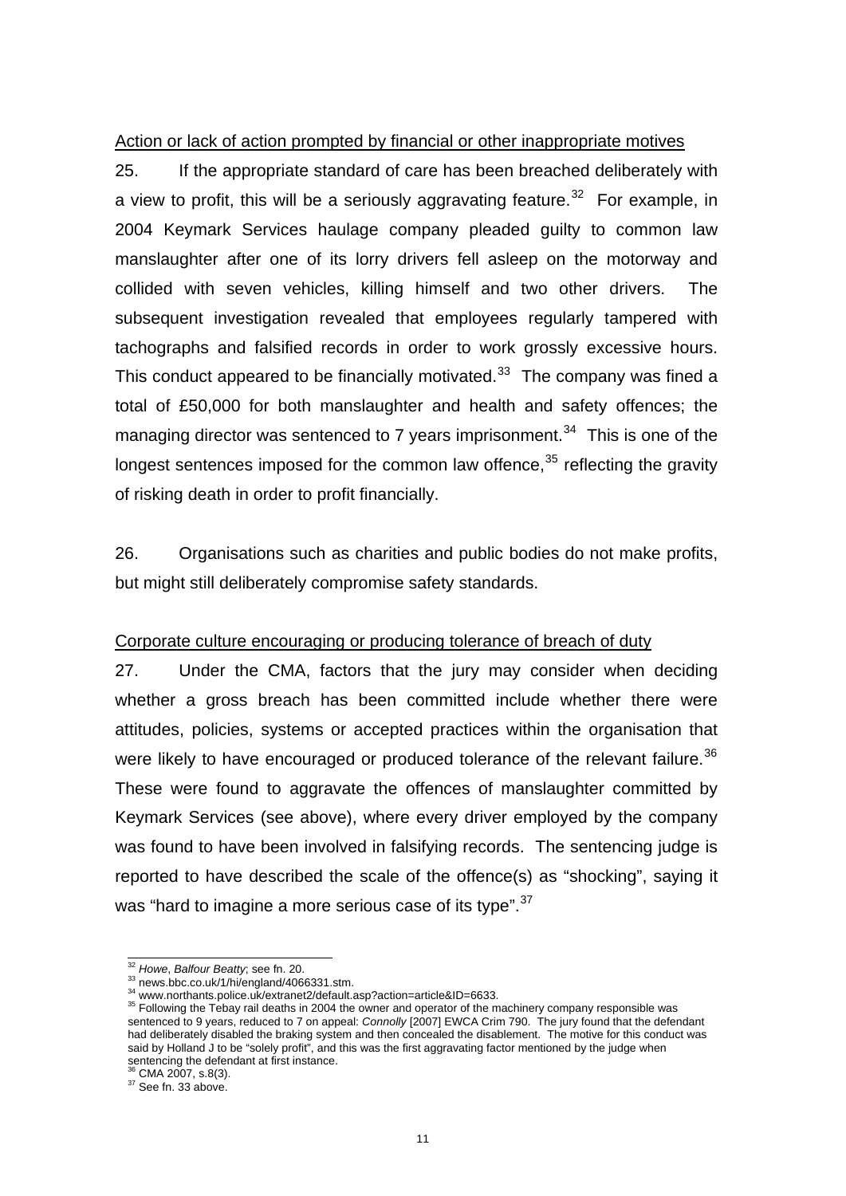Action or lack of action prompted by financial or other inappropriate motives

25. If the appropriate standard of care has been breached deliberately with a view to profit, this will be a seriously aggravating feature.[32] For example, in 2004 Keymark Services haulage company pleaded guilty to common law manslaughter after one of its lorry drivers fell asleep on the motorway and collided with seven vehicles, killing himself and two other drivers. The subsequent investigation revealed that employees regularly tampered with tachographs and falsified records in order to work grossly excessive hours. This conduct appeared to be financially motivated.[33] The company was fined a total of £50,000 for both manslaughter and health and safety offences; the managing director was sentenced to 7 years imprisonment.[34] This is one of the longest sentences imposed for the common law offence,[35] reflecting the gravity of risking death in order to profit financially.

26. Organisations such as charities and public bodies do not make profits, but might still deliberately compromise safety standards.

Corporate culture encouraging or producing tolerance of breach of duty

27. Under the CMA, factors that the jury may consider when deciding whether a gross breach has been committed include whether there were attitudes, policies, systems or accepted practices within the organisation that were likely to have encouraged or produced tolerance of the relevant failure.[36] These were found to aggravate the offences of manslaughter committed by Keymark Services (see above), where every driver employed by the company was found to have been involved in falsifying records. The sentencing judge is reported to have described the scale of the offence(s) as "shocking", saying it was "hard to imagine a more serious case of its type".[37]

---

[32] *Howe*, *Balfour Beatty*; see fn. 20.

[33] news.bbc.co.uk/1/hi/england/4066331.stm.

[34] www.northants.police.uk/extranet2/default.asp?action=article&ID=6633.

[35] Following the Tebay rail deaths in 2004 the owner and operator of the machinery company responsible was sentenced to 9 years, reduced to 7 on appeal: *Connolly* [2007] EWCA Crim 790. The jury found that the defendant had deliberately disabled the braking system and then concealed the disablement. The motive for this conduct was said by Holland J to be "solely profit", and this was the first aggravating factor mentioned by the judge when sentencing the defendant at first instance.

[36] CMA 2007, s.8(3).

[37] See fn. 33 above.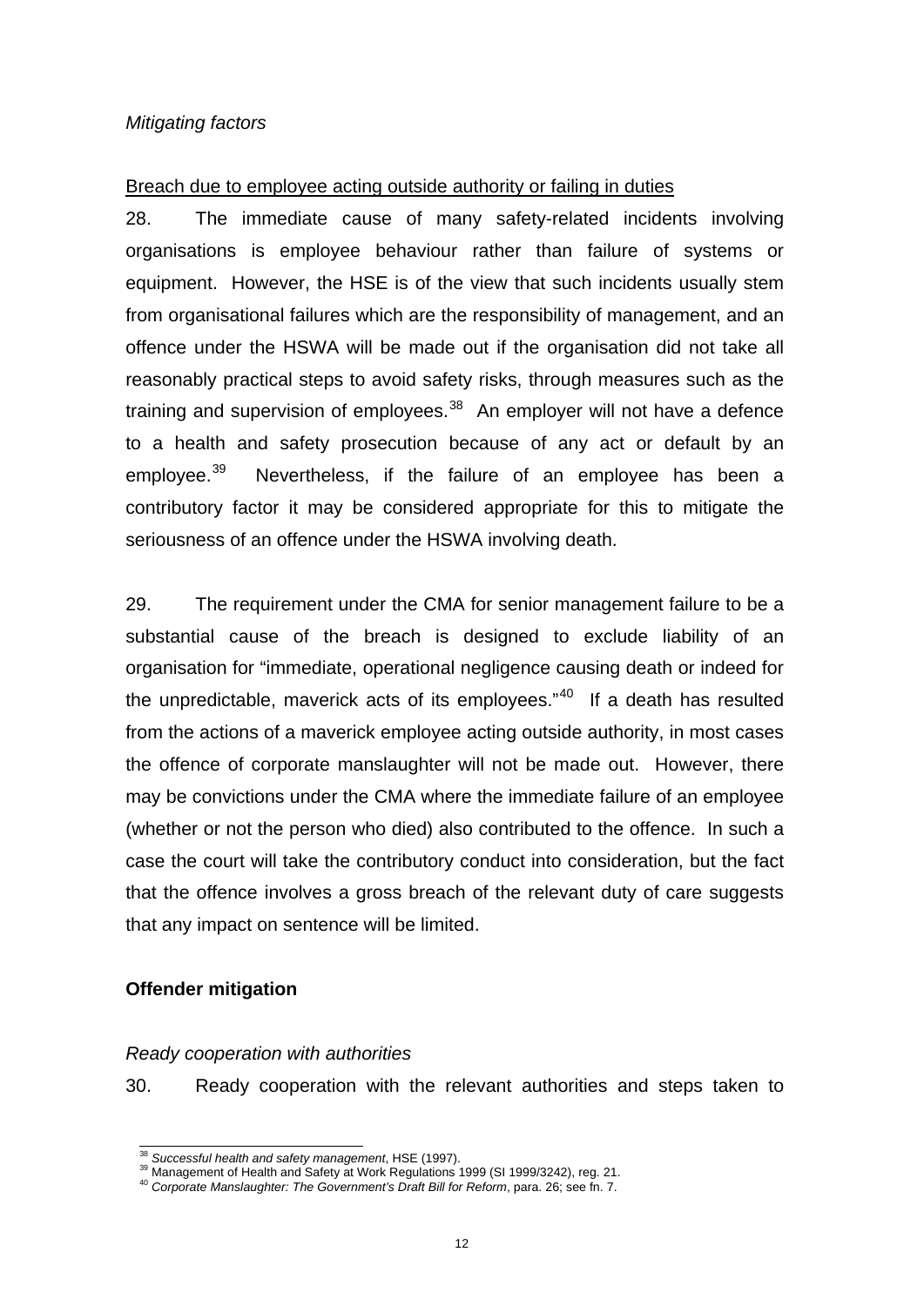*Mitigating factors*

Breach due to employee acting outside authority or failing in duties

28. The immediate cause of many safety-related incidents involving organisations is employee behaviour rather than failure of systems or equipment. However, the HSE is of the view that such incidents usually stem from organisational failures which are the responsibility of management, and an offence under the HSWA will be made out if the organisation did not take all reasonably practical steps to avoid safety risks, through measures such as the training and supervision of employees.[38] An employer will not have a defence to a health and safety prosecution because of any act or default by an employee.[39] Nevertheless, if the failure of an employee has been a contributory factor it may be considered appropriate for this to mitigate the seriousness of an offence under the HSWA involving death.

29. The requirement under the CMA for senior management failure to be a substantial cause of the breach is designed to exclude liability of an organisation for "immediate, operational negligence causing death or indeed for the unpredictable, maverick acts of its employees."[40] If a death has resulted from the actions of a maverick employee acting outside authority, in most cases the offence of corporate manslaughter will not be made out. However, there may be convictions under the CMA where the immediate failure of an employee (whether or not the person who died) also contributed to the offence. In such a case the court will take the contributory conduct into consideration, but the fact that the offence involves a gross breach of the relevant duty of care suggests that any impact on sentence will be limited.

**Offender mitigation**

*Ready cooperation with authorities*

30. Ready cooperation with the relevant authorities and steps taken to

---

[38] *Successful health and safety management*, HSE (1997).

[39] Management of Health and Safety at Work Regulations 1999 (SI 1999/3242), reg. 21.

[40] *Corporate Manslaughter: The Government's Draft Bill for Reform*, para. 26; see fn. 7.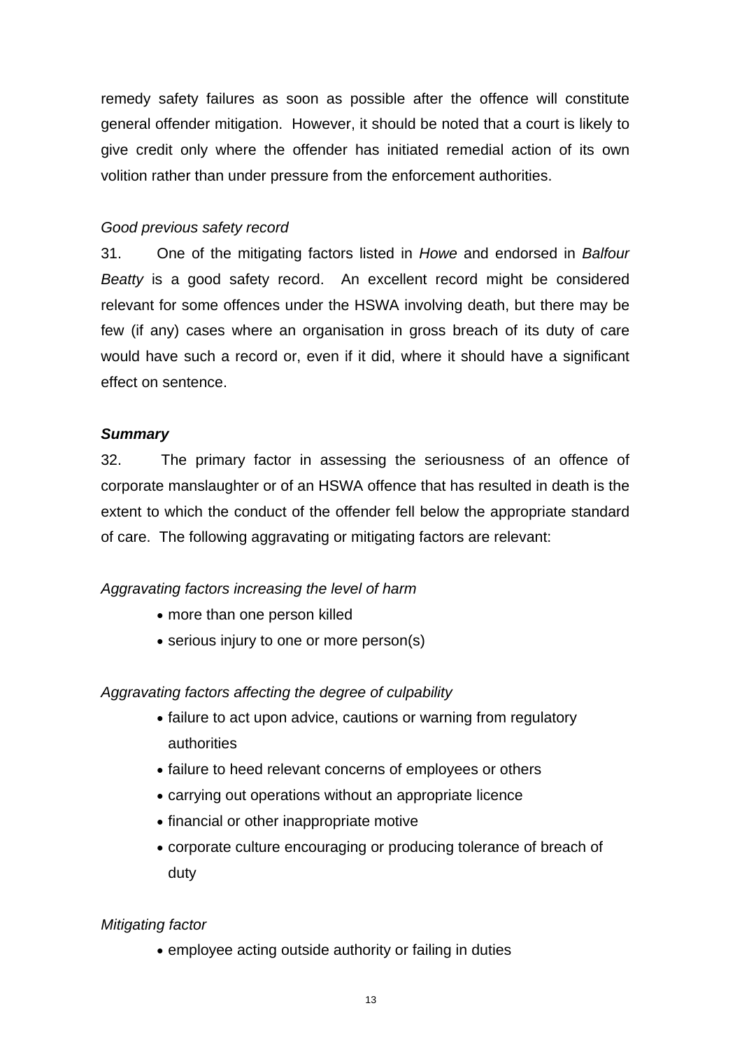remedy safety failures as soon as possible after the offence will constitute general offender mitigation. However, it should be noted that a court is likely to give credit only where the offender has initiated remedial action of its own volition rather than under pressure from the enforcement authorities.

*Good previous safety record*

31. One of the mitigating factors listed in *Howe* and endorsed in *Balfour Beatty* is a good safety record. An excellent record might be considered relevant for some offences under the HSWA involving death, but there may be few (if any) cases where an organisation in gross breach of its duty of care would have such a record or, even if it did, where it should have a significant effect on sentence.

***Summary***

32. The primary factor in assessing the seriousness of an offence of corporate manslaughter or of an HSWA offence that has resulted in death is the extent to which the conduct of the offender fell below the appropriate standard of care. The following aggravating or mitigating factors are relevant:

*Aggravating factors increasing the level of harm*

- more than one person killed
- serious injury to one or more person(s)

*Aggravating factors affecting the degree of culpability*

- failure to act upon advice, cautions or warning from regulatory authorities
- failure to heed relevant concerns of employees or others
- carrying out operations without an appropriate licence
- financial or other inappropriate motive
- corporate culture encouraging or producing tolerance of breach of duty

*Mitigating factor*

- employee acting outside authority or failing in duties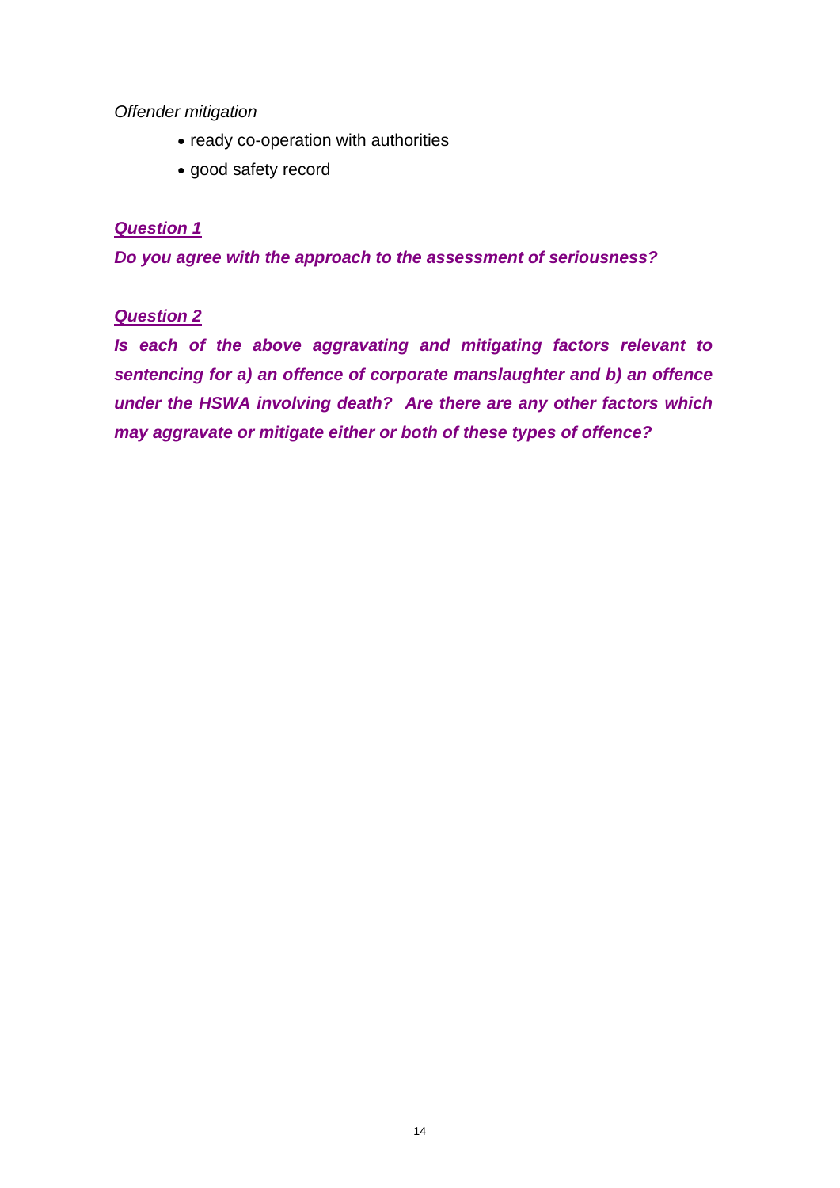*Offender mitigation*

- ready co-operation with authorities
- good safety record

***Question 1***

***Do you agree with the approach to the assessment of seriousness?***

***Question 2***

***Is each of the above aggravating and mitigating factors relevant to sentencing for a) an offence of corporate manslaughter and b) an offence under the HSWA involving death? Are there are any other factors which may aggravate or mitigate either or both of these types of offence?***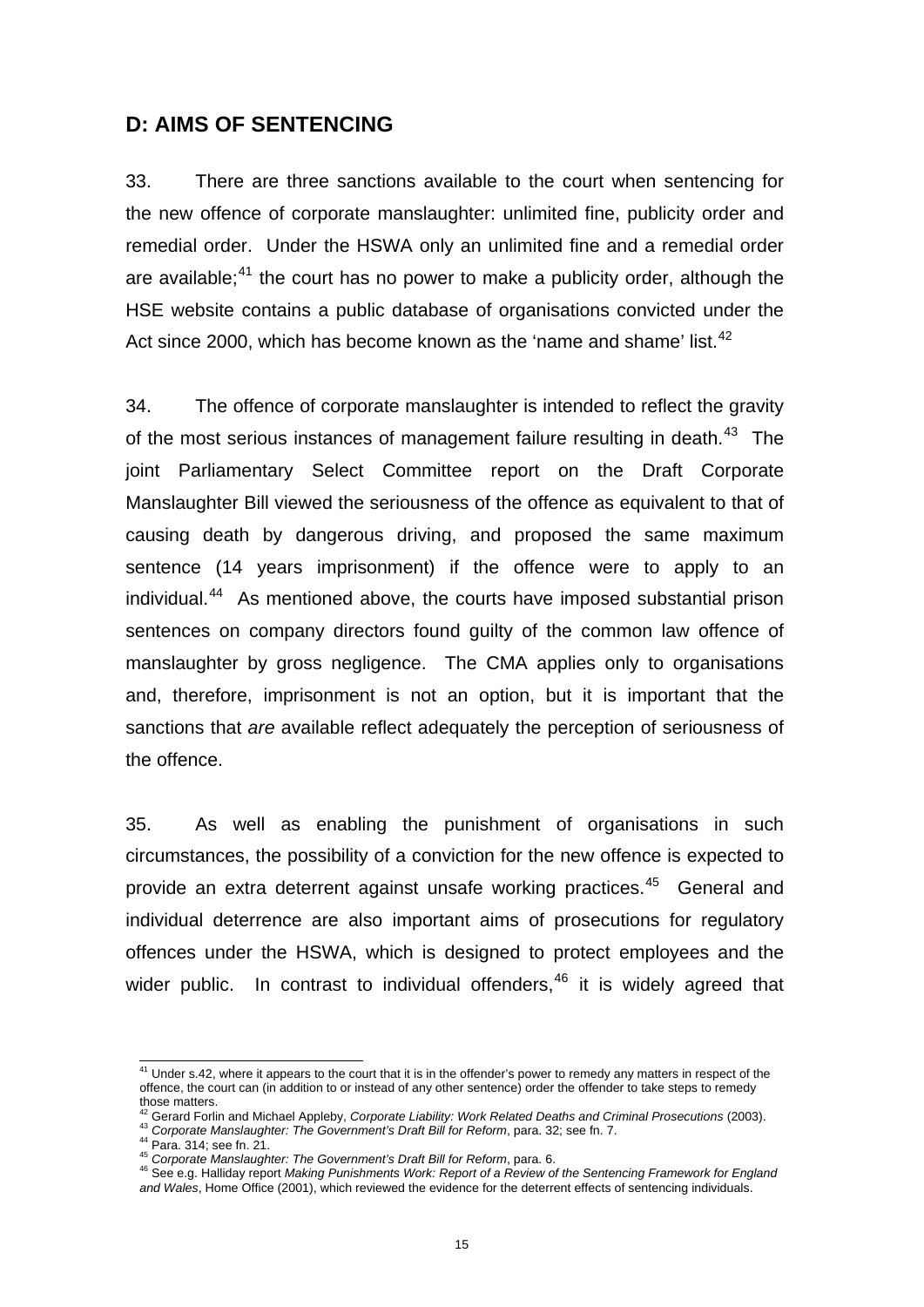## D: AIMS OF SENTENCING

33. There are three sanctions available to the court when sentencing for the new offence of corporate manslaughter: unlimited fine, publicity order and remedial order. Under the HSWA only an unlimited fine and a remedial order are available;[41] the court has no power to make a publicity order, although the HSE website contains a public database of organisations convicted under the Act since 2000, which has become known as the 'name and shame' list.[42]

34. The offence of corporate manslaughter is intended to reflect the gravity of the most serious instances of management failure resulting in death.[43] The joint Parliamentary Select Committee report on the Draft Corporate Manslaughter Bill viewed the seriousness of the offence as equivalent to that of causing death by dangerous driving, and proposed the same maximum sentence (14 years imprisonment) if the offence were to apply to an individual.[44] As mentioned above, the courts have imposed substantial prison sentences on company directors found guilty of the common law offence of manslaughter by gross negligence. The CMA applies only to organisations and, therefore, imprisonment is not an option, but it is important that the sanctions that *are* available reflect adequately the perception of seriousness of the offence.

35. As well as enabling the punishment of organisations in such circumstances, the possibility of a conviction for the new offence is expected to provide an extra deterrent against unsafe working practices.[45] General and individual deterrence are also important aims of prosecutions for regulatory offences under the HSWA, which is designed to protect employees and the wider public. In contrast to individual offenders,[46] it is widely agreed that

---

[41] Under s.42, where it appears to the court that it is in the offender's power to remedy any matters in respect of the offence, the court can (in addition to or instead of any other sentence) order the offender to take steps to remedy those matters.

[42] Gerard Forlin and Michael Appleby, *Corporate Liability: Work Related Deaths and Criminal Prosecutions* (2003).

[43] *Corporate Manslaughter: The Government's Draft Bill for Reform*, para. 32; see fn. 7.

[44] Para. 314; see fn. 21.

[45] *Corporate Manslaughter: The Government's Draft Bill for Reform*, para. 6.

[46] See e.g. Halliday report *Making Punishments Work: Report of a Review of the Sentencing Framework for England and Wales*, Home Office (2001), which reviewed the evidence for the deterrent effects of sentencing individuals.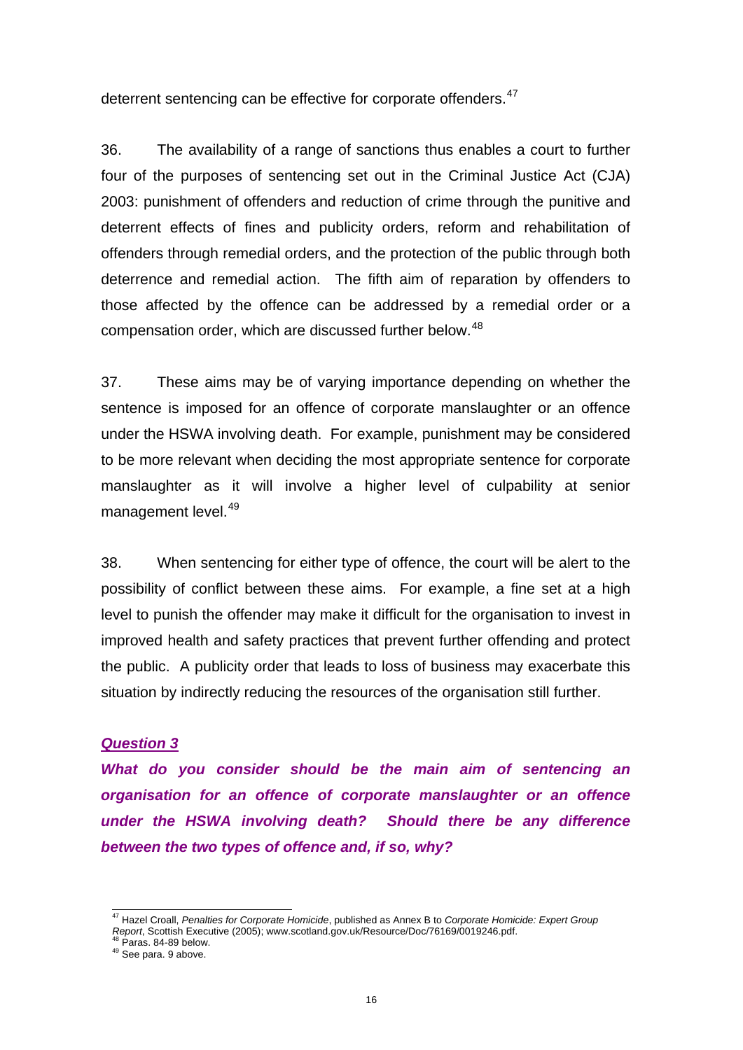deterrent sentencing can be effective for corporate offenders.[47]

36. The availability of a range of sanctions thus enables a court to further four of the purposes of sentencing set out in the Criminal Justice Act (CJA) 2003: punishment of offenders and reduction of crime through the punitive and deterrent effects of fines and publicity orders, reform and rehabilitation of offenders through remedial orders, and the protection of the public through both deterrence and remedial action. The fifth aim of reparation by offenders to those affected by the offence can be addressed by a remedial order or a compensation order, which are discussed further below.[48]

37. These aims may be of varying importance depending on whether the sentence is imposed for an offence of corporate manslaughter or an offence under the HSWA involving death. For example, punishment may be considered to be more relevant when deciding the most appropriate sentence for corporate manslaughter as it will involve a higher level of culpability at senior management level.[49]

38. When sentencing for either type of offence, the court will be alert to the possibility of conflict between these aims. For example, a fine set at a high level to punish the offender may make it difficult for the organisation to invest in improved health and safety practices that prevent further offending and protect the public. A publicity order that leads to loss of business may exacerbate this situation by indirectly reducing the resources of the organisation still further.

***<u>Question 3</u>***

***What do you consider should be the main aim of sentencing an organisation for an offence of corporate manslaughter or an offence under the HSWA involving death? Should there be any difference between the two types of offence and, if so, why?***

---

[47] Hazel Croall, *Penalties for Corporate Homicide*, published as Annex B to *Corporate Homicide: Expert Group Report*, Scottish Executive (2005); www.scotland.gov.uk/Resource/Doc/76169/0019246.pdf.

[48] Paras. 84-89 below.

[49] See para. 9 above.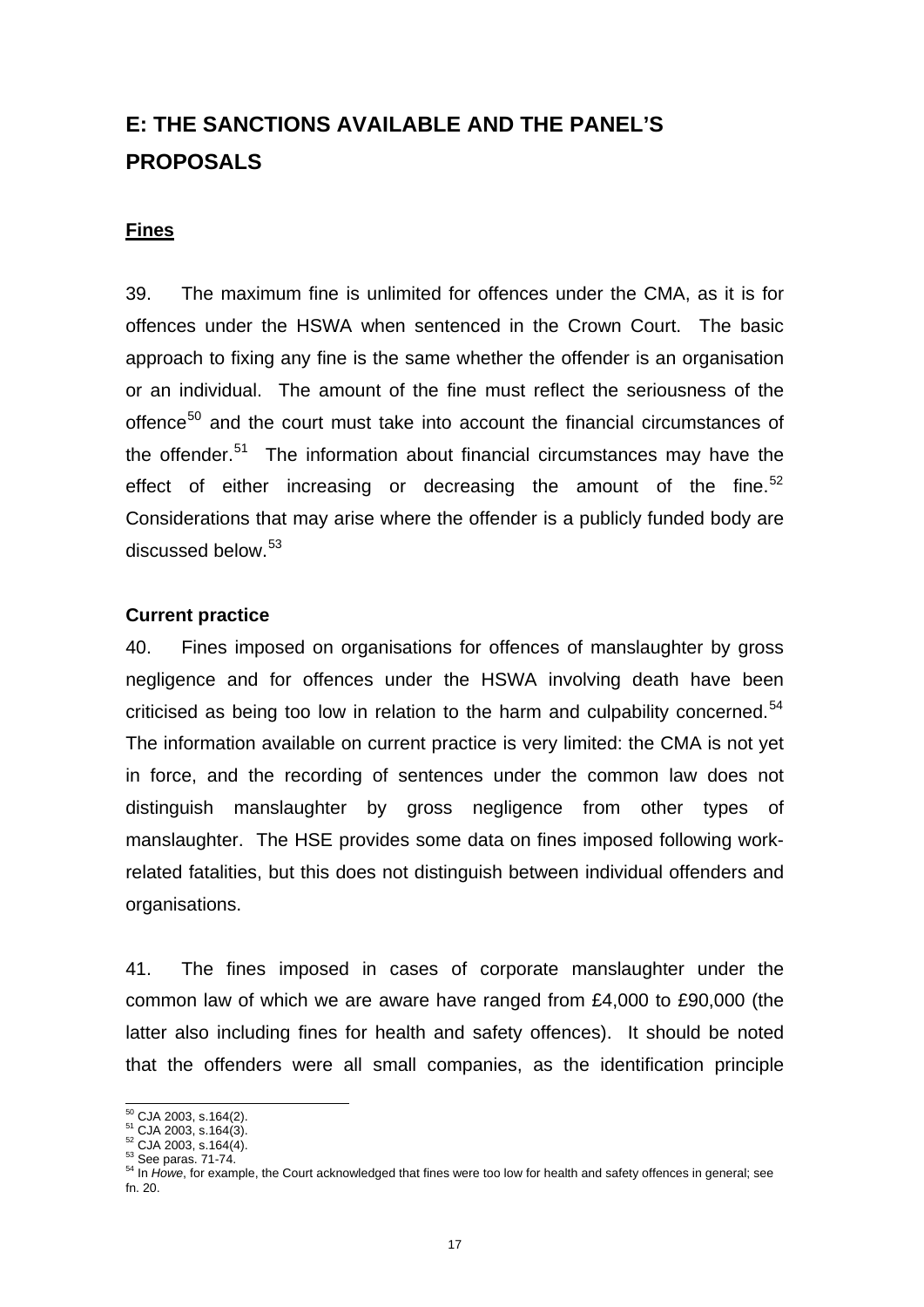# E: THE SANCTIONS AVAILABLE AND THE PANEL'S PROPOSALS

## Fines

39. The maximum fine is unlimited for offences under the CMA, as it is for offences under the HSWA when sentenced in the Crown Court. The basic approach to fixing any fine is the same whether the offender is an organisation or an individual. The amount of the fine must reflect the seriousness of the offence[50] and the court must take into account the financial circumstances of the offender.[51] The information about financial circumstances may have the effect of either increasing or decreasing the amount of the fine.[52] Considerations that may arise where the offender is a publicly funded body are discussed below.[53]

### Current practice

40. Fines imposed on organisations for offences of manslaughter by gross negligence and for offences under the HSWA involving death have been criticised as being too low in relation to the harm and culpability concerned.[54] The information available on current practice is very limited: the CMA is not yet in force, and the recording of sentences under the common law does not distinguish manslaughter by gross negligence from other types of manslaughter. The HSE provides some data on fines imposed following work-related fatalities, but this does not distinguish between individual offenders and organisations.

41. The fines imposed in cases of corporate manslaughter under the common law of which we are aware have ranged from £4,000 to £90,000 (the latter also including fines for health and safety offences). It should be noted that the offenders were all small companies, as the identification principle

---

[50] CJA 2003, s.164(2).
[51] CJA 2003, s.164(3).
[52] CJA 2003, s.164(4).
[53] See paras. 71-74.
[54] In *Howe*, for example, the Court acknowledged that fines were too low for health and safety offences in general; see fn. 20.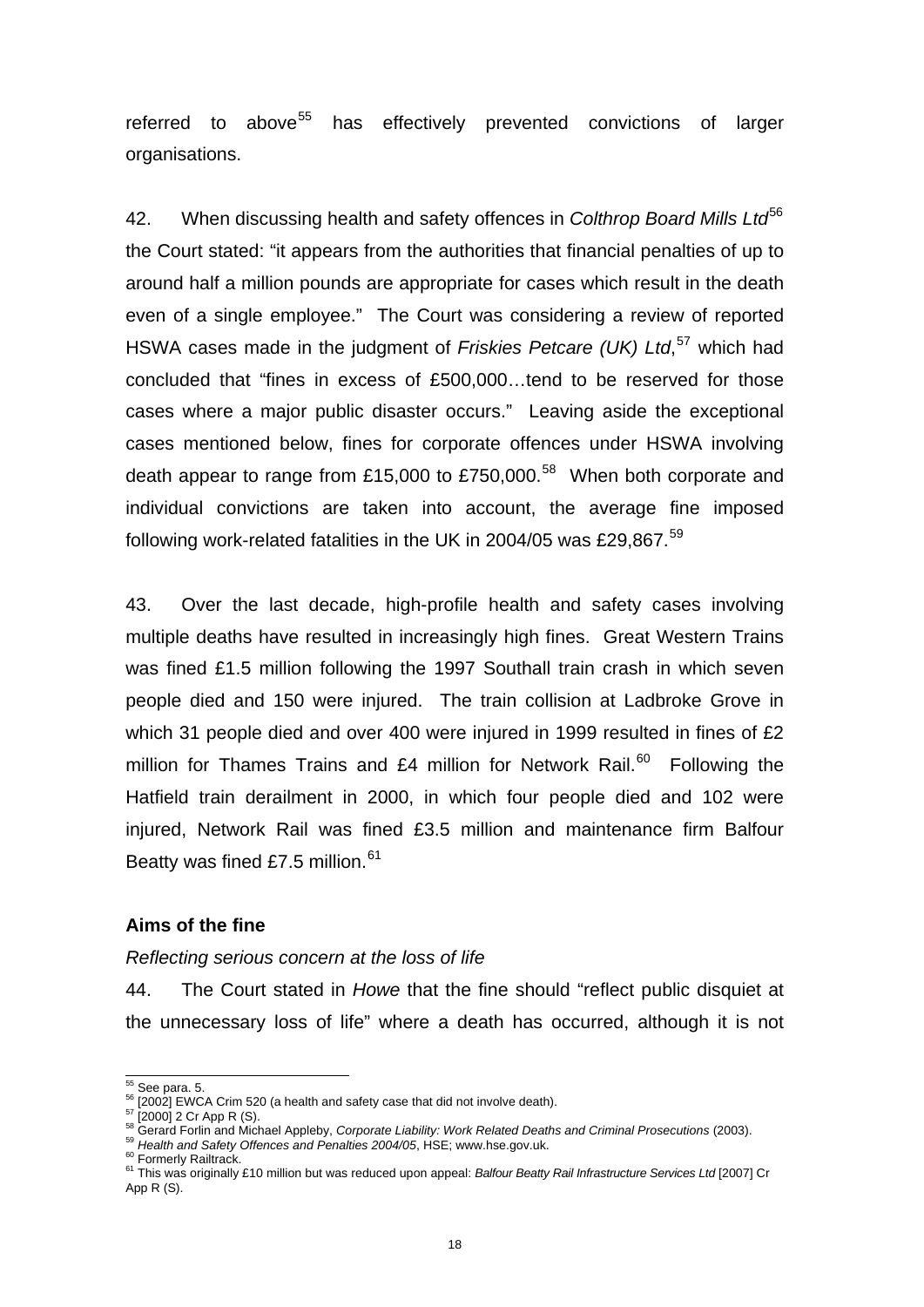referred to above[55] has effectively prevented convictions of larger organisations.

42. When discussing health and safety offences in *Colthrop Board Mills Ltd*[56] the Court stated: "it appears from the authorities that financial penalties of up to around half a million pounds are appropriate for cases which result in the death even of a single employee." The Court was considering a review of reported HSWA cases made in the judgment of *Friskies Petcare (UK) Ltd*,[57] which had concluded that "fines in excess of £500,000…tend to be reserved for those cases where a major public disaster occurs." Leaving aside the exceptional cases mentioned below, fines for corporate offences under HSWA involving death appear to range from £15,000 to £750,000.[58] When both corporate and individual convictions are taken into account, the average fine imposed following work-related fatalities in the UK in 2004/05 was £29,867.[59]

43. Over the last decade, high-profile health and safety cases involving multiple deaths have resulted in increasingly high fines. Great Western Trains was fined £1.5 million following the 1997 Southall train crash in which seven people died and 150 were injured. The train collision at Ladbroke Grove in which 31 people died and over 400 were injured in 1999 resulted in fines of £2 million for Thames Trains and £4 million for Network Rail.[60] Following the Hatfield train derailment in 2000, in which four people died and 102 were injured, Network Rail was fined £3.5 million and maintenance firm Balfour Beatty was fined £7.5 million.[61]

### Aims of the fine

*Reflecting serious concern at the loss of life*

44. The Court stated in *Howe* that the fine should "reflect public disquiet at the unnecessary loss of life" where a death has occurred, although it is not

---

[55] See para. 5.

[56] [2002] EWCA Crim 520 (a health and safety case that did not involve death).

[57] [2000] 2 Cr App R (S).

[58] Gerard Forlin and Michael Appleby, *Corporate Liability: Work Related Deaths and Criminal Prosecutions* (2003).

[59] *Health and Safety Offences and Penalties 2004/05*, HSE; www.hse.gov.uk.

[60] Formerly Railtrack.

[61] This was originally £10 million but was reduced upon appeal: *Balfour Beatty Rail Infrastructure Services Ltd* [2007] Cr App R (S).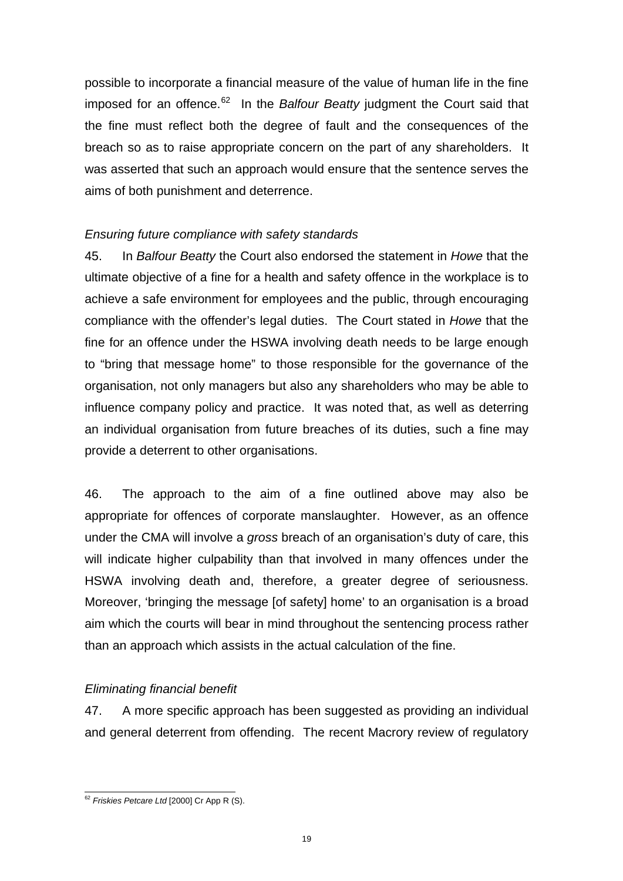possible to incorporate a financial measure of the value of human life in the fine imposed for an offence.[62] In the *Balfour Beatty* judgment the Court said that the fine must reflect both the degree of fault and the consequences of the breach so as to raise appropriate concern on the part of any shareholders. It was asserted that such an approach would ensure that the sentence serves the aims of both punishment and deterrence.

*Ensuring future compliance with safety standards*

45. In *Balfour Beatty* the Court also endorsed the statement in *Howe* that the ultimate objective of a fine for a health and safety offence in the workplace is to achieve a safe environment for employees and the public, through encouraging compliance with the offender's legal duties. The Court stated in *Howe* that the fine for an offence under the HSWA involving death needs to be large enough to "bring that message home" to those responsible for the governance of the organisation, not only managers but also any shareholders who may be able to influence company policy and practice. It was noted that, as well as deterring an individual organisation from future breaches of its duties, such a fine may provide a deterrent to other organisations.

46. The approach to the aim of a fine outlined above may also be appropriate for offences of corporate manslaughter. However, as an offence under the CMA will involve a *gross* breach of an organisation's duty of care, this will indicate higher culpability than that involved in many offences under the HSWA involving death and, therefore, a greater degree of seriousness. Moreover, 'bringing the message [of safety] home' to an organisation is a broad aim which the courts will bear in mind throughout the sentencing process rather than an approach which assists in the actual calculation of the fine.

*Eliminating financial benefit*

47. A more specific approach has been suggested as providing an individual and general deterrent from offending. The recent Macrory review of regulatory

[62] *Friskies Petcare Ltd* [2000] Cr App R (S).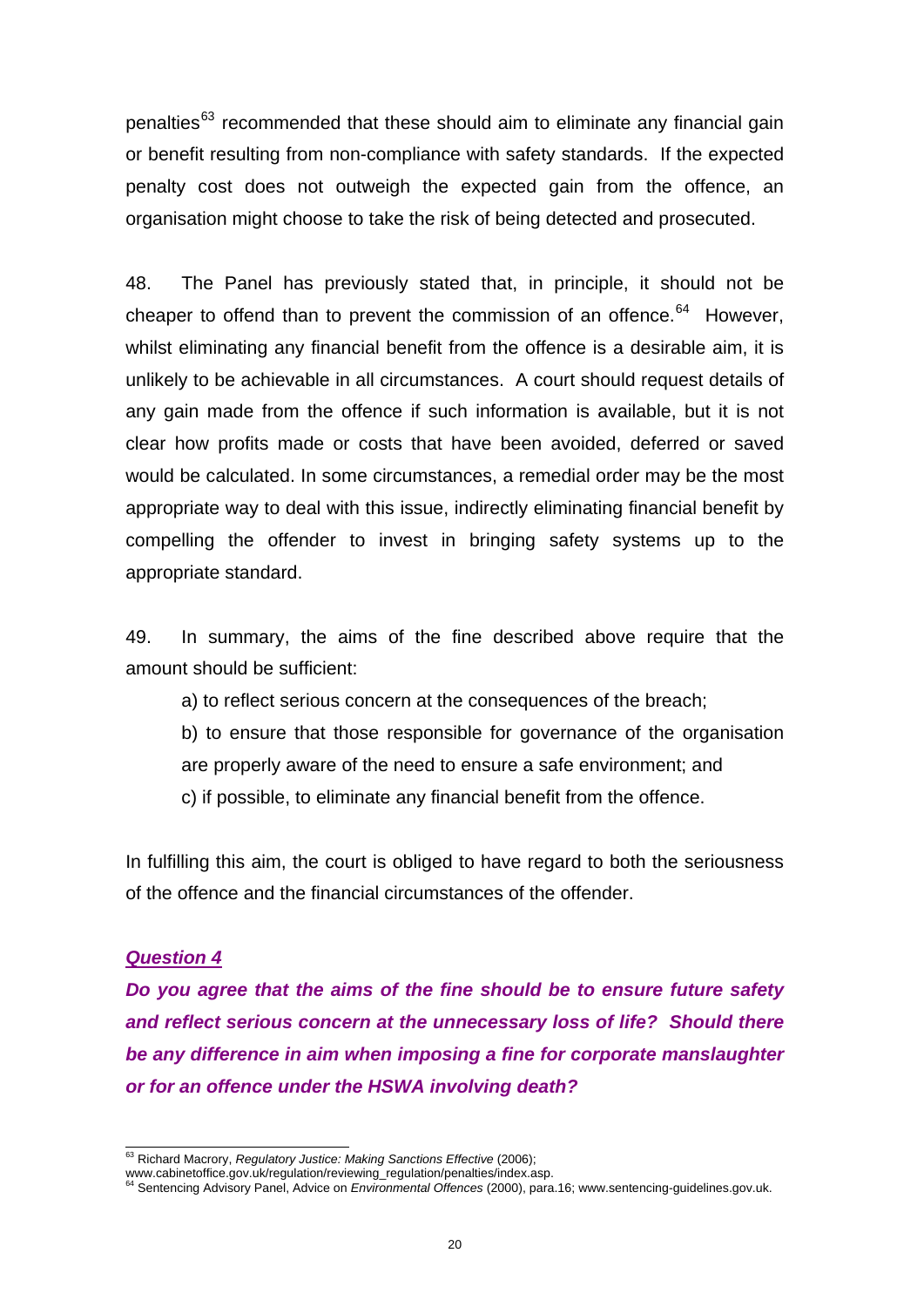penalties[63] recommended that these should aim to eliminate any financial gain or benefit resulting from non-compliance with safety standards. If the expected penalty cost does not outweigh the expected gain from the offence, an organisation might choose to take the risk of being detected and prosecuted.

48. The Panel has previously stated that, in principle, it should not be cheaper to offend than to prevent the commission of an offence.[64] However, whilst eliminating any financial benefit from the offence is a desirable aim, it is unlikely to be achievable in all circumstances. A court should request details of any gain made from the offence if such information is available, but it is not clear how profits made or costs that have been avoided, deferred or saved would be calculated. In some circumstances, a remedial order may be the most appropriate way to deal with this issue, indirectly eliminating financial benefit by compelling the offender to invest in bringing safety systems up to the appropriate standard.

49. In summary, the aims of the fine described above require that the amount should be sufficient:

a) to reflect serious concern at the consequences of the breach;

b) to ensure that those responsible for governance of the organisation are properly aware of the need to ensure a safe environment; and

c) if possible, to eliminate any financial benefit from the offence.

In fulfilling this aim, the court is obliged to have regard to both the seriousness of the offence and the financial circumstances of the offender.

***Question 4***

***Do you agree that the aims of the fine should be to ensure future safety and reflect serious concern at the unnecessary loss of life? Should there be any difference in aim when imposing a fine for corporate manslaughter or for an offence under the HSWA involving death?***

---

[63] Richard Macrory, *Regulatory Justice: Making Sanctions Effective* (2006); www.cabinetoffice.gov.uk/regulation/reviewing_regulation/penalties/index.asp.

[64] Sentencing Advisory Panel, Advice on *Environmental Offences* (2000), para.16; www.sentencing-guidelines.gov.uk.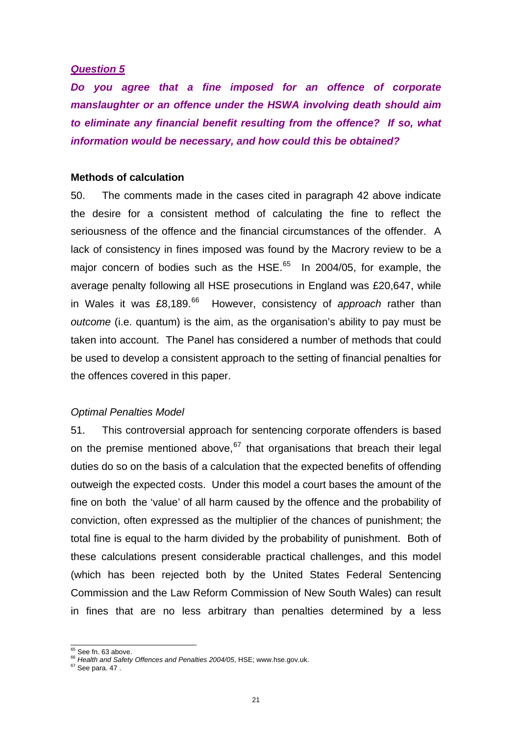***Question 5***

***Do you agree that a fine imposed for an offence of corporate manslaughter or an offence under the HSWA involving death should aim to eliminate any financial benefit resulting from the offence? If so, what information would be necessary, and how could this be obtained?***

**Methods of calculation**

50. The comments made in the cases cited in paragraph 42 above indicate the desire for a consistent method of calculating the fine to reflect the seriousness of the offence and the financial circumstances of the offender. A lack of consistency in fines imposed was found by the Macrory review to be a major concern of bodies such as the HSE.[65] In 2004/05, for example, the average penalty following all HSE prosecutions in England was £20,647, while in Wales it was £8,189.[66] However, consistency of *approach* rather than *outcome* (i.e. quantum) is the aim, as the organisation's ability to pay must be taken into account. The Panel has considered a number of methods that could be used to develop a consistent approach to the setting of financial penalties for the offences covered in this paper.

*Optimal Penalties Model*

51. This controversial approach for sentencing corporate offenders is based on the premise mentioned above,[67] that organisations that breach their legal duties do so on the basis of a calculation that the expected benefits of offending outweigh the expected costs. Under this model a court bases the amount of the fine on both the 'value' of all harm caused by the offence and the probability of conviction, often expressed as the multiplier of the chances of punishment; the total fine is equal to the harm divided by the probability of punishment. Both of these calculations present considerable practical challenges, and this model (which has been rejected both by the United States Federal Sentencing Commission and the Law Reform Commission of New South Wales) can result in fines that are no less arbitrary than penalties determined by a less

---

[65] See fn. 63 above.

[66] *Health and Safety Offences and Penalties 2004/05*, HSE; www.hse.gov.uk.

[67] See para. 47 .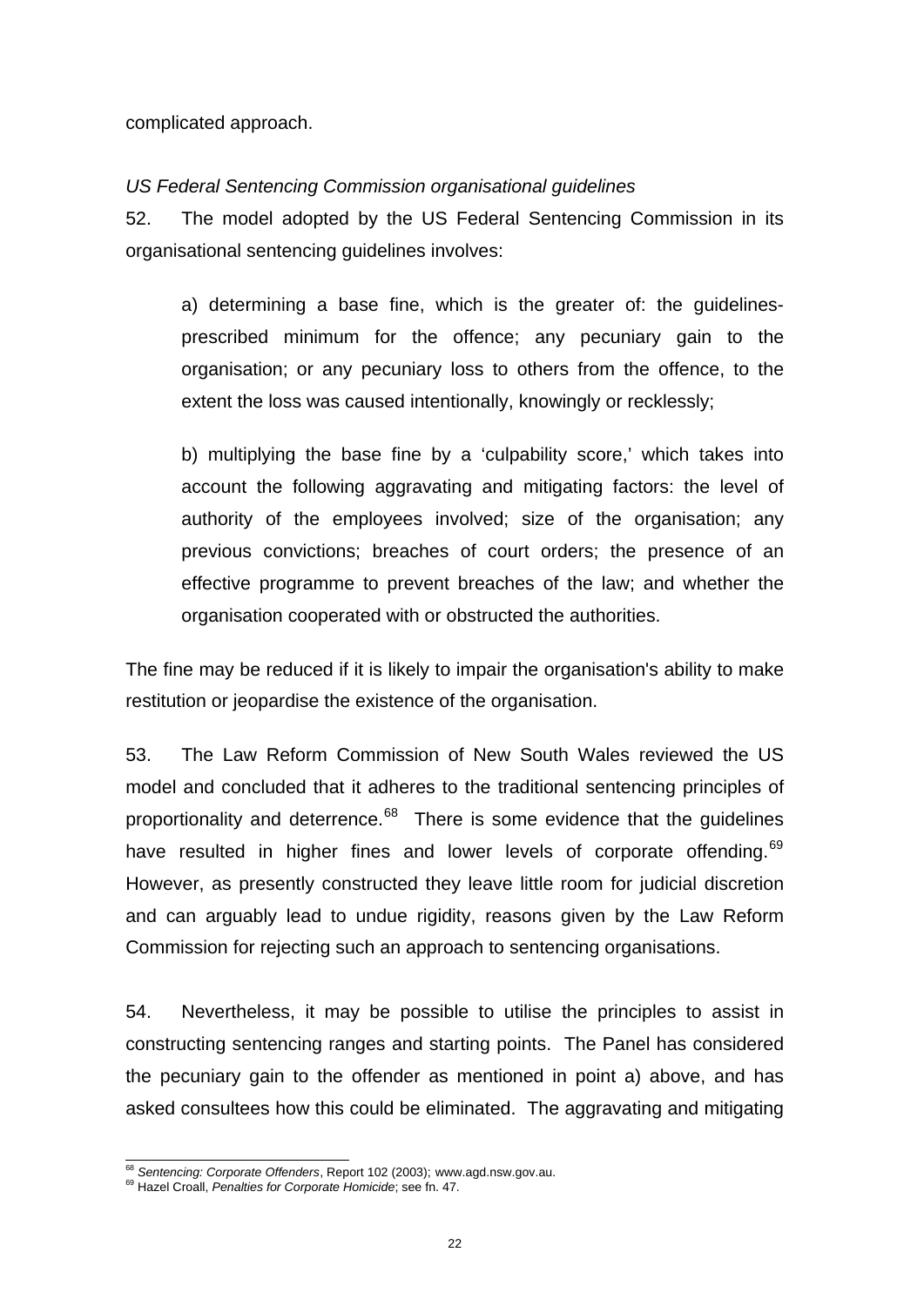complicated approach.

*US Federal Sentencing Commission organisational guidelines*

52. The model adopted by the US Federal Sentencing Commission in its organisational sentencing guidelines involves:

> a) determining a base fine, which is the greater of: the guidelines-prescribed minimum for the offence; any pecuniary gain to the organisation; or any pecuniary loss to others from the offence, to the extent the loss was caused intentionally, knowingly or recklessly;
>
> b) multiplying the base fine by a 'culpability score,' which takes into account the following aggravating and mitigating factors: the level of authority of the employees involved; size of the organisation; any previous convictions; breaches of court orders; the presence of an effective programme to prevent breaches of the law; and whether the organisation cooperated with or obstructed the authorities.

The fine may be reduced if it is likely to impair the organisation's ability to make restitution or jeopardise the existence of the organisation.

53. The Law Reform Commission of New South Wales reviewed the US model and concluded that it adheres to the traditional sentencing principles of proportionality and deterrence.[68] There is some evidence that the guidelines have resulted in higher fines and lower levels of corporate offending.[69] However, as presently constructed they leave little room for judicial discretion and can arguably lead to undue rigidity, reasons given by the Law Reform Commission for rejecting such an approach to sentencing organisations.

54. Nevertheless, it may be possible to utilise the principles to assist in constructing sentencing ranges and starting points. The Panel has considered the pecuniary gain to the offender as mentioned in point a) above, and has asked consultees how this could be eliminated. The aggravating and mitigating

---

[68] *Sentencing: Corporate Offenders*, Report 102 (2003); www.agd.nsw.gov.au.

[69] Hazel Croall, *Penalties for Corporate Homicide*; see fn. 47.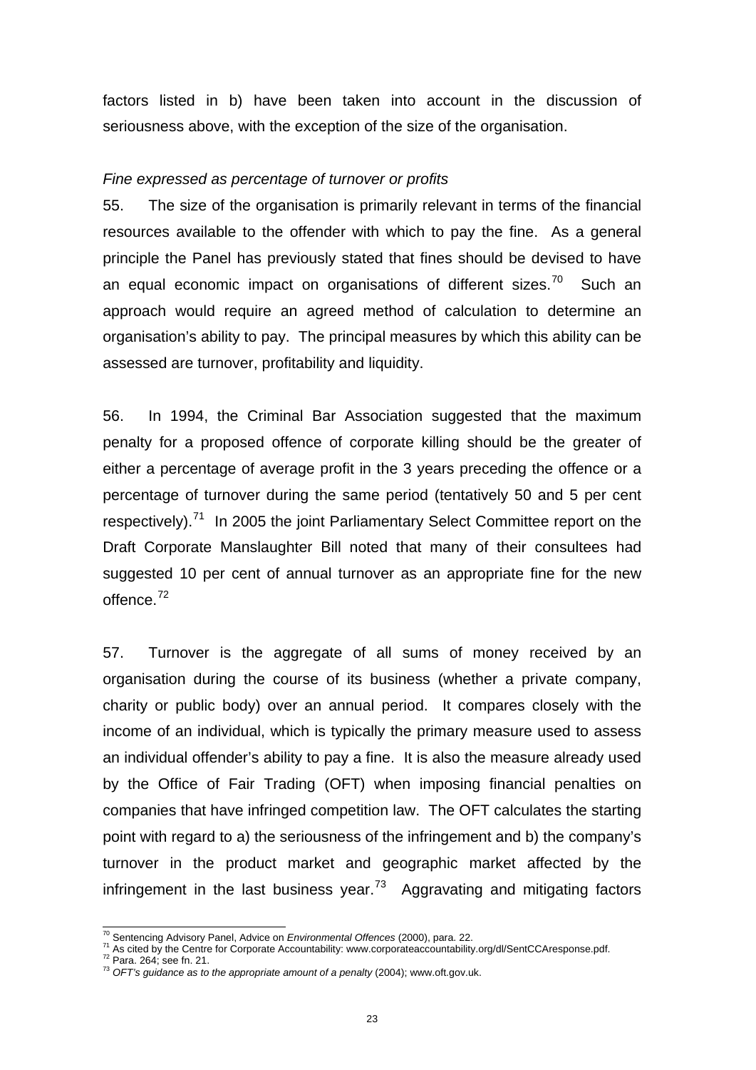factors listed in b) have been taken into account in the discussion of seriousness above, with the exception of the size of the organisation.

*Fine expressed as percentage of turnover or profits*

55. The size of the organisation is primarily relevant in terms of the financial resources available to the offender with which to pay the fine. As a general principle the Panel has previously stated that fines should be devised to have an equal economic impact on organisations of different sizes.[70] Such an approach would require an agreed method of calculation to determine an organisation's ability to pay. The principal measures by which this ability can be assessed are turnover, profitability and liquidity.

56. In 1994, the Criminal Bar Association suggested that the maximum penalty for a proposed offence of corporate killing should be the greater of either a percentage of average profit in the 3 years preceding the offence or a percentage of turnover during the same period (tentatively 50 and 5 per cent respectively).[71] In 2005 the joint Parliamentary Select Committee report on the Draft Corporate Manslaughter Bill noted that many of their consultees had suggested 10 per cent of annual turnover as an appropriate fine for the new offence.[72]

57. Turnover is the aggregate of all sums of money received by an organisation during the course of its business (whether a private company, charity or public body) over an annual period. It compares closely with the income of an individual, which is typically the primary measure used to assess an individual offender's ability to pay a fine. It is also the measure already used by the Office of Fair Trading (OFT) when imposing financial penalties on companies that have infringed competition law. The OFT calculates the starting point with regard to a) the seriousness of the infringement and b) the company's turnover in the product market and geographic market affected by the infringement in the last business year.[73] Aggravating and mitigating factors

---

[70] Sentencing Advisory Panel, Advice on *Environmental Offences* (2000), para. 22.
[71] As cited by the Centre for Corporate Accountability: www.corporateaccountability.org/dl/SentCCAresponse.pdf.
[72] Para. 264; see fn. 21.
[73] *OFT's guidance as to the appropriate amount of a penalty* (2004); www.oft.gov.uk.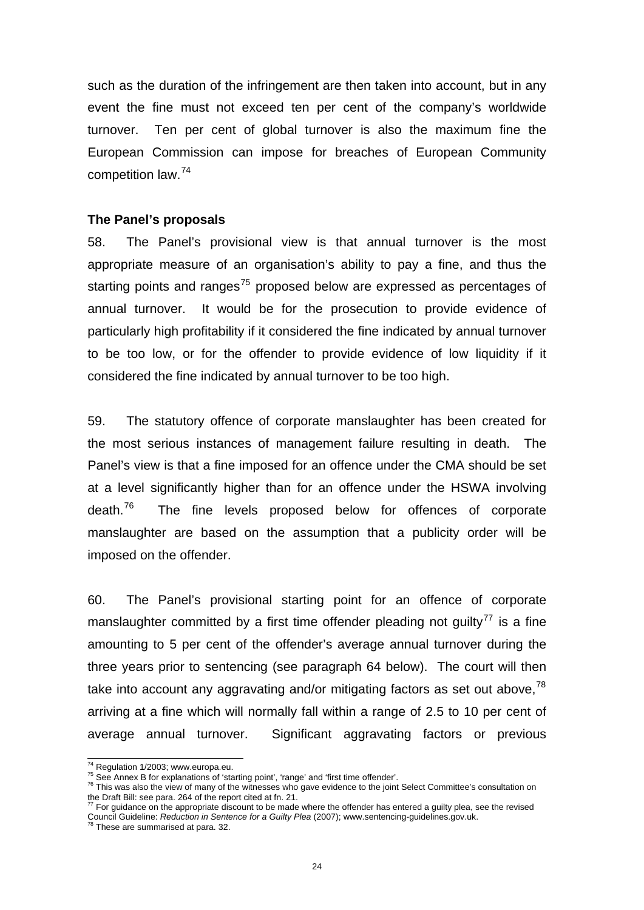such as the duration of the infringement are then taken into account, but in any event the fine must not exceed ten per cent of the company's worldwide turnover. Ten per cent of global turnover is also the maximum fine the European Commission can impose for breaches of European Community competition law.[74]

### The Panel's proposals

58. The Panel's provisional view is that annual turnover is the most appropriate measure of an organisation's ability to pay a fine, and thus the starting points and ranges[75] proposed below are expressed as percentages of annual turnover. It would be for the prosecution to provide evidence of particularly high profitability if it considered the fine indicated by annual turnover to be too low, or for the offender to provide evidence of low liquidity if it considered the fine indicated by annual turnover to be too high.

59. The statutory offence of corporate manslaughter has been created for the most serious instances of management failure resulting in death. The Panel's view is that a fine imposed for an offence under the CMA should be set at a level significantly higher than for an offence under the HSWA involving death.[76] The fine levels proposed below for offences of corporate manslaughter are based on the assumption that a publicity order will be imposed on the offender.

60. The Panel's provisional starting point for an offence of corporate manslaughter committed by a first time offender pleading not guilty[77] is a fine amounting to 5 per cent of the offender's average annual turnover during the three years prior to sentencing (see paragraph 64 below). The court will then take into account any aggravating and/or mitigating factors as set out above,[78] arriving at a fine which will normally fall within a range of 2.5 to 10 per cent of average annual turnover. Significant aggravating factors or previous

---

[74] Regulation 1/2003; www.europa.eu.

[75] See Annex B for explanations of 'starting point', 'range' and 'first time offender'.

[76] This was also the view of many of the witnesses who gave evidence to the joint Select Committee's consultation on the Draft Bill: see para. 264 of the report cited at fn. 21.

[77] For guidance on the appropriate discount to be made where the offender has entered a guilty plea, see the revised Council Guideline: *Reduction in Sentence for a Guilty Plea* (2007); www.sentencing-guidelines.gov.uk.

[78] These are summarised at para. 32.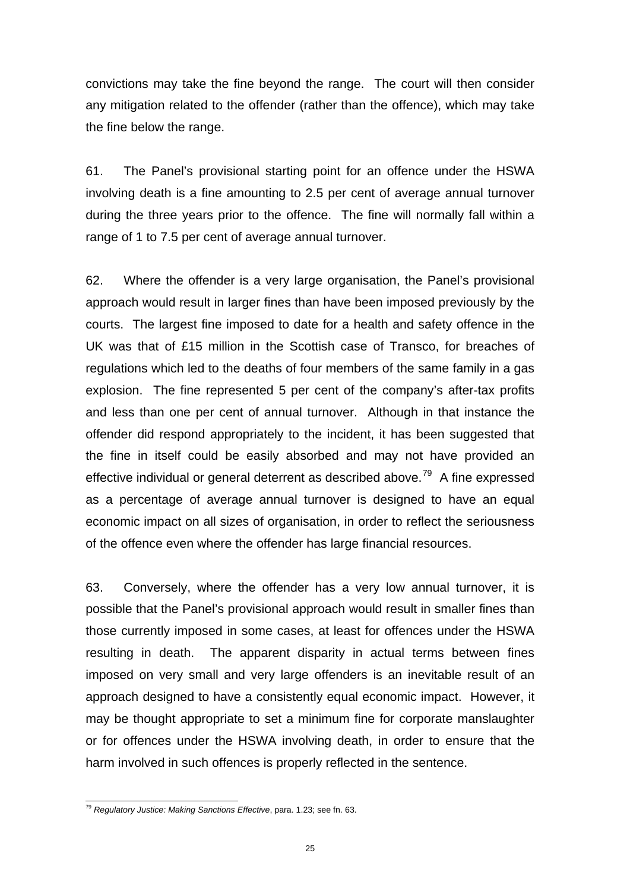convictions may take the fine beyond the range. The court will then consider any mitigation related to the offender (rather than the offence), which may take the fine below the range.

61. The Panel's provisional starting point for an offence under the HSWA involving death is a fine amounting to 2.5 per cent of average annual turnover during the three years prior to the offence. The fine will normally fall within a range of 1 to 7.5 per cent of average annual turnover.

62. Where the offender is a very large organisation, the Panel's provisional approach would result in larger fines than have been imposed previously by the courts. The largest fine imposed to date for a health and safety offence in the UK was that of £15 million in the Scottish case of Transco, for breaches of regulations which led to the deaths of four members of the same family in a gas explosion. The fine represented 5 per cent of the company's after-tax profits and less than one per cent of annual turnover. Although in that instance the offender did respond appropriately to the incident, it has been suggested that the fine in itself could be easily absorbed and may not have provided an effective individual or general deterrent as described above.[79] A fine expressed as a percentage of average annual turnover is designed to have an equal economic impact on all sizes of organisation, in order to reflect the seriousness of the offence even where the offender has large financial resources.

63. Conversely, where the offender has a very low annual turnover, it is possible that the Panel's provisional approach would result in smaller fines than those currently imposed in some cases, at least for offences under the HSWA resulting in death. The apparent disparity in actual terms between fines imposed on very small and very large offenders is an inevitable result of an approach designed to have a consistently equal economic impact. However, it may be thought appropriate to set a minimum fine for corporate manslaughter or for offences under the HSWA involving death, in order to ensure that the harm involved in such offences is properly reflected in the sentence.

---

[79] *Regulatory Justice: Making Sanctions Effective*, para. 1.23; see fn. 63.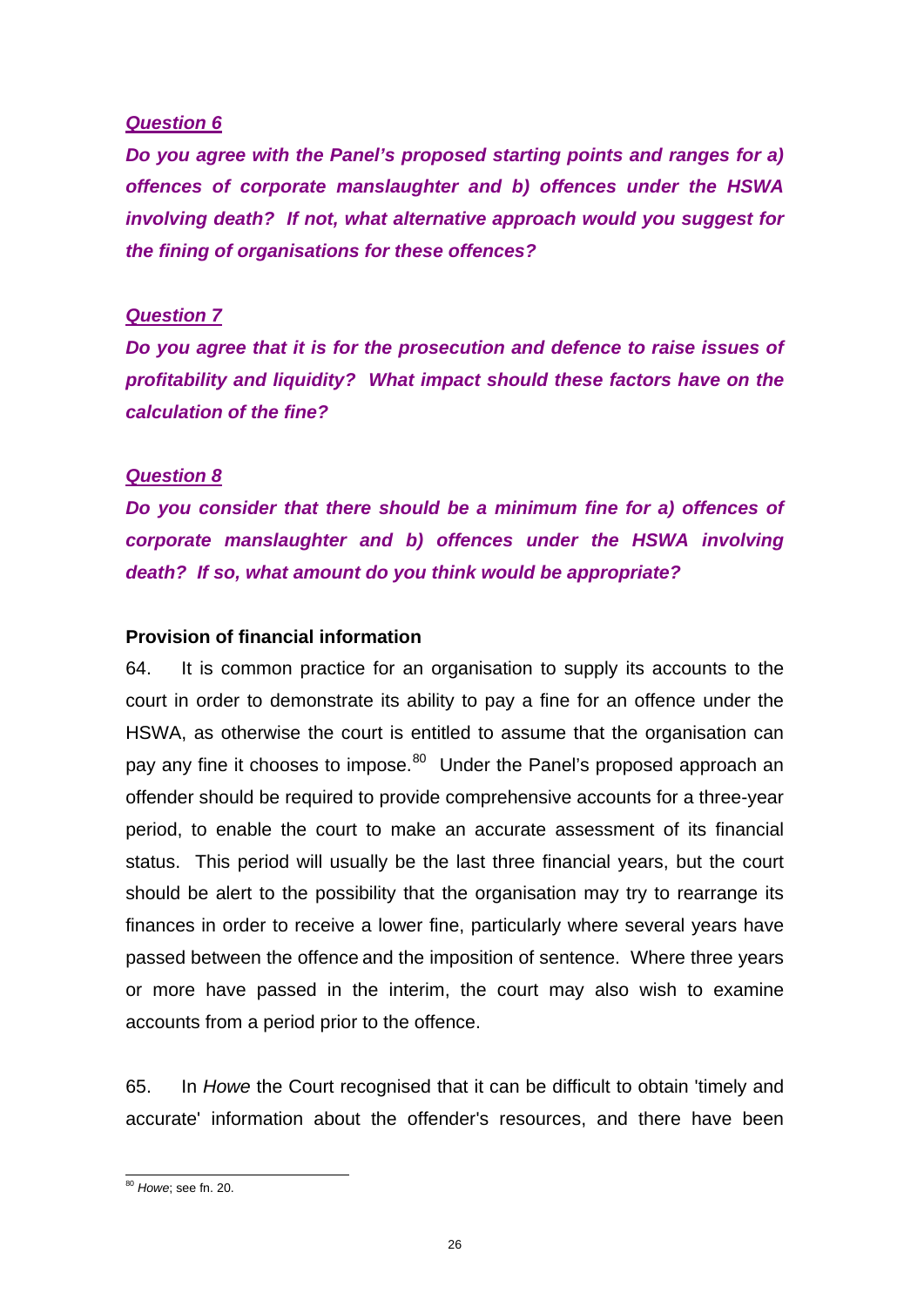***Question 6***

***Do you agree with the Panel's proposed starting points and ranges for a) offences of corporate manslaughter and b) offences under the HSWA involving death? If not, what alternative approach would you suggest for the fining of organisations for these offences?***

***Question 7***

***Do you agree that it is for the prosecution and defence to raise issues of profitability and liquidity? What impact should these factors have on the calculation of the fine?***

***Question 8***

***Do you consider that there should be a minimum fine for a) offences of corporate manslaughter and b) offences under the HSWA involving death? If so, what amount do you think would be appropriate?***

**Provision of financial information**

64. It is common practice for an organisation to supply its accounts to the court in order to demonstrate its ability to pay a fine for an offence under the HSWA, as otherwise the court is entitled to assume that the organisation can pay any fine it chooses to impose.[80] Under the Panel's proposed approach an offender should be required to provide comprehensive accounts for a three-year period, to enable the court to make an accurate assessment of its financial status. This period will usually be the last three financial years, but the court should be alert to the possibility that the organisation may try to rearrange its finances in order to receive a lower fine, particularly where several years have passed between the offence and the imposition of sentence. Where three years or more have passed in the interim, the court may also wish to examine accounts from a period prior to the offence.

65. In *Howe* the Court recognised that it can be difficult to obtain 'timely and accurate' information about the offender's resources, and there have been

[80] *Howe*; see fn. 20.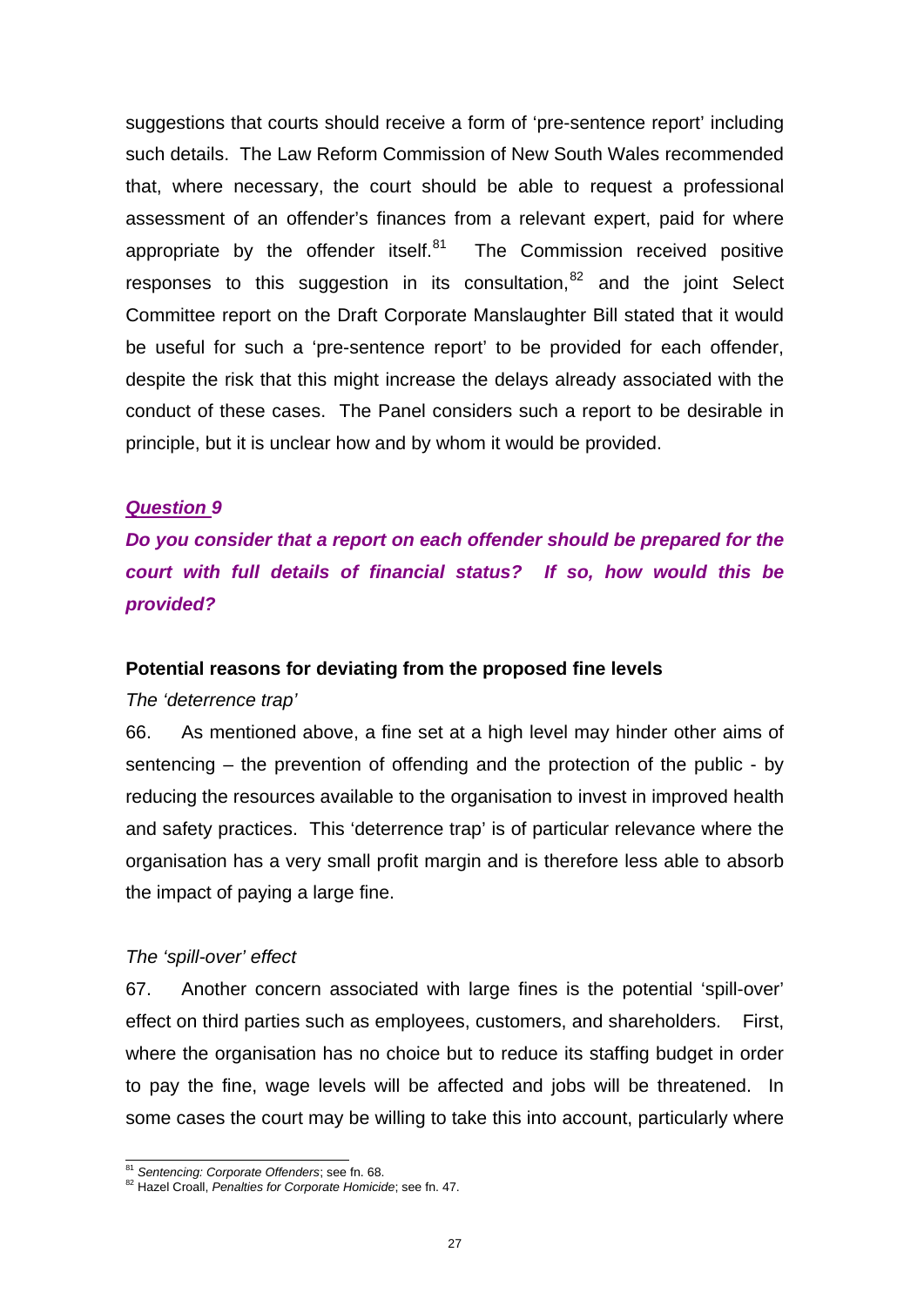suggestions that courts should receive a form of 'pre-sentence report' including such details. The Law Reform Commission of New South Wales recommended that, where necessary, the court should be able to request a professional assessment of an offender's finances from a relevant expert, paid for where appropriate by the offender itself.[81] The Commission received positive responses to this suggestion in its consultation,[82] and the joint Select Committee report on the Draft Corporate Manslaughter Bill stated that it would be useful for such a 'pre-sentence report' to be provided for each offender, despite the risk that this might increase the delays already associated with the conduct of these cases. The Panel considers such a report to be desirable in principle, but it is unclear how and by whom it would be provided.

***Question 9***

***Do you consider that a report on each offender should be prepared for the court with full details of financial status? If so, how would this be provided?***

**Potential reasons for deviating from the proposed fine levels**

*The 'deterrence trap'*

66. As mentioned above, a fine set at a high level may hinder other aims of sentencing – the prevention of offending and the protection of the public - by reducing the resources available to the organisation to invest in improved health and safety practices. This 'deterrence trap' is of particular relevance where the organisation has a very small profit margin and is therefore less able to absorb the impact of paying a large fine.

*The 'spill-over' effect*

67. Another concern associated with large fines is the potential 'spill-over' effect on third parties such as employees, customers, and shareholders. First, where the organisation has no choice but to reduce its staffing budget in order to pay the fine, wage levels will be affected and jobs will be threatened. In some cases the court may be willing to take this into account, particularly where

---

[81] *Sentencing: Corporate Offenders*; see fn. 68.

[82] Hazel Croall, *Penalties for Corporate Homicide*; see fn. 47.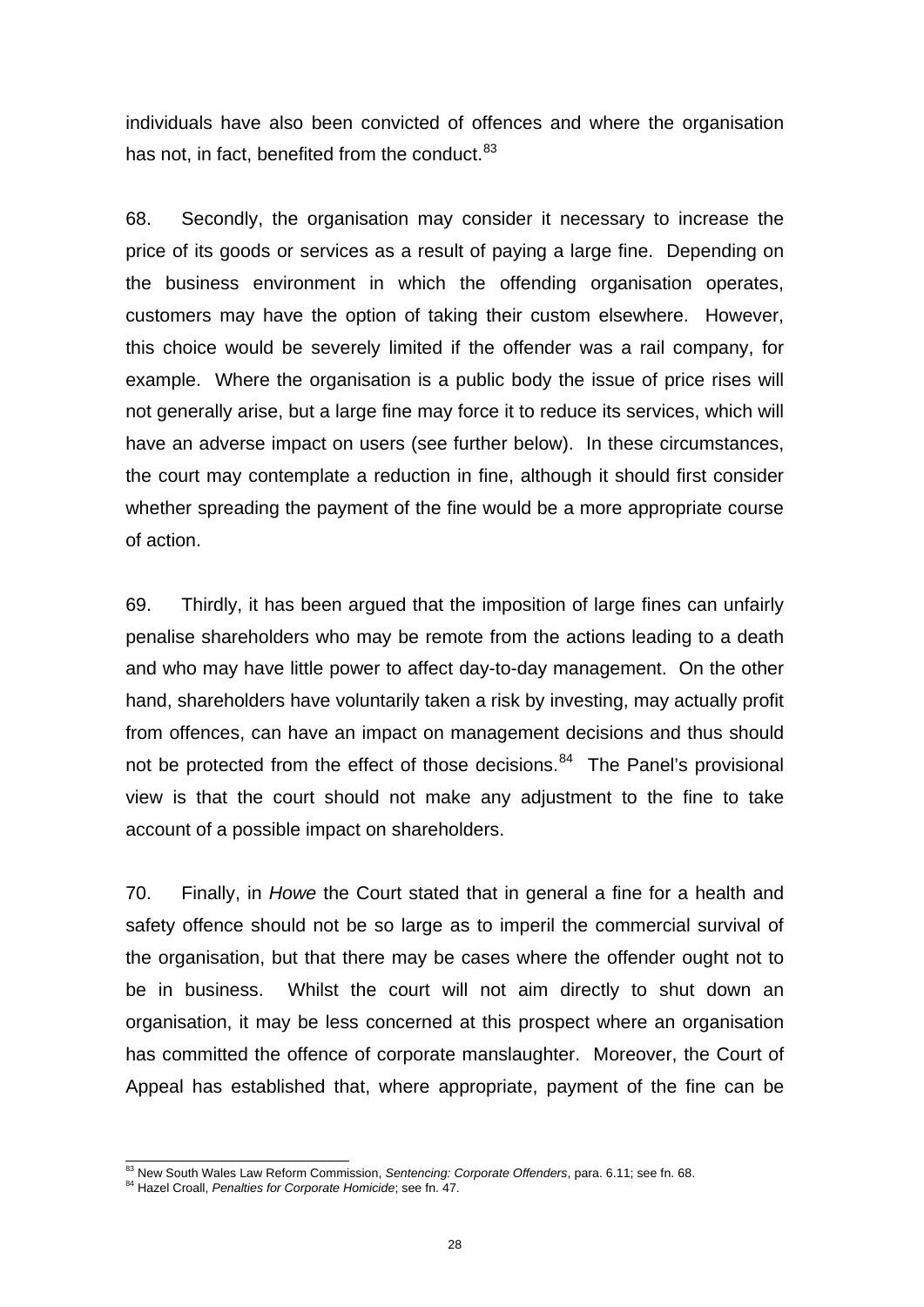individuals have also been convicted of offences and where the organisation has not, in fact, benefited from the conduct.[83]

68. Secondly, the organisation may consider it necessary to increase the price of its goods or services as a result of paying a large fine. Depending on the business environment in which the offending organisation operates, customers may have the option of taking their custom elsewhere. However, this choice would be severely limited if the offender was a rail company, for example. Where the organisation is a public body the issue of price rises will not generally arise, but a large fine may force it to reduce its services, which will have an adverse impact on users (see further below). In these circumstances, the court may contemplate a reduction in fine, although it should first consider whether spreading the payment of the fine would be a more appropriate course of action.

69. Thirdly, it has been argued that the imposition of large fines can unfairly penalise shareholders who may be remote from the actions leading to a death and who may have little power to affect day-to-day management. On the other hand, shareholders have voluntarily taken a risk by investing, may actually profit from offences, can have an impact on management decisions and thus should not be protected from the effect of those decisions.[84] The Panel's provisional view is that the court should not make any adjustment to the fine to take account of a possible impact on shareholders.

70. Finally, in *Howe* the Court stated that in general a fine for a health and safety offence should not be so large as to imperil the commercial survival of the organisation, but that there may be cases where the offender ought not to be in business. Whilst the court will not aim directly to shut down an organisation, it may be less concerned at this prospect where an organisation has committed the offence of corporate manslaughter. Moreover, the Court of Appeal has established that, where appropriate, payment of the fine can be

---

[83] New South Wales Law Reform Commission, *Sentencing: Corporate Offenders*, para. 6.11; see fn. 68.

[84] Hazel Croall, *Penalties for Corporate Homicide*; see fn. 47.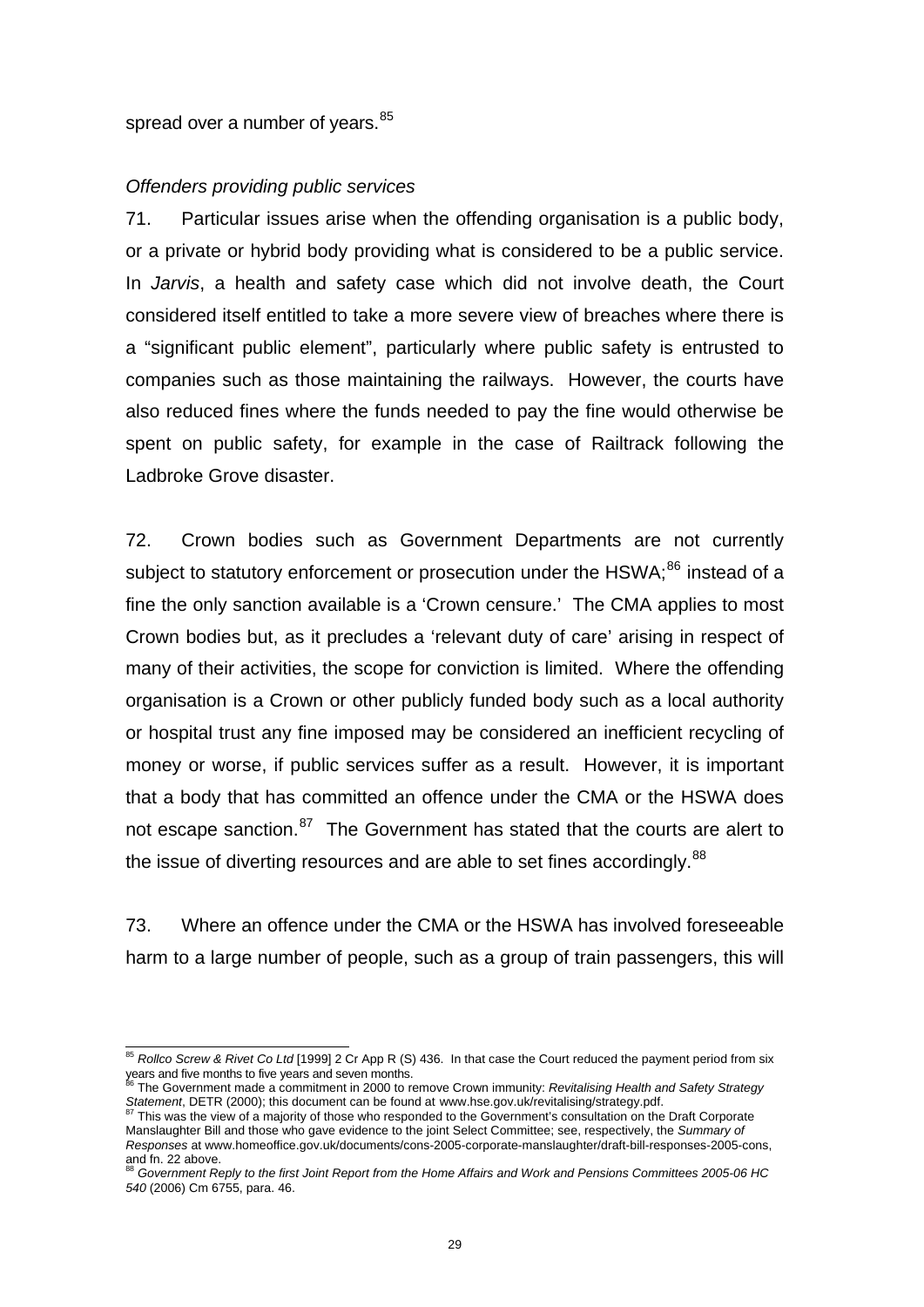spread over a number of years.[85]

*Offenders providing public services*

71. Particular issues arise when the offending organisation is a public body, or a private or hybrid body providing what is considered to be a public service. In *Jarvis*, a health and safety case which did not involve death, the Court considered itself entitled to take a more severe view of breaches where there is a "significant public element", particularly where public safety is entrusted to companies such as those maintaining the railways. However, the courts have also reduced fines where the funds needed to pay the fine would otherwise be spent on public safety, for example in the case of Railtrack following the Ladbroke Grove disaster.

72. Crown bodies such as Government Departments are not currently subject to statutory enforcement or prosecution under the HSWA;[86] instead of a fine the only sanction available is a 'Crown censure.' The CMA applies to most Crown bodies but, as it precludes a 'relevant duty of care' arising in respect of many of their activities, the scope for conviction is limited. Where the offending organisation is a Crown or other publicly funded body such as a local authority or hospital trust any fine imposed may be considered an inefficient recycling of money or worse, if public services suffer as a result. However, it is important that a body that has committed an offence under the CMA or the HSWA does not escape sanction.[87] The Government has stated that the courts are alert to the issue of diverting resources and are able to set fines accordingly.[88]

73. Where an offence under the CMA or the HSWA has involved foreseeable harm to a large number of people, such as a group of train passengers, this will

---

[85] *Rollco Screw & Rivet Co Ltd* [1999] 2 Cr App R (S) 436. In that case the Court reduced the payment period from six years and five months to five years and seven months.

[86] The Government made a commitment in 2000 to remove Crown immunity: *Revitalising Health and Safety Strategy Statement*, DETR (2000); this document can be found at www.hse.gov.uk/revitalising/strategy.pdf.

[87] This was the view of a majority of those who responded to the Government's consultation on the Draft Corporate Manslaughter Bill and those who gave evidence to the joint Select Committee; see, respectively, the *Summary of Responses* at www.homeoffice.gov.uk/documents/cons-2005-corporate-manslaughter/draft-bill-responses-2005-cons, and fn. 22 above.

[88] *Government Reply to the first Joint Report from the Home Affairs and Work and Pensions Committees 2005-06 HC 540* (2006) Cm 6755, para. 46.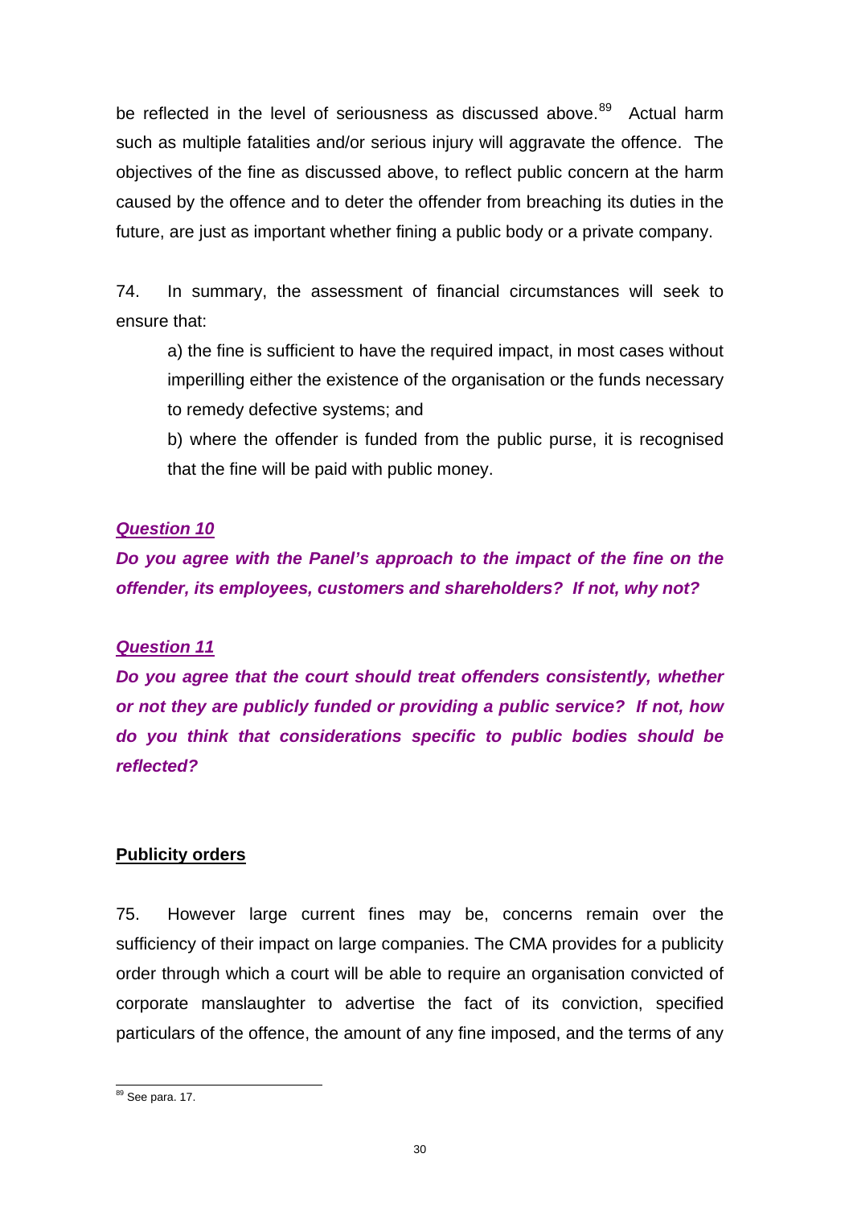be reflected in the level of seriousness as discussed above.[89] Actual harm such as multiple fatalities and/or serious injury will aggravate the offence. The objectives of the fine as discussed above, to reflect public concern at the harm caused by the offence and to deter the offender from breaching its duties in the future, are just as important whether fining a public body or a private company.

74. In summary, the assessment of financial circumstances will seek to ensure that:

a) the fine is sufficient to have the required impact, in most cases without imperilling either the existence of the organisation or the funds necessary to remedy defective systems; and

b) where the offender is funded from the public purse, it is recognised that the fine will be paid with public money.

***Question 10***

***Do you agree with the Panel's approach to the impact of the fine on the offender, its employees, customers and shareholders? If not, why not?***

***Question 11***

***Do you agree that the court should treat offenders consistently, whether or not they are publicly funded or providing a public service? If not, how do you think that considerations specific to public bodies should be reflected?***

**Publicity orders**

75. However large current fines may be, concerns remain over the sufficiency of their impact on large companies. The CMA provides for a publicity order through which a court will be able to require an organisation convicted of corporate manslaughter to advertise the fact of its conviction, specified particulars of the offence, the amount of any fine imposed, and the terms of any

[89] See para. 17.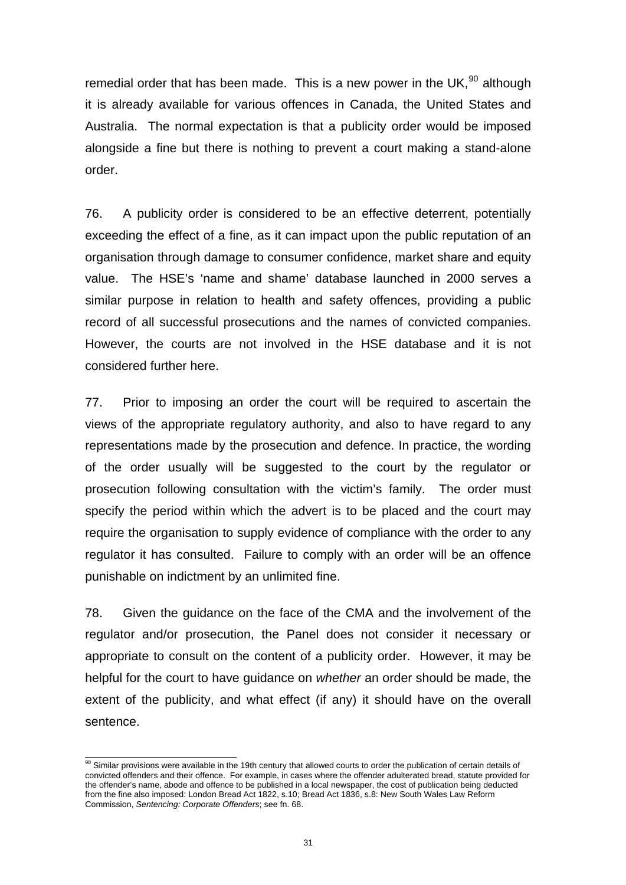remedial order that has been made. This is a new power in the UK,[90] although it is already available for various offences in Canada, the United States and Australia. The normal expectation is that a publicity order would be imposed alongside a fine but there is nothing to prevent a court making a stand-alone order.

76. A publicity order is considered to be an effective deterrent, potentially exceeding the effect of a fine, as it can impact upon the public reputation of an organisation through damage to consumer confidence, market share and equity value. The HSE's 'name and shame' database launched in 2000 serves a similar purpose in relation to health and safety offences, providing a public record of all successful prosecutions and the names of convicted companies. However, the courts are not involved in the HSE database and it is not considered further here.

77. Prior to imposing an order the court will be required to ascertain the views of the appropriate regulatory authority, and also to have regard to any representations made by the prosecution and defence. In practice, the wording of the order usually will be suggested to the court by the regulator or prosecution following consultation with the victim's family. The order must specify the period within which the advert is to be placed and the court may require the organisation to supply evidence of compliance with the order to any regulator it has consulted. Failure to comply with an order will be an offence punishable on indictment by an unlimited fine.

78. Given the guidance on the face of the CMA and the involvement of the regulator and/or prosecution, the Panel does not consider it necessary or appropriate to consult on the content of a publicity order. However, it may be helpful for the court to have guidance on *whether* an order should be made, the extent of the publicity, and what effect (if any) it should have on the overall sentence.

---

[90] Similar provisions were available in the 19th century that allowed courts to order the publication of certain details of convicted offenders and their offence. For example, in cases where the offender adulterated bread, statute provided for the offender's name, abode and offence to be published in a local newspaper, the cost of publication being deducted from the fine also imposed: London Bread Act 1822, s.10; Bread Act 1836, s.8: New South Wales Law Reform Commission, *Sentencing: Corporate Offenders*; see fn. 68.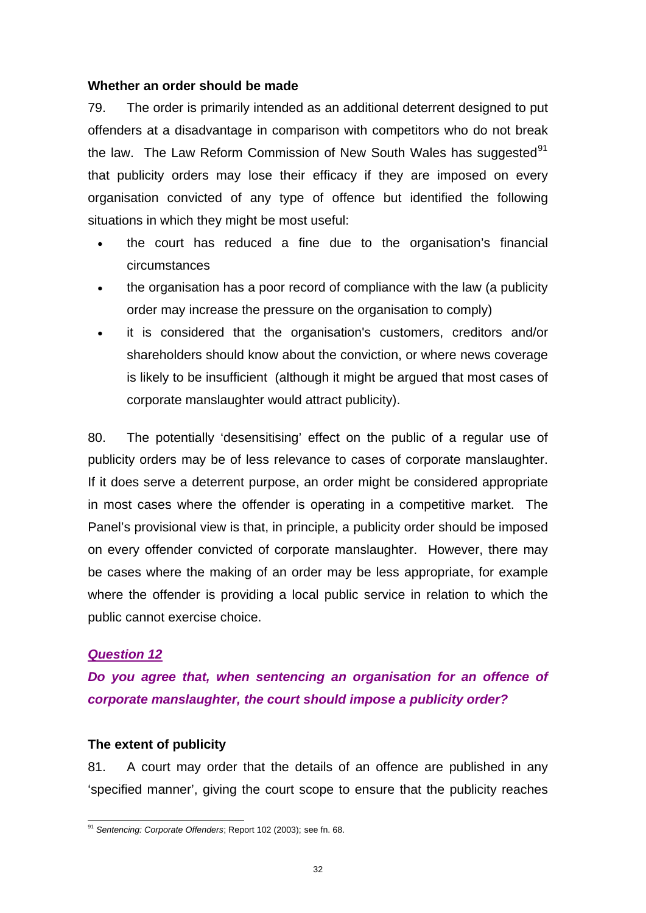### Whether an order should be made

79. The order is primarily intended as an additional deterrent designed to put offenders at a disadvantage in comparison with competitors who do not break the law. The Law Reform Commission of New South Wales has suggested[91] that publicity orders may lose their efficacy if they are imposed on every organisation convicted of any type of offence but identified the following situations in which they might be most useful:

- the court has reduced a fine due to the organisation's financial circumstances
- the organisation has a poor record of compliance with the law (a publicity order may increase the pressure on the organisation to comply)
- it is considered that the organisation's customers, creditors and/or shareholders should know about the conviction, or where news coverage is likely to be insufficient (although it might be argued that most cases of corporate manslaughter would attract publicity).

80. The potentially 'desensitising' effect on the public of a regular use of publicity orders may be of less relevance to cases of corporate manslaughter. If it does serve a deterrent purpose, an order might be considered appropriate in most cases where the offender is operating in a competitive market. The Panel's provisional view is that, in principle, a publicity order should be imposed on every offender convicted of corporate manslaughter. However, there may be cases where the making of an order may be less appropriate, for example where the offender is providing a local public service in relation to which the public cannot exercise choice.

***Question 12***

***Do you agree that, when sentencing an organisation for an offence of corporate manslaughter, the court should impose a publicity order?***

### The extent of publicity

81. A court may order that the details of an offence are published in any 'specified manner', giving the court scope to ensure that the publicity reaches

[91] *Sentencing: Corporate Offenders*; Report 102 (2003); see fn. 68.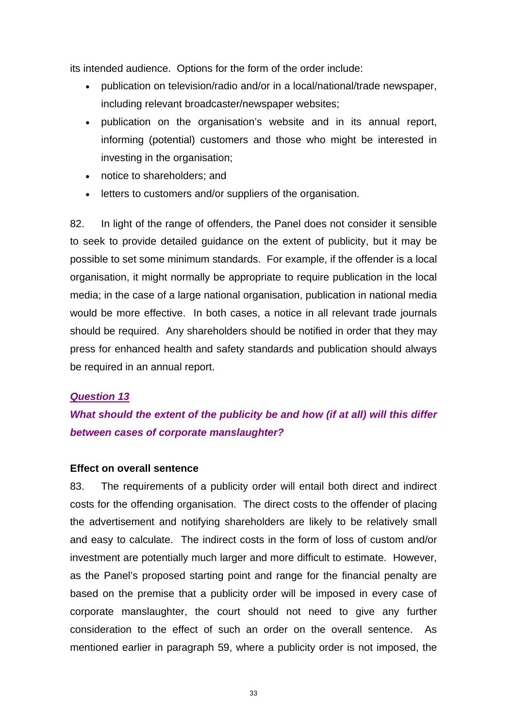its intended audience. Options for the form of the order include:

- publication on television/radio and/or in a local/national/trade newspaper, including relevant broadcaster/newspaper websites;
- publication on the organisation's website and in its annual report, informing (potential) customers and those who might be interested in investing in the organisation;
- notice to shareholders; and
- letters to customers and/or suppliers of the organisation.

82. In light of the range of offenders, the Panel does not consider it sensible to seek to provide detailed guidance on the extent of publicity, but it may be possible to set some minimum standards. For example, if the offender is a local organisation, it might normally be appropriate to require publication in the local media; in the case of a large national organisation, publication in national media would be more effective. In both cases, a notice in all relevant trade journals should be required. Any shareholders should be notified in order that they may press for enhanced health and safety standards and publication should always be required in an annual report.

***Question 13***

***What should the extent of the publicity be and how (if at all) will this differ between cases of corporate manslaughter?***

**Effect on overall sentence**

83. The requirements of a publicity order will entail both direct and indirect costs for the offending organisation. The direct costs to the offender of placing the advertisement and notifying shareholders are likely to be relatively small and easy to calculate. The indirect costs in the form of loss of custom and/or investment are potentially much larger and more difficult to estimate. However, as the Panel's proposed starting point and range for the financial penalty are based on the premise that a publicity order will be imposed in every case of corporate manslaughter, the court should not need to give any further consideration to the effect of such an order on the overall sentence. As mentioned earlier in paragraph 59, where a publicity order is not imposed, the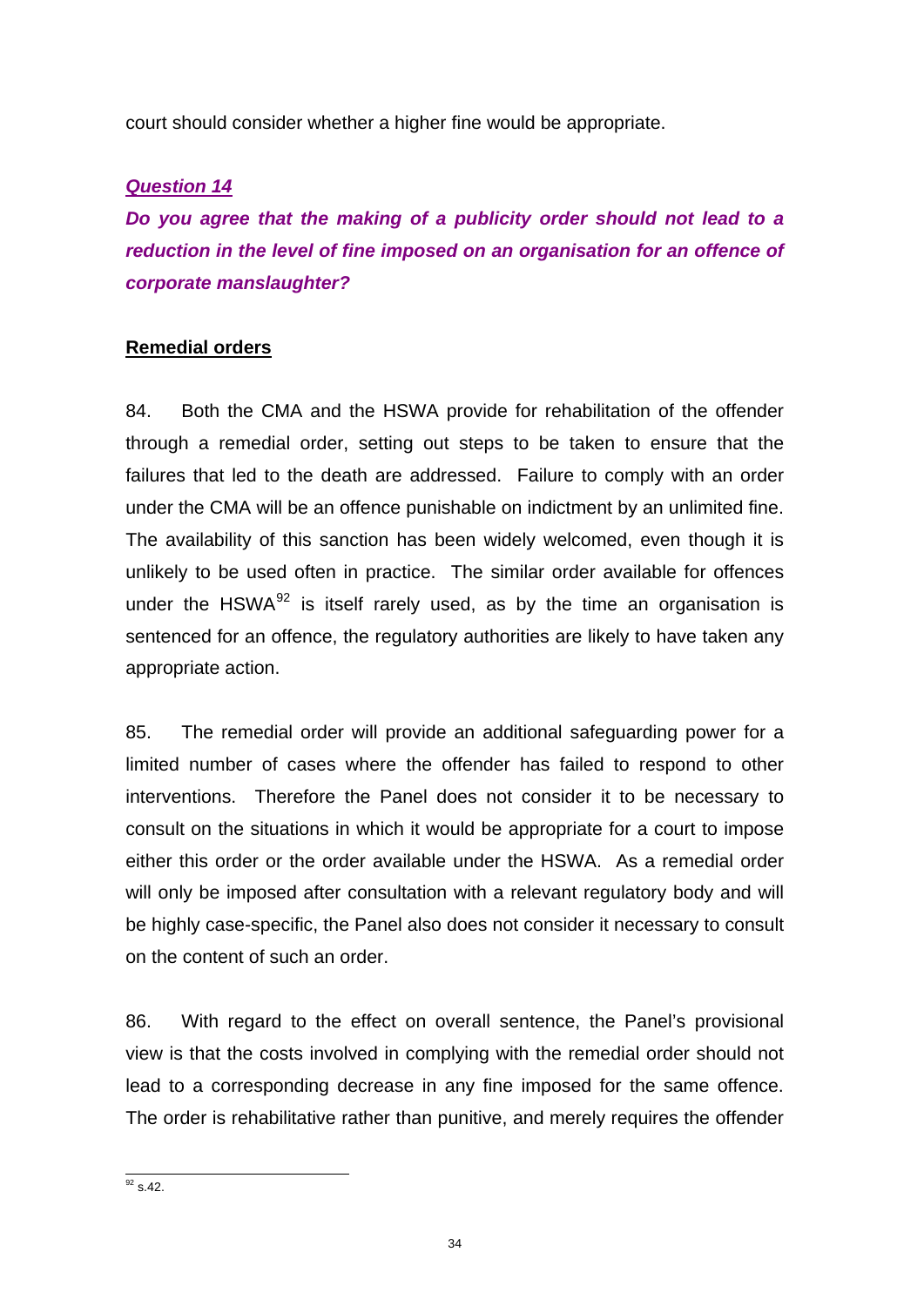court should consider whether a higher fine would be appropriate.

***Question 14***

***Do you agree that the making of a publicity order should not lead to a reduction in the level of fine imposed on an organisation for an offence of corporate manslaughter?***

**Remedial orders**

84. Both the CMA and the HSWA provide for rehabilitation of the offender through a remedial order, setting out steps to be taken to ensure that the failures that led to the death are addressed. Failure to comply with an order under the CMA will be an offence punishable on indictment by an unlimited fine. The availability of this sanction has been widely welcomed, even though it is unlikely to be used often in practice. The similar order available for offences under the HSWA[92] is itself rarely used, as by the time an organisation is sentenced for an offence, the regulatory authorities are likely to have taken any appropriate action.

85. The remedial order will provide an additional safeguarding power for a limited number of cases where the offender has failed to respond to other interventions. Therefore the Panel does not consider it to be necessary to consult on the situations in which it would be appropriate for a court to impose either this order or the order available under the HSWA. As a remedial order will only be imposed after consultation with a relevant regulatory body and will be highly case-specific, the Panel also does not consider it necessary to consult on the content of such an order.

86. With regard to the effect on overall sentence, the Panel's provisional view is that the costs involved in complying with the remedial order should not lead to a corresponding decrease in any fine imposed for the same offence. The order is rehabilitative rather than punitive, and merely requires the offender

---

[92] s.42.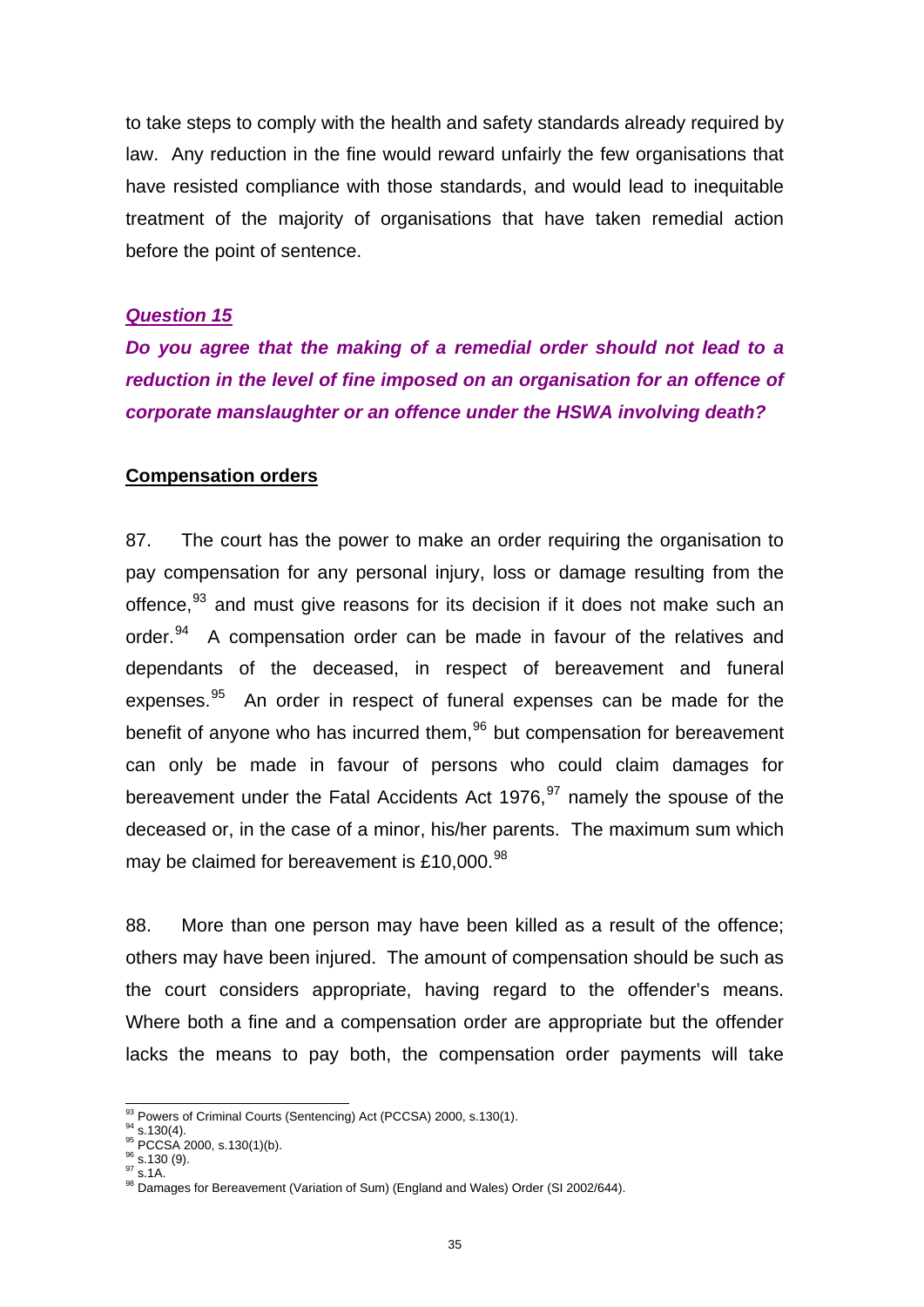to take steps to comply with the health and safety standards already required by law. Any reduction in the fine would reward unfairly the few organisations that have resisted compliance with those standards, and would lead to inequitable treatment of the majority of organisations that have taken remedial action before the point of sentence.

***Question 15***

***Do you agree that the making of a remedial order should not lead to a reduction in the level of fine imposed on an organisation for an offence of corporate manslaughter or an offence under the HSWA involving death?***

**Compensation orders**

87. The court has the power to make an order requiring the organisation to pay compensation for any personal injury, loss or damage resulting from the offence,[93] and must give reasons for its decision if it does not make such an order.[94] A compensation order can be made in favour of the relatives and dependants of the deceased, in respect of bereavement and funeral expenses.[95] An order in respect of funeral expenses can be made for the benefit of anyone who has incurred them,[96] but compensation for bereavement can only be made in favour of persons who could claim damages for bereavement under the Fatal Accidents Act 1976,[97] namely the spouse of the deceased or, in the case of a minor, his/her parents. The maximum sum which may be claimed for bereavement is £10,000.[98]

88. More than one person may have been killed as a result of the offence; others may have been injured. The amount of compensation should be such as the court considers appropriate, having regard to the offender's means. Where both a fine and a compensation order are appropriate but the offender lacks the means to pay both, the compensation order payments will take

---

[93] Powers of Criminal Courts (Sentencing) Act (PCCSA) 2000, s.130(1).
[94] s.130(4).
[95] PCCSA 2000, s.130(1)(b).
[96] s.130 (9).
[97] s.1A.
[98] Damages for Bereavement (Variation of Sum) (England and Wales) Order (SI 2002/644).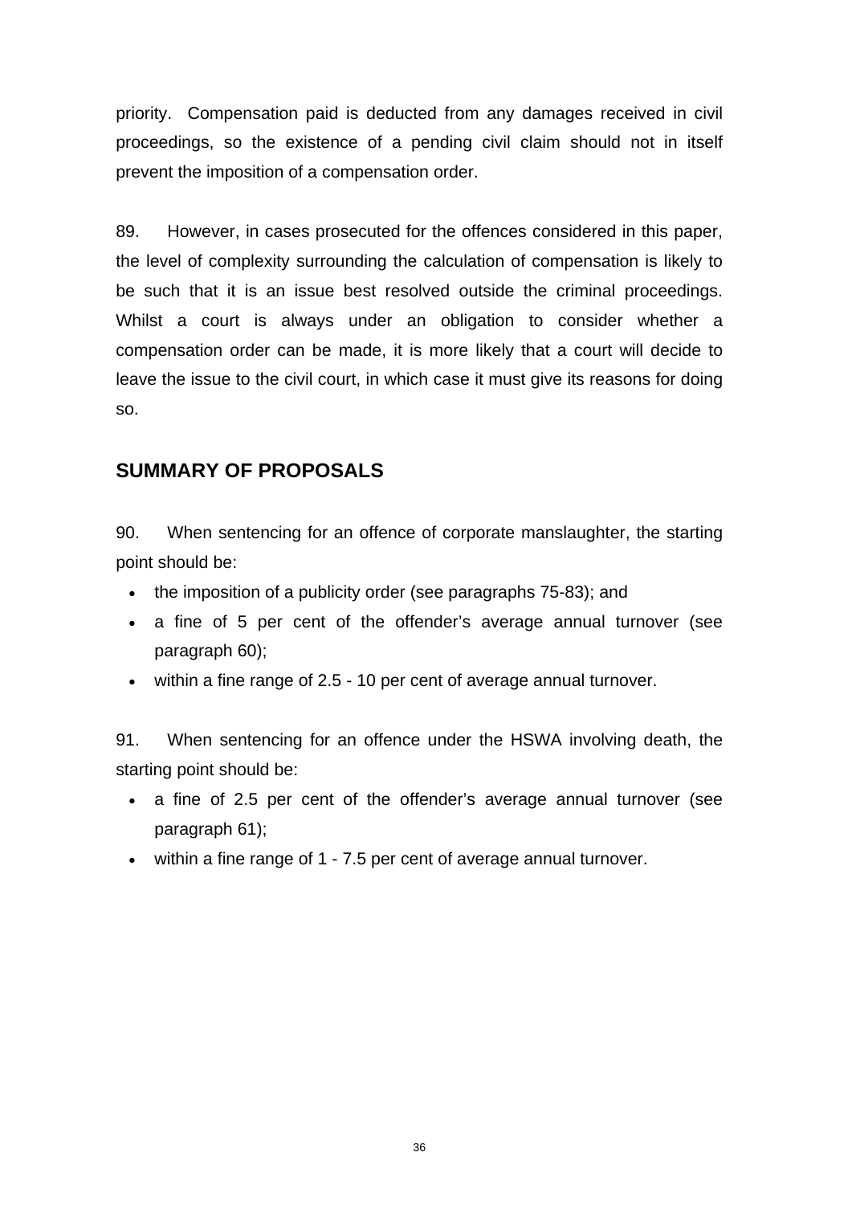priority. Compensation paid is deducted from any damages received in civil proceedings, so the existence of a pending civil claim should not in itself prevent the imposition of a compensation order.

89. However, in cases prosecuted for the offences considered in this paper, the level of complexity surrounding the calculation of compensation is likely to be such that it is an issue best resolved outside the criminal proceedings. Whilst a court is always under an obligation to consider whether a compensation order can be made, it is more likely that a court will decide to leave the issue to the civil court, in which case it must give its reasons for doing so.

## SUMMARY OF PROPOSALS

90. When sentencing for an offence of corporate manslaughter, the starting point should be:

- the imposition of a publicity order (see paragraphs 75-83); and
- a fine of 5 per cent of the offender's average annual turnover (see paragraph 60);
- within a fine range of 2.5 - 10 per cent of average annual turnover.

91. When sentencing for an offence under the HSWA involving death, the starting point should be:

- a fine of 2.5 per cent of the offender's average annual turnover (see paragraph 61);
- within a fine range of 1 - 7.5 per cent of average annual turnover.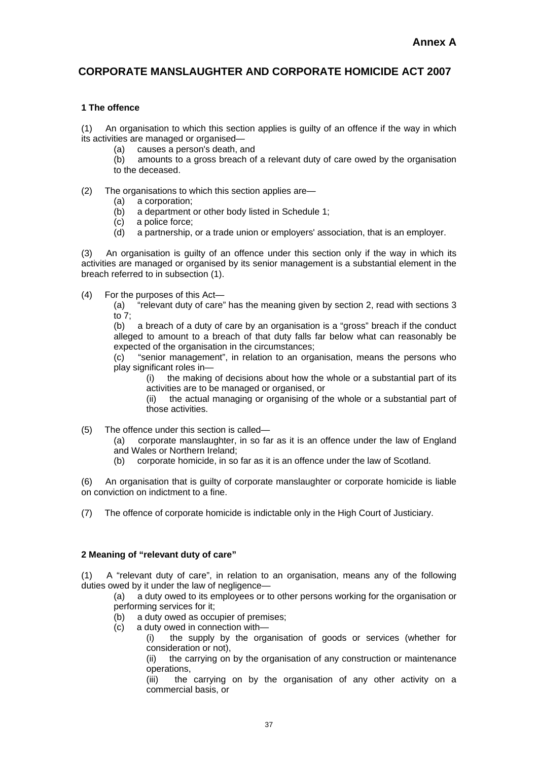**Annex A**

# CORPORATE MANSLAUGHTER AND CORPORATE HOMICIDE ACT 2007

### 1 The offence

(1) An organisation to which this section applies is guilty of an offence if the way in which its activities are managed or organised—

- (a) causes a person's death, and
- (b) amounts to a gross breach of a relevant duty of care owed by the organisation to the deceased.

(2) The organisations to which this section applies are—

- (a) a corporation;
- (b) a department or other body listed in Schedule 1;
- (c) a police force;
- (d) a partnership, or a trade union or employers' association, that is an employer.

(3) An organisation is guilty of an offence under this section only if the way in which its activities are managed or organised by its senior management is a substantial element in the breach referred to in subsection (1).

(4) For the purposes of this Act—

- (a) "relevant duty of care" has the meaning given by section 2, read with sections 3 to 7;
- (b) a breach of a duty of care by an organisation is a "gross" breach if the conduct alleged to amount to a breach of that duty falls far below what can reasonably be expected of the organisation in the circumstances;
- (c) "senior management", in relation to an organisation, means the persons who play significant roles in—
  - (i) the making of decisions about how the whole or a substantial part of its activities are to be managed or organised, or
  - (ii) the actual managing or organising of the whole or a substantial part of those activities.

(5) The offence under this section is called—

- (a) corporate manslaughter, in so far as it is an offence under the law of England and Wales or Northern Ireland;
- (b) corporate homicide, in so far as it is an offence under the law of Scotland.

(6) An organisation that is guilty of corporate manslaughter or corporate homicide is liable on conviction on indictment to a fine.

(7) The offence of corporate homicide is indictable only in the High Court of Justiciary.

### 2 Meaning of "relevant duty of care"

(1) A "relevant duty of care", in relation to an organisation, means any of the following duties owed by it under the law of negligence—

- (a) a duty owed to its employees or to other persons working for the organisation or performing services for it;
- (b) a duty owed as occupier of premises;
- (c) a duty owed in connection with—
  - (i) the supply by the organisation of goods or services (whether for consideration or not),
  - (ii) the carrying on by the organisation of any construction or maintenance operations,
  - (iii) the carrying on by the organisation of any other activity on a commercial basis, or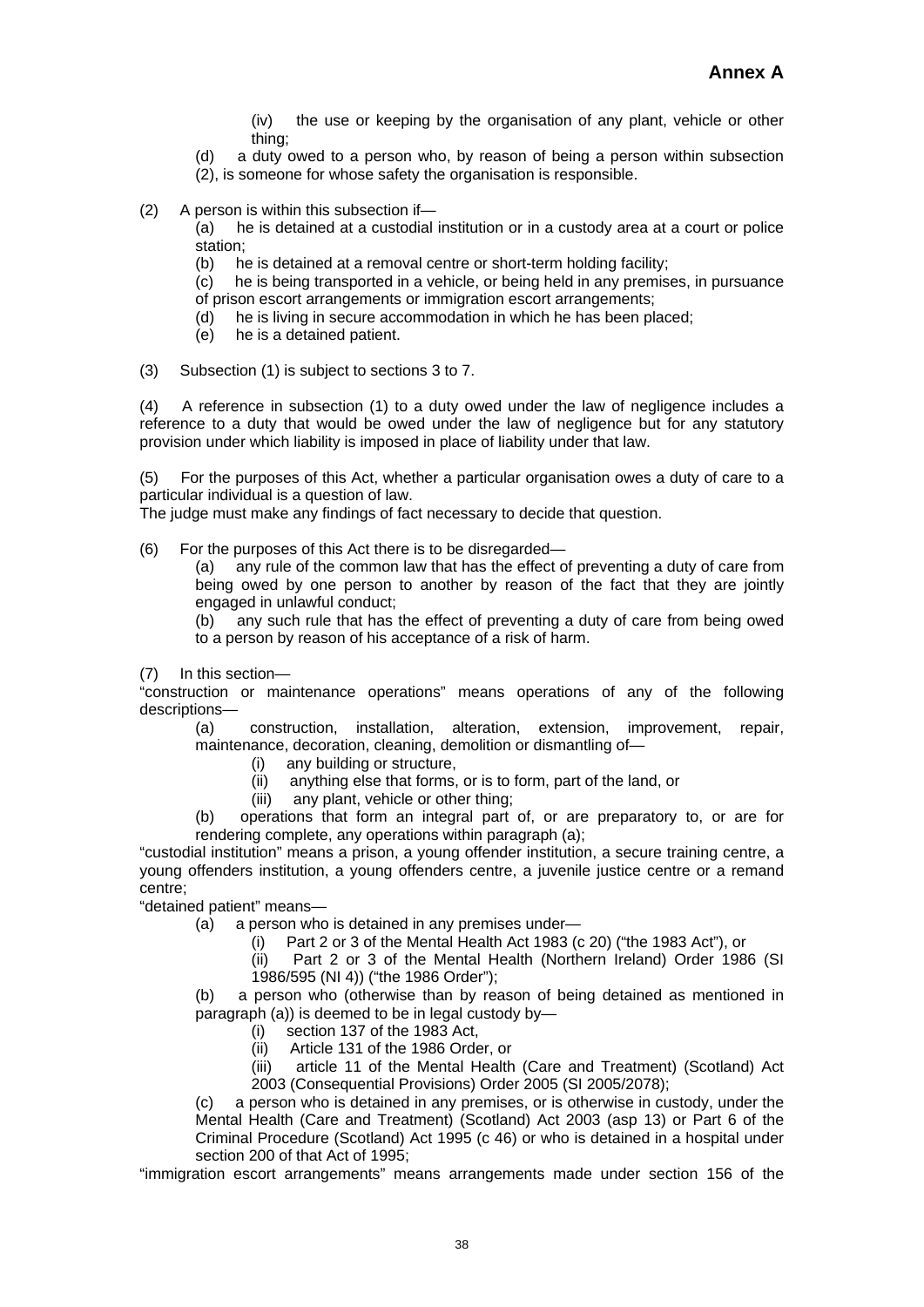## Annex A

(iv) the use or keeping by the organisation of any plant, vehicle or other thing;

(d) a duty owed to a person who, by reason of being a person within subsection (2), is someone for whose safety the organisation is responsible.

(2) A person is within this subsection if—

(a) he is detained at a custodial institution or in a custody area at a court or police station;

(b) he is detained at a removal centre or short-term holding facility;

(c) he is being transported in a vehicle, or being held in any premises, in pursuance of prison escort arrangements or immigration escort arrangements;

(d) he is living in secure accommodation in which he has been placed;

(e) he is a detained patient.

(3) Subsection (1) is subject to sections 3 to 7.

(4) A reference in subsection (1) to a duty owed under the law of negligence includes a reference to a duty that would be owed under the law of negligence but for any statutory provision under which liability is imposed in place of liability under that law.

(5) For the purposes of this Act, whether a particular organisation owes a duty of care to a particular individual is a question of law.
The judge must make any findings of fact necessary to decide that question.

(6) For the purposes of this Act there is to be disregarded—

(a) any rule of the common law that has the effect of preventing a duty of care from being owed by one person to another by reason of the fact that they are jointly engaged in unlawful conduct;

(b) any such rule that has the effect of preventing a duty of care from being owed to a person by reason of his acceptance of a risk of harm.

(7) In this section—

"construction or maintenance operations" means operations of any of the following descriptions—

(a) construction, installation, alteration, extension, improvement, repair, maintenance, decoration, cleaning, demolition or dismantling of—

(i) any building or structure,

(ii) anything else that forms, or is to form, part of the land, or

(iii) any plant, vehicle or other thing;

(b) operations that form an integral part of, or are preparatory to, or are for rendering complete, any operations within paragraph (a);

"custodial institution" means a prison, a young offender institution, a secure training centre, a young offenders institution, a young offenders centre, a juvenile justice centre or a remand centre;

"detained patient" means—

(a) a person who is detained in any premises under—

(i) Part 2 or 3 of the Mental Health Act 1983 (c 20) ("the 1983 Act"), or

(ii) Part 2 or 3 of the Mental Health (Northern Ireland) Order 1986 (SI 1986/595 (NI 4)) ("the 1986 Order");

(b) a person who (otherwise than by reason of being detained as mentioned in paragraph (a)) is deemed to be in legal custody by—

(i) section 137 of the 1983 Act,

(ii) Article 131 of the 1986 Order, or

(iii) article 11 of the Mental Health (Care and Treatment) (Scotland) Act 2003 (Consequential Provisions) Order 2005 (SI 2005/2078);

(c) a person who is detained in any premises, or is otherwise in custody, under the Mental Health (Care and Treatment) (Scotland) Act 2003 (asp 13) or Part 6 of the Criminal Procedure (Scotland) Act 1995 (c 46) or who is detained in a hospital under section 200 of that Act of 1995;

"immigration escort arrangements" means arrangements made under section 156 of the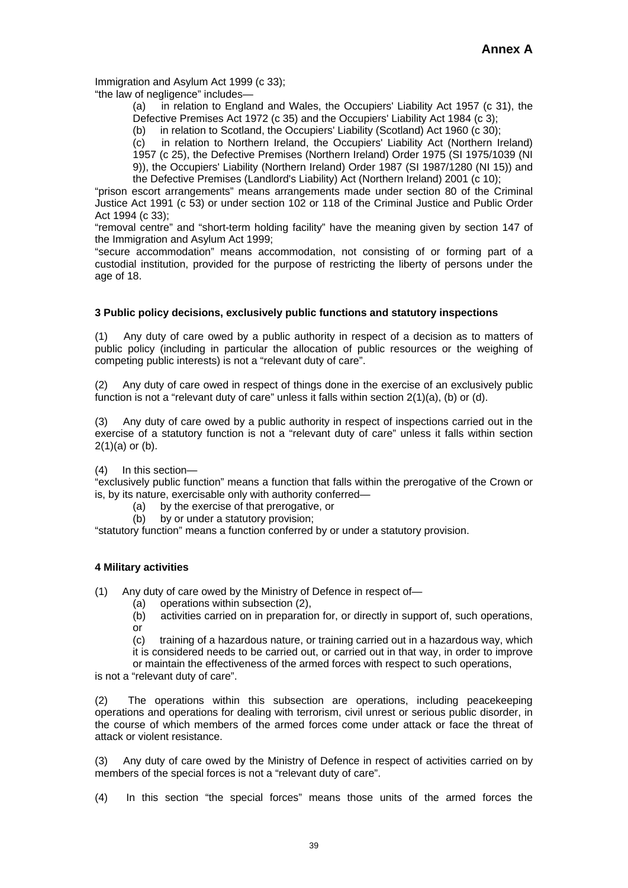Immigration and Asylum Act 1999 (c 33);

"the law of negligence" includes—

(a) in relation to England and Wales, the Occupiers' Liability Act 1957 (c 31), the Defective Premises Act 1972 (c 35) and the Occupiers' Liability Act 1984 (c 3);

(b) in relation to Scotland, the Occupiers' Liability (Scotland) Act 1960 (c 30);

(c) in relation to Northern Ireland, the Occupiers' Liability Act (Northern Ireland) 1957 (c 25), the Defective Premises (Northern Ireland) Order 1975 (SI 1975/1039 (NI 9)), the Occupiers' Liability (Northern Ireland) Order 1987 (SI 1987/1280 (NI 15)) and the Defective Premises (Landlord's Liability) Act (Northern Ireland) 2001 (c 10);

"prison escort arrangements" means arrangements made under section 80 of the Criminal Justice Act 1991 (c 53) or under section 102 or 118 of the Criminal Justice and Public Order Act 1994 (c 33);

"removal centre" and "short-term holding facility" have the meaning given by section 147 of the Immigration and Asylum Act 1999;

"secure accommodation" means accommodation, not consisting of or forming part of a custodial institution, provided for the purpose of restricting the liberty of persons under the age of 18.

**3 Public policy decisions, exclusively public functions and statutory inspections**

(1) Any duty of care owed by a public authority in respect of a decision as to matters of public policy (including in particular the allocation of public resources or the weighing of competing public interests) is not a "relevant duty of care".

(2) Any duty of care owed in respect of things done in the exercise of an exclusively public function is not a "relevant duty of care" unless it falls within section 2(1)(a), (b) or (d).

(3) Any duty of care owed by a public authority in respect of inspections carried out in the exercise of a statutory function is not a "relevant duty of care" unless it falls within section 2(1)(a) or (b).

(4) In this section—

"exclusively public function" means a function that falls within the prerogative of the Crown or is, by its nature, exercisable only with authority conferred—

(a) by the exercise of that prerogative, or

(b) by or under a statutory provision;

"statutory function" means a function conferred by or under a statutory provision.

**4 Military activities**

(1) Any duty of care owed by the Ministry of Defence in respect of—

(a) operations within subsection (2),

(b) activities carried on in preparation for, or directly in support of, such operations, or

(c) training of a hazardous nature, or training carried out in a hazardous way, which it is considered needs to be carried out, or carried out in that way, in order to improve or maintain the effectiveness of the armed forces with respect to such operations,

is not a "relevant duty of care".

(2) The operations within this subsection are operations, including peacekeeping operations and operations for dealing with terrorism, civil unrest or serious public disorder, in the course of which members of the armed forces come under attack or face the threat of attack or violent resistance.

(3) Any duty of care owed by the Ministry of Defence in respect of activities carried on by members of the special forces is not a "relevant duty of care".

(4) In this section "the special forces" means those units of the armed forces the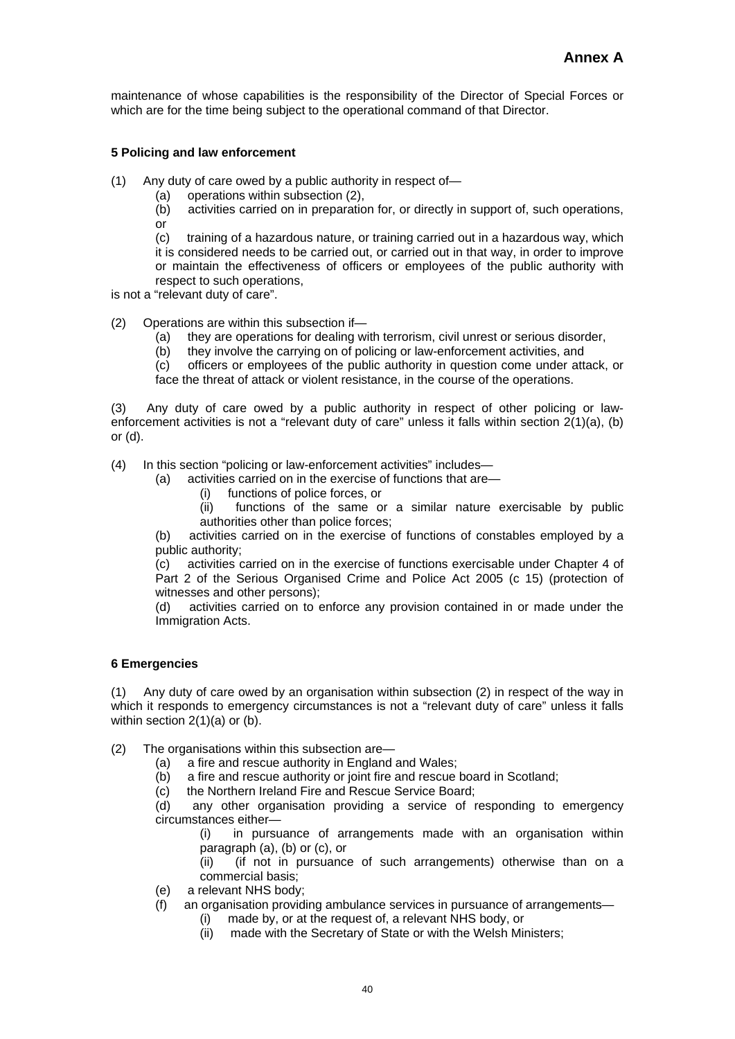maintenance of whose capabilities is the responsibility of the Director of Special Forces or which are for the time being subject to the operational command of that Director.

**5 Policing and law enforcement**

(1) Any duty of care owed by a public authority in respect of—

(a) operations within subsection (2),

(b) activities carried on in preparation for, or directly in support of, such operations, or

(c) training of a hazardous nature, or training carried out in a hazardous way, which it is considered needs to be carried out, or carried out in that way, in order to improve or maintain the effectiveness of officers or employees of the public authority with respect to such operations,

is not a "relevant duty of care".

(2) Operations are within this subsection if—

(a) they are operations for dealing with terrorism, civil unrest or serious disorder,

(b) they involve the carrying on of policing or law-enforcement activities, and

(c) officers or employees of the public authority in question come under attack, or face the threat of attack or violent resistance, in the course of the operations.

(3) Any duty of care owed by a public authority in respect of other policing or law-enforcement activities is not a "relevant duty of care" unless it falls within section 2(1)(a), (b) or (d).

(4) In this section "policing or law-enforcement activities" includes—

(a) activities carried on in the exercise of functions that are—

(i) functions of police forces, or

(ii) functions of the same or a similar nature exercisable by public authorities other than police forces;

(b) activities carried on in the exercise of functions of constables employed by a public authority;

(c) activities carried on in the exercise of functions exercisable under Chapter 4 of Part 2 of the Serious Organised Crime and Police Act 2005 (c 15) (protection of witnesses and other persons);

(d) activities carried on to enforce any provision contained in or made under the Immigration Acts.

**6 Emergencies**

(1) Any duty of care owed by an organisation within subsection (2) in respect of the way in which it responds to emergency circumstances is not a "relevant duty of care" unless it falls within section 2(1)(a) or (b).

(2) The organisations within this subsection are—

(a) a fire and rescue authority in England and Wales;

(b) a fire and rescue authority or joint fire and rescue board in Scotland;

(c) the Northern Ireland Fire and Rescue Service Board;

(d) any other organisation providing a service of responding to emergency circumstances either—

(i) in pursuance of arrangements made with an organisation within paragraph (a), (b) or (c), or

(ii) (if not in pursuance of such arrangements) otherwise than on a commercial basis;

(e) a relevant NHS body;

(f) an organisation providing ambulance services in pursuance of arrangements—

(i) made by, or at the request of, a relevant NHS body, or

(ii) made with the Secretary of State or with the Welsh Ministers;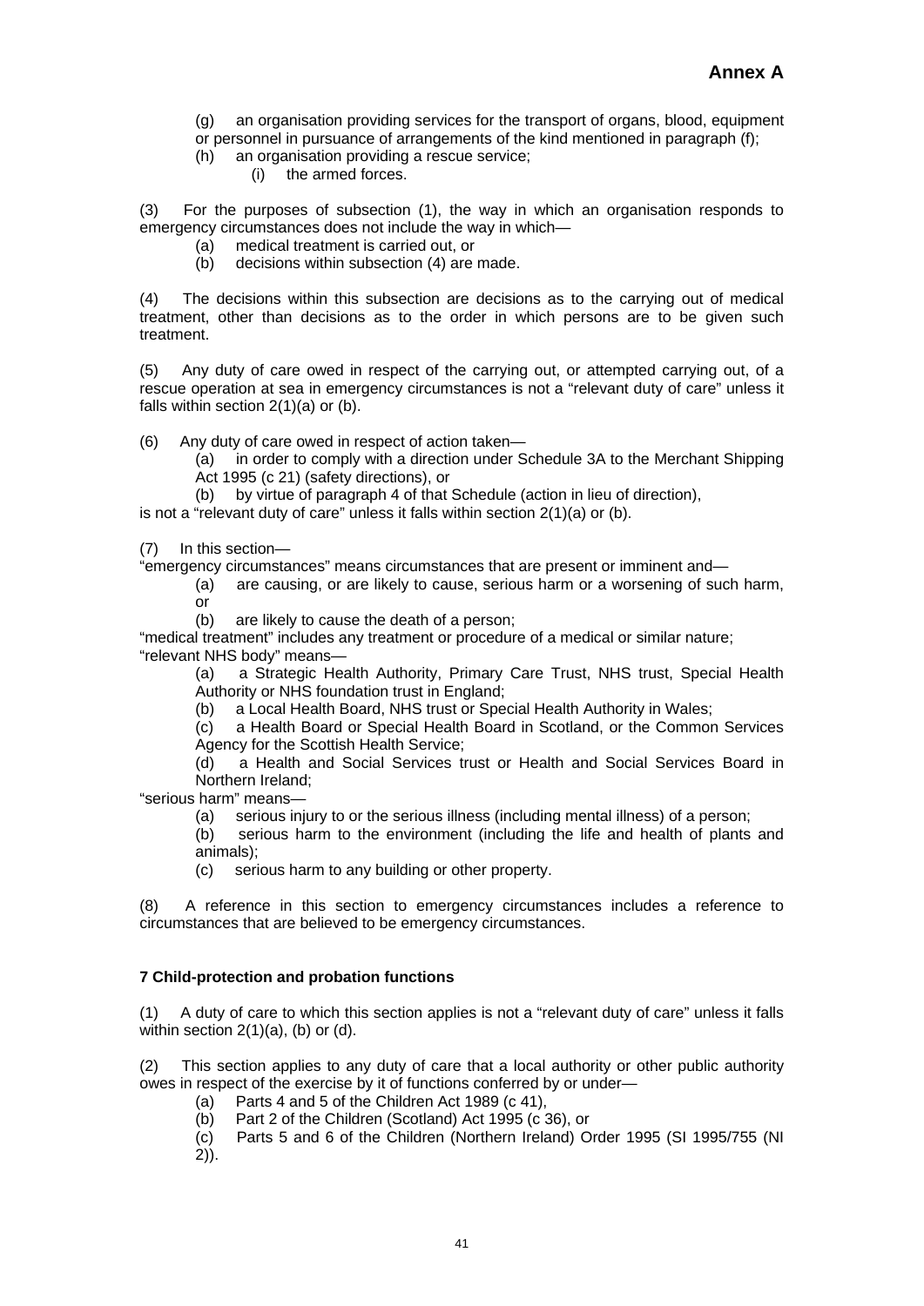(g) an organisation providing services for the transport of organs, blood, equipment or personnel in pursuance of arrangements of the kind mentioned in paragraph (f);

(h) an organisation providing a rescue service;

(i) the armed forces.

(3) For the purposes of subsection (1), the way in which an organisation responds to emergency circumstances does not include the way in which—

(a) medical treatment is carried out, or

(b) decisions within subsection (4) are made.

(4) The decisions within this subsection are decisions as to the carrying out of medical treatment, other than decisions as to the order in which persons are to be given such treatment.

(5) Any duty of care owed in respect of the carrying out, or attempted carrying out, of a rescue operation at sea in emergency circumstances is not a "relevant duty of care" unless it falls within section 2(1)(a) or (b).

(6) Any duty of care owed in respect of action taken—

(a) in order to comply with a direction under Schedule 3A to the Merchant Shipping Act 1995 (c 21) (safety directions), or

(b) by virtue of paragraph 4 of that Schedule (action in lieu of direction),

is not a "relevant duty of care" unless it falls within section 2(1)(a) or (b).

(7) In this section—

"emergency circumstances" means circumstances that are present or imminent and—

(a) are causing, or are likely to cause, serious harm or a worsening of such harm, or

(b) are likely to cause the death of a person;

"medical treatment" includes any treatment or procedure of a medical or similar nature;

"relevant NHS body" means—

(a) a Strategic Health Authority, Primary Care Trust, NHS trust, Special Health Authority or NHS foundation trust in England;

(b) a Local Health Board, NHS trust or Special Health Authority in Wales;

(c) a Health Board or Special Health Board in Scotland, or the Common Services Agency for the Scottish Health Service;

(d) a Health and Social Services trust or Health and Social Services Board in Northern Ireland;

"serious harm" means—

(a) serious injury to or the serious illness (including mental illness) of a person;

(b) serious harm to the environment (including the life and health of plants and animals);

(c) serious harm to any building or other property.

(8) A reference in this section to emergency circumstances includes a reference to circumstances that are believed to be emergency circumstances.

**7 Child-protection and probation functions**

(1) A duty of care to which this section applies is not a "relevant duty of care" unless it falls within section 2(1)(a), (b) or (d).

(2) This section applies to any duty of care that a local authority or other public authority owes in respect of the exercise by it of functions conferred by or under—

(a) Parts 4 and 5 of the Children Act 1989 (c 41),

(b) Part 2 of the Children (Scotland) Act 1995 (c 36), or

(c) Parts 5 and 6 of the Children (Northern Ireland) Order 1995 (SI 1995/755 (NI 2)).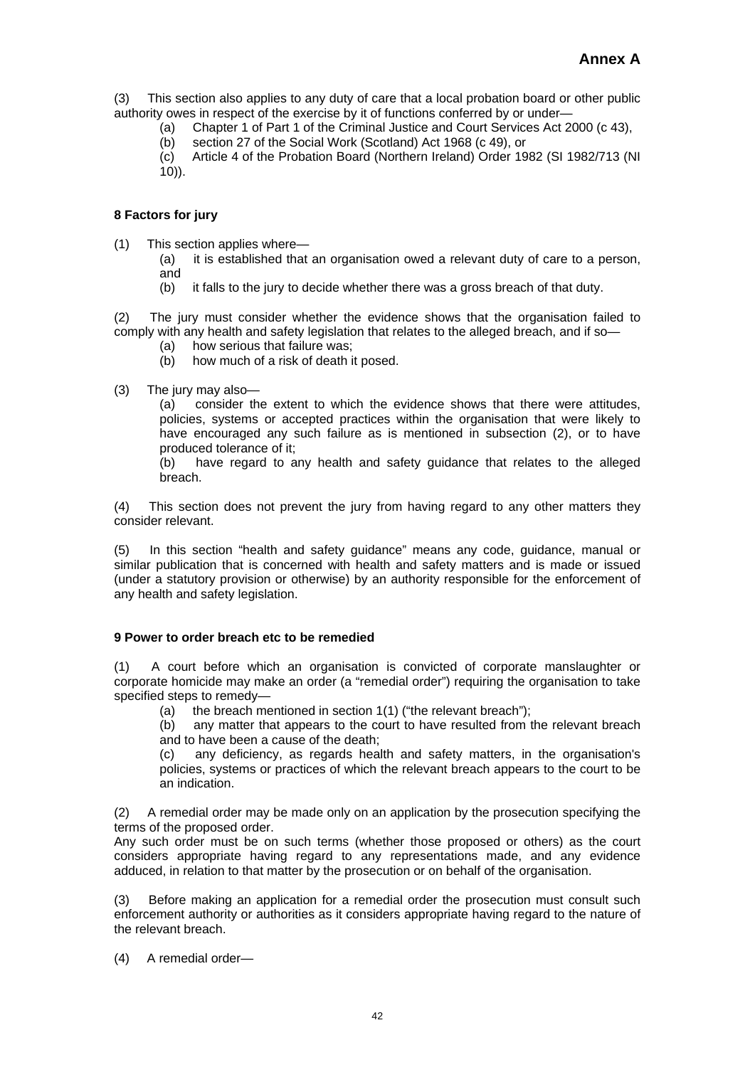**Annex A**

(3) This section also applies to any duty of care that a local probation board or other public authority owes in respect of the exercise by it of functions conferred by or under—

(a) Chapter 1 of Part 1 of the Criminal Justice and Court Services Act 2000 (c 43),

(b) section 27 of the Social Work (Scotland) Act 1968 (c 49), or

(c) Article 4 of the Probation Board (Northern Ireland) Order 1982 (SI 1982/713 (NI 10)).

**8 Factors for jury**

(1) This section applies where—

(a) it is established that an organisation owed a relevant duty of care to a person, and

(b) it falls to the jury to decide whether there was a gross breach of that duty.

(2) The jury must consider whether the evidence shows that the organisation failed to comply with any health and safety legislation that relates to the alleged breach, and if so—

(a) how serious that failure was;

(b) how much of a risk of death it posed.

(3) The jury may also—

(a) consider the extent to which the evidence shows that there were attitudes, policies, systems or accepted practices within the organisation that were likely to have encouraged any such failure as is mentioned in subsection (2), or to have produced tolerance of it;

(b) have regard to any health and safety guidance that relates to the alleged breach.

(4) This section does not prevent the jury from having regard to any other matters they consider relevant.

(5) In this section "health and safety guidance" means any code, guidance, manual or similar publication that is concerned with health and safety matters and is made or issued (under a statutory provision or otherwise) by an authority responsible for the enforcement of any health and safety legislation.

**9 Power to order breach etc to be remedied**

(1) A court before which an organisation is convicted of corporate manslaughter or corporate homicide may make an order (a "remedial order") requiring the organisation to take specified steps to remedy—

(a) the breach mentioned in section 1(1) ("the relevant breach");

(b) any matter that appears to the court to have resulted from the relevant breach and to have been a cause of the death;

(c) any deficiency, as regards health and safety matters, in the organisation's policies, systems or practices of which the relevant breach appears to the court to be an indication.

(2) A remedial order may be made only on an application by the prosecution specifying the terms of the proposed order.
Any such order must be on such terms (whether those proposed or others) as the court considers appropriate having regard to any representations made, and any evidence adduced, in relation to that matter by the prosecution or on behalf of the organisation.

(3) Before making an application for a remedial order the prosecution must consult such enforcement authority or authorities as it considers appropriate having regard to the nature of the relevant breach.

(4) A remedial order—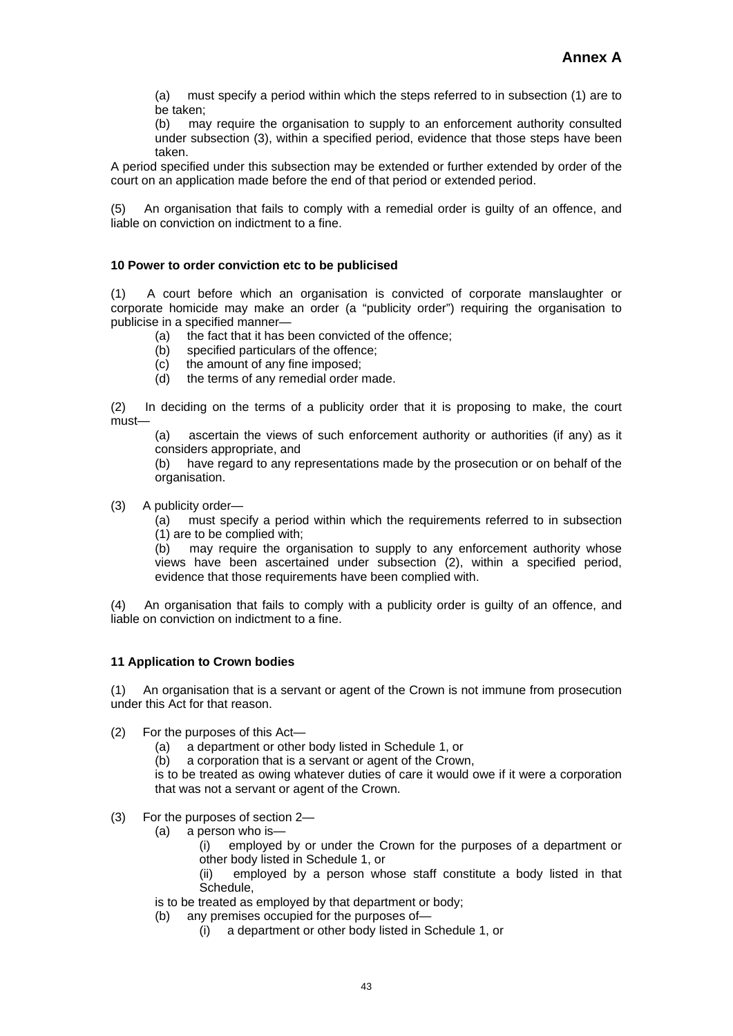# Annex A

(a) must specify a period within which the steps referred to in subsection (1) are to be taken;

(b) may require the organisation to supply to an enforcement authority consulted under subsection (3), within a specified period, evidence that those steps have been taken.

A period specified under this subsection may be extended or further extended by order of the court on an application made before the end of that period or extended period.

(5) An organisation that fails to comply with a remedial order is guilty of an offence, and liable on conviction on indictment to a fine.

**10 Power to order conviction etc to be publicised**

(1) A court before which an organisation is convicted of corporate manslaughter or corporate homicide may make an order (a "publicity order") requiring the organisation to publicise in a specified manner—

- (a) the fact that it has been convicted of the offence;
- (b) specified particulars of the offence;
- (c) the amount of any fine imposed;
- (d) the terms of any remedial order made.

(2) In deciding on the terms of a publicity order that it is proposing to make, the court must—

(a) ascertain the views of such enforcement authority or authorities (if any) as it considers appropriate, and

(b) have regard to any representations made by the prosecution or on behalf of the organisation.

(3) A publicity order—

(a) must specify a period within which the requirements referred to in subsection (1) are to be complied with;

(b) may require the organisation to supply to any enforcement authority whose views have been ascertained under subsection (2), within a specified period, evidence that those requirements have been complied with.

(4) An organisation that fails to comply with a publicity order is guilty of an offence, and liable on conviction on indictment to a fine.

**11 Application to Crown bodies**

(1) An organisation that is a servant or agent of the Crown is not immune from prosecution under this Act for that reason.

(2) For the purposes of this Act—

- (a) a department or other body listed in Schedule 1, or
- (b) a corporation that is a servant or agent of the Crown,

is to be treated as owing whatever duties of care it would owe if it were a corporation that was not a servant or agent of the Crown.

(3) For the purposes of section 2—

- (a) a person who is—
  - (i) employed by or under the Crown for the purposes of a department or other body listed in Schedule 1, or
  - (ii) employed by a person whose staff constitute a body listed in that Schedule,

  is to be treated as employed by that department or body;
- (b) any premises occupied for the purposes of—
  - (i) a department or other body listed in Schedule 1, or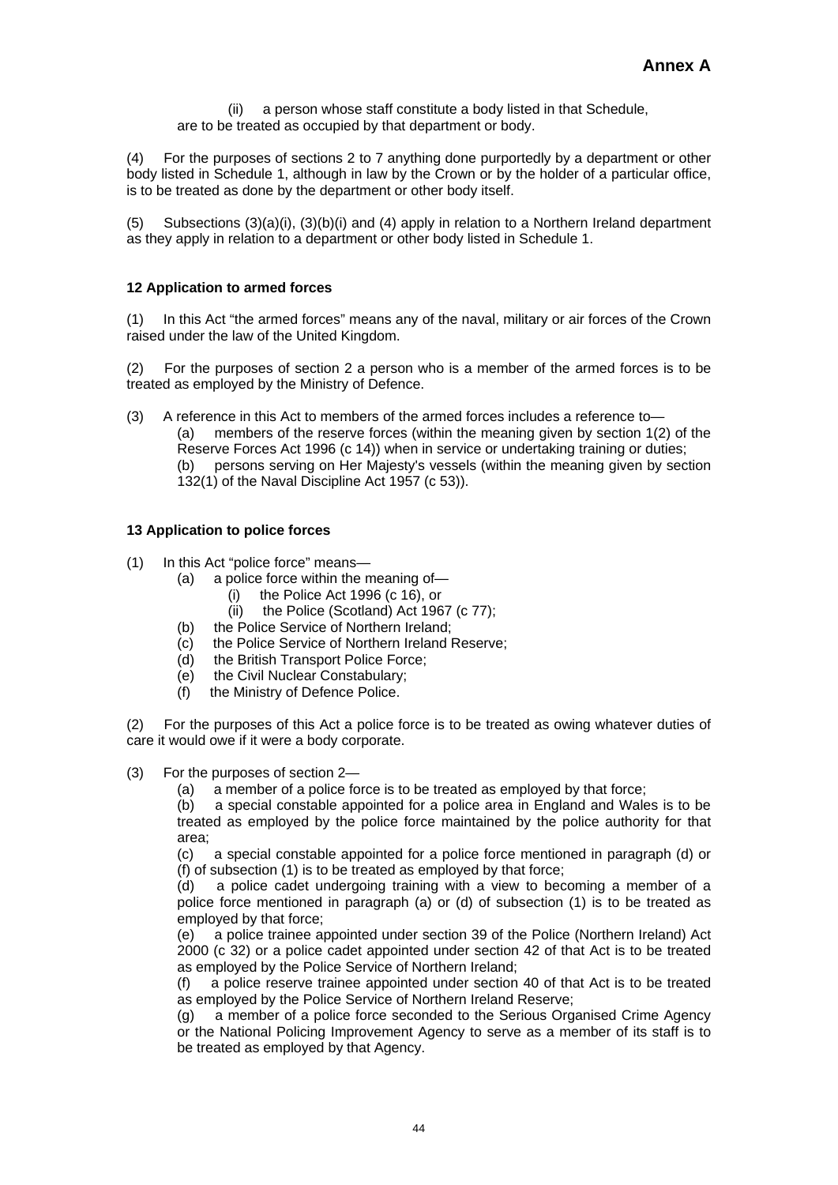**Annex A**

(ii) a person whose staff constitute a body listed in that Schedule,

are to be treated as occupied by that department or body.

(4) For the purposes of sections 2 to 7 anything done purportedly by a department or other body listed in Schedule 1, although in law by the Crown or by the holder of a particular office, is to be treated as done by the department or other body itself.

(5) Subsections (3)(a)(i), (3)(b)(i) and (4) apply in relation to a Northern Ireland department as they apply in relation to a department or other body listed in Schedule 1.

**12 Application to armed forces**

(1) In this Act "the armed forces" means any of the naval, military or air forces of the Crown raised under the law of the United Kingdom.

(2) For the purposes of section 2 a person who is a member of the armed forces is to be treated as employed by the Ministry of Defence.

(3) A reference in this Act to members of the armed forces includes a reference to—

(a) members of the reserve forces (within the meaning given by section 1(2) of the Reserve Forces Act 1996 (c 14)) when in service or undertaking training or duties;

(b) persons serving on Her Majesty's vessels (within the meaning given by section 132(1) of the Naval Discipline Act 1957 (c 53)).

**13 Application to police forces**

(1) In this Act "police force" means—

(a) a police force within the meaning of—

(i) the Police Act 1996 (c 16), or

(ii) the Police (Scotland) Act 1967 (c 77);

(b) the Police Service of Northern Ireland;

(c) the Police Service of Northern Ireland Reserve;

(d) the British Transport Police Force;

(e) the Civil Nuclear Constabulary;

(f) the Ministry of Defence Police.

(2) For the purposes of this Act a police force is to be treated as owing whatever duties of care it would owe if it were a body corporate.

(3) For the purposes of section 2—

(a) a member of a police force is to be treated as employed by that force;

(b) a special constable appointed for a police area in England and Wales is to be treated as employed by the police force maintained by the police authority for that area;

(c) a special constable appointed for a police force mentioned in paragraph (d) or (f) of subsection (1) is to be treated as employed by that force;

(d) a police cadet undergoing training with a view to becoming a member of a police force mentioned in paragraph (a) or (d) of subsection (1) is to be treated as employed by that force;

(e) a police trainee appointed under section 39 of the Police (Northern Ireland) Act 2000 (c 32) or a police cadet appointed under section 42 of that Act is to be treated as employed by the Police Service of Northern Ireland;

(f) a police reserve trainee appointed under section 40 of that Act is to be treated as employed by the Police Service of Northern Ireland Reserve;

(g) a member of a police force seconded to the Serious Organised Crime Agency or the National Policing Improvement Agency to serve as a member of its staff is to be treated as employed by that Agency.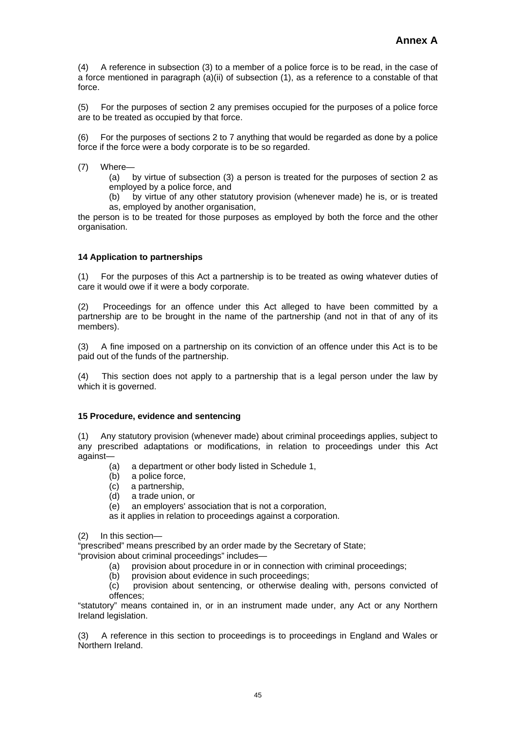(4) A reference in subsection (3) to a member of a police force is to be read, in the case of a force mentioned in paragraph (a)(ii) of subsection (1), as a reference to a constable of that force.

(5) For the purposes of section 2 any premises occupied for the purposes of a police force are to be treated as occupied by that force.

(6) For the purposes of sections 2 to 7 anything that would be regarded as done by a police force if the force were a body corporate is to be so regarded.

(7) Where—

(a) by virtue of subsection (3) a person is treated for the purposes of section 2 as employed by a police force, and

(b) by virtue of any other statutory provision (whenever made) he is, or is treated as, employed by another organisation,

the person is to be treated for those purposes as employed by both the force and the other organisation.

**14 Application to partnerships**

(1) For the purposes of this Act a partnership is to be treated as owing whatever duties of care it would owe if it were a body corporate.

(2) Proceedings for an offence under this Act alleged to have been committed by a partnership are to be brought in the name of the partnership (and not in that of any of its members).

(3) A fine imposed on a partnership on its conviction of an offence under this Act is to be paid out of the funds of the partnership.

(4) This section does not apply to a partnership that is a legal person under the law by which it is governed.

**15 Procedure, evidence and sentencing**

(1) Any statutory provision (whenever made) about criminal proceedings applies, subject to any prescribed adaptations or modifications, in relation to proceedings under this Act against—

(a) a department or other body listed in Schedule 1,

(b) a police force,

(c) a partnership,

(d) a trade union, or

(e) an employers' association that is not a corporation,

as it applies in relation to proceedings against a corporation.

(2) In this section—

"prescribed" means prescribed by an order made by the Secretary of State;

"provision about criminal proceedings" includes—

(a) provision about procedure in or in connection with criminal proceedings;

(b) provision about evidence in such proceedings;

(c) provision about sentencing, or otherwise dealing with, persons convicted of offences;

"statutory" means contained in, or in an instrument made under, any Act or any Northern Ireland legislation.

(3) A reference in this section to proceedings is to proceedings in England and Wales or Northern Ireland.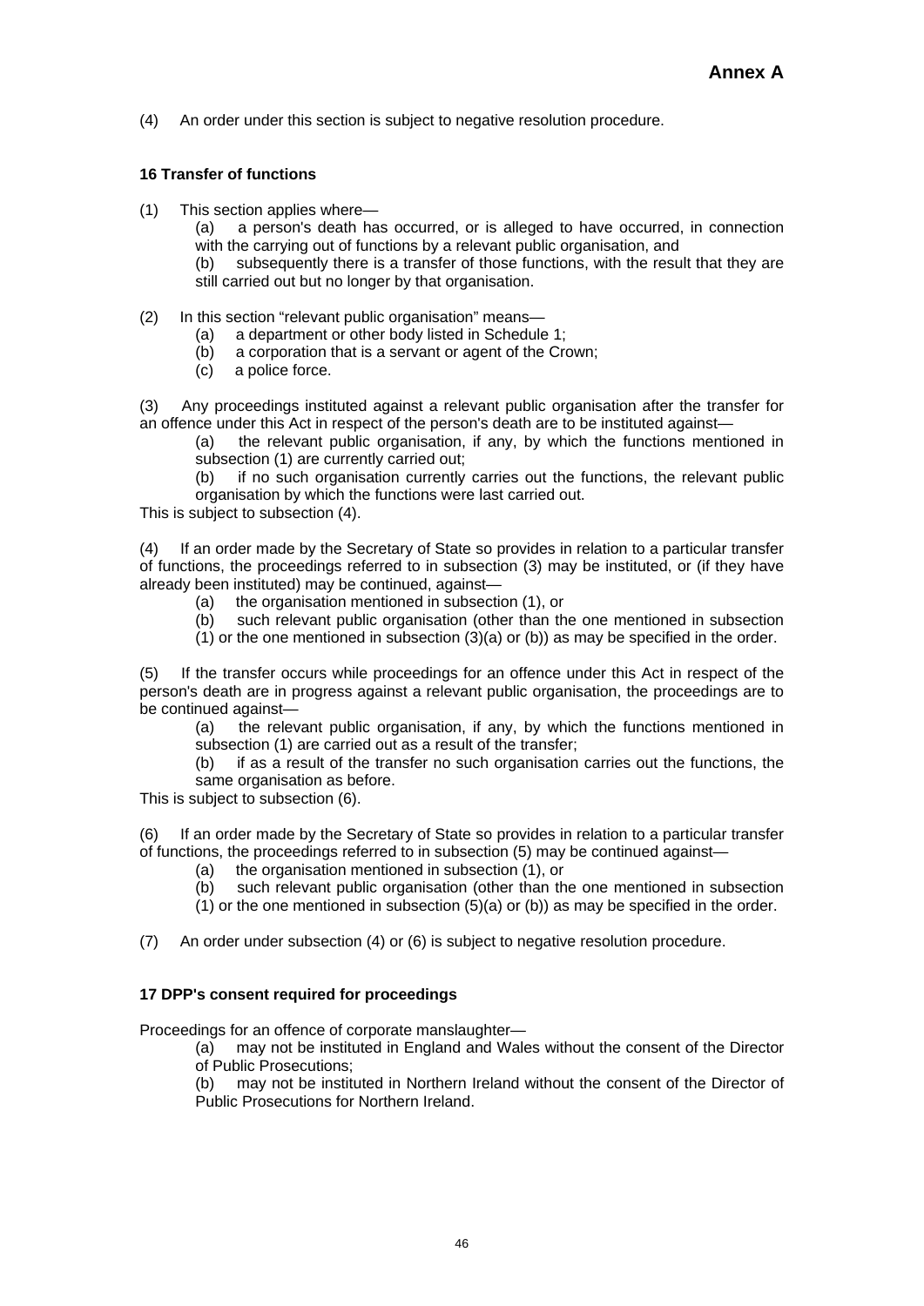(4) An order under this section is subject to negative resolution procedure.

**16 Transfer of functions**

(1) This section applies where—

(a) a person's death has occurred, or is alleged to have occurred, in connection with the carrying out of functions by a relevant public organisation, and

(b) subsequently there is a transfer of those functions, with the result that they are still carried out but no longer by that organisation.

(2) In this section "relevant public organisation" means—

(a) a department or other body listed in Schedule 1;

(b) a corporation that is a servant or agent of the Crown;

(c) a police force.

(3) Any proceedings instituted against a relevant public organisation after the transfer for an offence under this Act in respect of the person's death are to be instituted against—

(a) the relevant public organisation, if any, by which the functions mentioned in subsection (1) are currently carried out;

(b) if no such organisation currently carries out the functions, the relevant public organisation by which the functions were last carried out.

This is subject to subsection (4).

(4) If an order made by the Secretary of State so provides in relation to a particular transfer of functions, the proceedings referred to in subsection (3) may be instituted, or (if they have already been instituted) may be continued, against—

(a) the organisation mentioned in subsection (1), or

(b) such relevant public organisation (other than the one mentioned in subsection (1) or the one mentioned in subsection (3)(a) or (b)) as may be specified in the order.

(5) If the transfer occurs while proceedings for an offence under this Act in respect of the person's death are in progress against a relevant public organisation, the proceedings are to be continued against—

(a) the relevant public organisation, if any, by which the functions mentioned in subsection (1) are carried out as a result of the transfer;

(b) if as a result of the transfer no such organisation carries out the functions, the same organisation as before.

This is subject to subsection (6).

(6) If an order made by the Secretary of State so provides in relation to a particular transfer of functions, the proceedings referred to in subsection (5) may be continued against—

(a) the organisation mentioned in subsection (1), or

(b) such relevant public organisation (other than the one mentioned in subsection (1) or the one mentioned in subsection (5)(a) or (b)) as may be specified in the order.

(7) An order under subsection (4) or (6) is subject to negative resolution procedure.

**17 DPP's consent required for proceedings**

Proceedings for an offence of corporate manslaughter—

(a) may not be instituted in England and Wales without the consent of the Director of Public Prosecutions;

(b) may not be instituted in Northern Ireland without the consent of the Director of Public Prosecutions for Northern Ireland.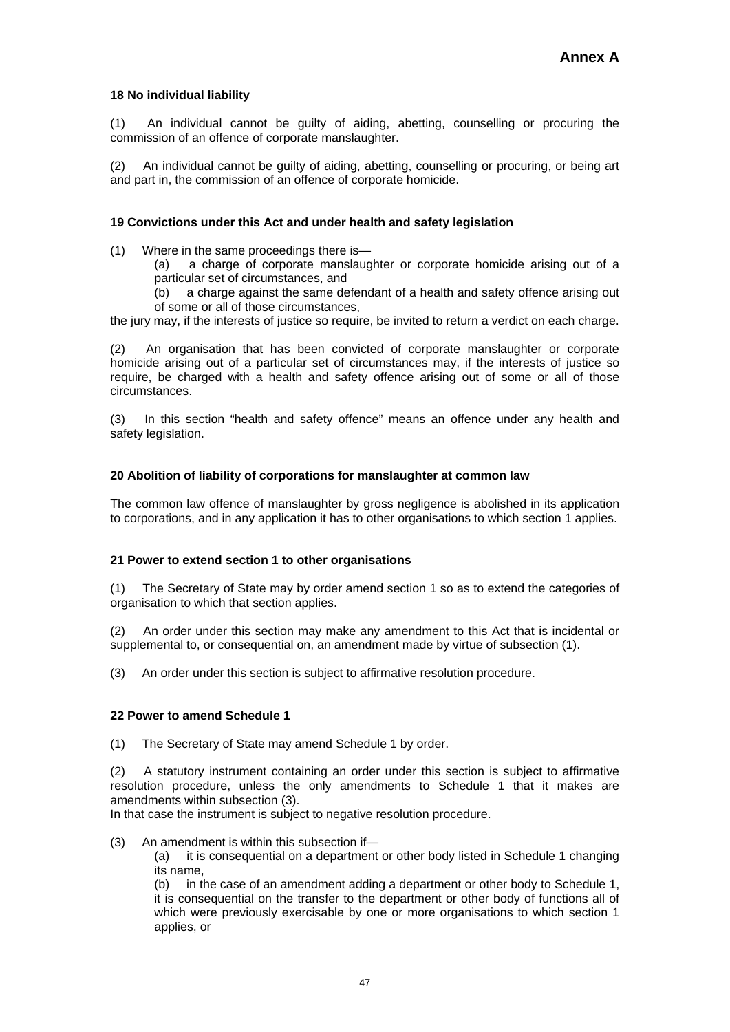**Annex A**

**18 No individual liability**

(1) An individual cannot be guilty of aiding, abetting, counselling or procuring the commission of an offence of corporate manslaughter.

(2) An individual cannot be guilty of aiding, abetting, counselling or procuring, or being art and part in, the commission of an offence of corporate homicide.

**19 Convictions under this Act and under health and safety legislation**

(1) Where in the same proceedings there is—

(a) a charge of corporate manslaughter or corporate homicide arising out of a particular set of circumstances, and

(b) a charge against the same defendant of a health and safety offence arising out of some or all of those circumstances,

the jury may, if the interests of justice so require, be invited to return a verdict on each charge.

(2) An organisation that has been convicted of corporate manslaughter or corporate homicide arising out of a particular set of circumstances may, if the interests of justice so require, be charged with a health and safety offence arising out of some or all of those circumstances.

(3) In this section "health and safety offence" means an offence under any health and safety legislation.

**20 Abolition of liability of corporations for manslaughter at common law**

The common law offence of manslaughter by gross negligence is abolished in its application to corporations, and in any application it has to other organisations to which section 1 applies.

**21 Power to extend section 1 to other organisations**

(1) The Secretary of State may by order amend section 1 so as to extend the categories of organisation to which that section applies.

(2) An order under this section may make any amendment to this Act that is incidental or supplemental to, or consequential on, an amendment made by virtue of subsection (1).

(3) An order under this section is subject to affirmative resolution procedure.

**22 Power to amend Schedule 1**

(1) The Secretary of State may amend Schedule 1 by order.

(2) A statutory instrument containing an order under this section is subject to affirmative resolution procedure, unless the only amendments to Schedule 1 that it makes are amendments within subsection (3).
In that case the instrument is subject to negative resolution procedure.

(3) An amendment is within this subsection if—

(a) it is consequential on a department or other body listed in Schedule 1 changing its name,

(b) in the case of an amendment adding a department or other body to Schedule 1, it is consequential on the transfer to the department or other body of functions all of which were previously exercisable by one or more organisations to which section 1 applies, or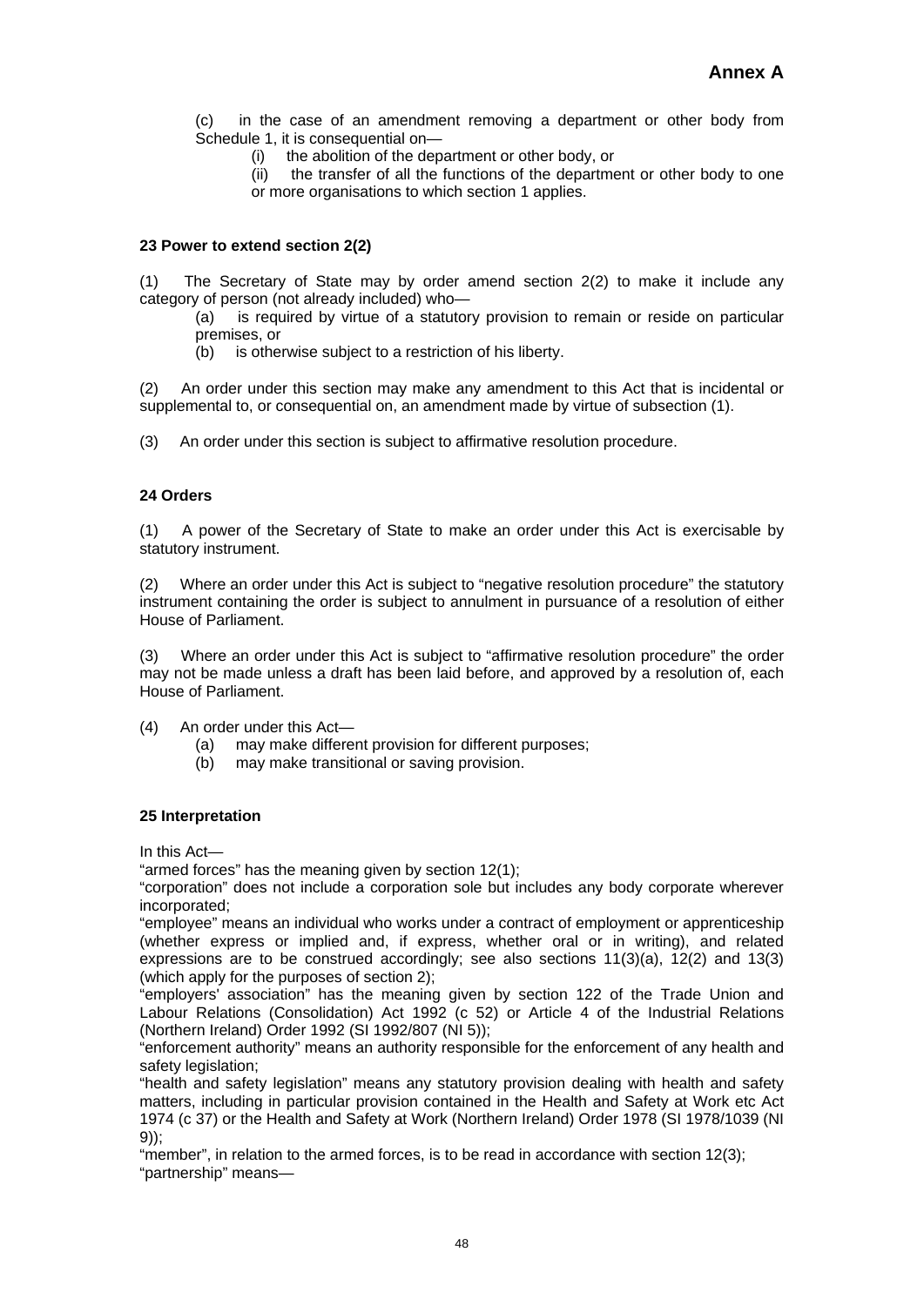# Annex A

(c) in the case of an amendment removing a department or other body from Schedule 1, it is consequential on—

(i) the abolition of the department or other body, or

(ii) the transfer of all the functions of the department or other body to one or more organisations to which section 1 applies.

**23 Power to extend section 2(2)**

(1) The Secretary of State may by order amend section 2(2) to make it include any category of person (not already included) who—

(a) is required by virtue of a statutory provision to remain or reside on particular premises, or

(b) is otherwise subject to a restriction of his liberty.

(2) An order under this section may make any amendment to this Act that is incidental or supplemental to, or consequential on, an amendment made by virtue of subsection (1).

(3) An order under this section is subject to affirmative resolution procedure.

**24 Orders**

(1) A power of the Secretary of State to make an order under this Act is exercisable by statutory instrument.

(2) Where an order under this Act is subject to "negative resolution procedure" the statutory instrument containing the order is subject to annulment in pursuance of a resolution of either House of Parliament.

(3) Where an order under this Act is subject to "affirmative resolution procedure" the order may not be made unless a draft has been laid before, and approved by a resolution of, each House of Parliament.

(4) An order under this Act—

(a) may make different provision for different purposes;

(b) may make transitional or saving provision.

**25 Interpretation**

In this Act—

"armed forces" has the meaning given by section 12(1);

"corporation" does not include a corporation sole but includes any body corporate wherever incorporated;

"employee" means an individual who works under a contract of employment or apprenticeship (whether express or implied and, if express, whether oral or in writing), and related expressions are to be construed accordingly; see also sections 11(3)(a), 12(2) and 13(3) (which apply for the purposes of section 2);

"employers' association" has the meaning given by section 122 of the Trade Union and Labour Relations (Consolidation) Act 1992 (c 52) or Article 4 of the Industrial Relations (Northern Ireland) Order 1992 (SI 1992/807 (NI 5));

"enforcement authority" means an authority responsible for the enforcement of any health and safety legislation;

"health and safety legislation" means any statutory provision dealing with health and safety matters, including in particular provision contained in the Health and Safety at Work etc Act 1974 (c 37) or the Health and Safety at Work (Northern Ireland) Order 1978 (SI 1978/1039 (NI 9));

"member", in relation to the armed forces, is to be read in accordance with section 12(3);

"partnership" means—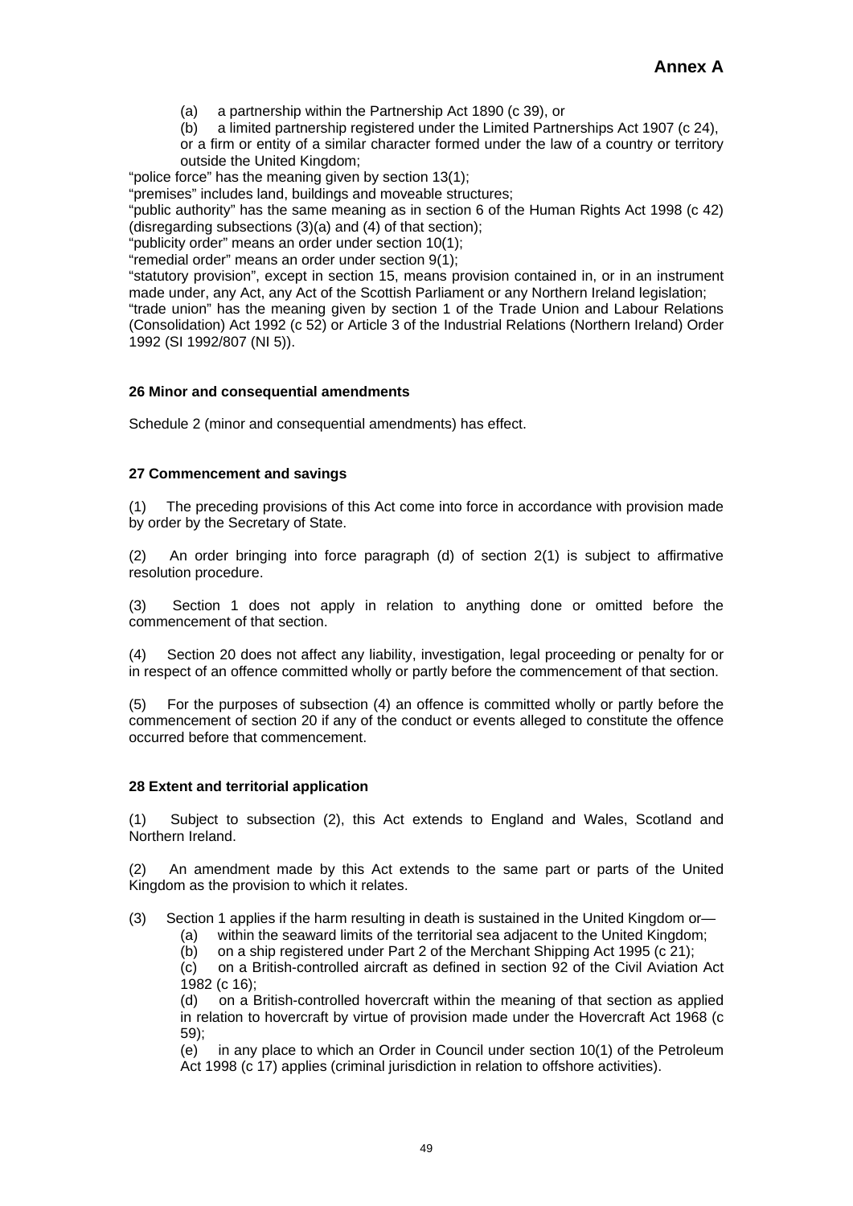(a) a partnership within the Partnership Act 1890 (c 39), or

(b) a limited partnership registered under the Limited Partnerships Act 1907 (c 24),

or a firm or entity of a similar character formed under the law of a country or territory outside the United Kingdom;

"police force" has the meaning given by section 13(1);

"premises" includes land, buildings and moveable structures;

"public authority" has the same meaning as in section 6 of the Human Rights Act 1998 (c 42) (disregarding subsections (3)(a) and (4) of that section);

"publicity order" means an order under section 10(1);

"remedial order" means an order under section 9(1);

"statutory provision", except in section 15, means provision contained in, or in an instrument made under, any Act, any Act of the Scottish Parliament or any Northern Ireland legislation;

"trade union" has the meaning given by section 1 of the Trade Union and Labour Relations (Consolidation) Act 1992 (c 52) or Article 3 of the Industrial Relations (Northern Ireland) Order 1992 (SI 1992/807 (NI 5)).

**26 Minor and consequential amendments**

Schedule 2 (minor and consequential amendments) has effect.

**27 Commencement and savings**

(1) The preceding provisions of this Act come into force in accordance with provision made by order by the Secretary of State.

(2) An order bringing into force paragraph (d) of section 2(1) is subject to affirmative resolution procedure.

(3) Section 1 does not apply in relation to anything done or omitted before the commencement of that section.

(4) Section 20 does not affect any liability, investigation, legal proceeding or penalty for or in respect of an offence committed wholly or partly before the commencement of that section.

(5) For the purposes of subsection (4) an offence is committed wholly or partly before the commencement of section 20 if any of the conduct or events alleged to constitute the offence occurred before that commencement.

**28 Extent and territorial application**

(1) Subject to subsection (2), this Act extends to England and Wales, Scotland and Northern Ireland.

(2) An amendment made by this Act extends to the same part or parts of the United Kingdom as the provision to which it relates.

(3) Section 1 applies if the harm resulting in death is sustained in the United Kingdom or—

(a) within the seaward limits of the territorial sea adjacent to the United Kingdom;

(b) on a ship registered under Part 2 of the Merchant Shipping Act 1995 (c 21);

(c) on a British-controlled aircraft as defined in section 92 of the Civil Aviation Act 1982 (c 16);

(d) on a British-controlled hovercraft within the meaning of that section as applied in relation to hovercraft by virtue of provision made under the Hovercraft Act 1968 (c 59);

(e) in any place to which an Order in Council under section 10(1) of the Petroleum Act 1998 (c 17) applies (criminal jurisdiction in relation to offshore activities).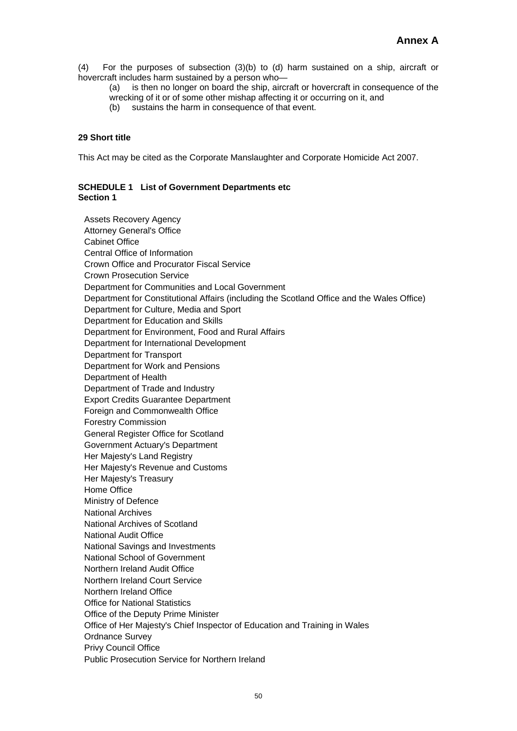## Annex A

(4) For the purposes of subsection (3)(b) to (d) harm sustained on a ship, aircraft or hovercraft includes harm sustained by a person who—

(a) is then no longer on board the ship, aircraft or hovercraft in consequence of the wrecking of it or of some other mishap affecting it or occurring on it, and

(b) sustains the harm in consequence of that event.

**29 Short title**

This Act may be cited as the Corporate Manslaughter and Corporate Homicide Act 2007.

**SCHEDULE 1 List of Government Departments etc**
**Section 1**

Assets Recovery Agency
Attorney General's Office
Cabinet Office
Central Office of Information
Crown Office and Procurator Fiscal Service
Crown Prosecution Service
Department for Communities and Local Government
Department for Constitutional Affairs (including the Scotland Office and the Wales Office)
Department for Culture, Media and Sport
Department for Education and Skills
Department for Environment, Food and Rural Affairs
Department for International Development
Department for Transport
Department for Work and Pensions
Department of Health
Department of Trade and Industry
Export Credits Guarantee Department
Foreign and Commonwealth Office
Forestry Commission
General Register Office for Scotland
Government Actuary's Department
Her Majesty's Land Registry
Her Majesty's Revenue and Customs
Her Majesty's Treasury
Home Office
Ministry of Defence
National Archives
National Archives of Scotland
National Audit Office
National Savings and Investments
National School of Government
Northern Ireland Audit Office
Northern Ireland Court Service
Northern Ireland Office
Office for National Statistics
Office of the Deputy Prime Minister
Office of Her Majesty's Chief Inspector of Education and Training in Wales
Ordnance Survey
Privy Council Office
Public Prosecution Service for Northern Ireland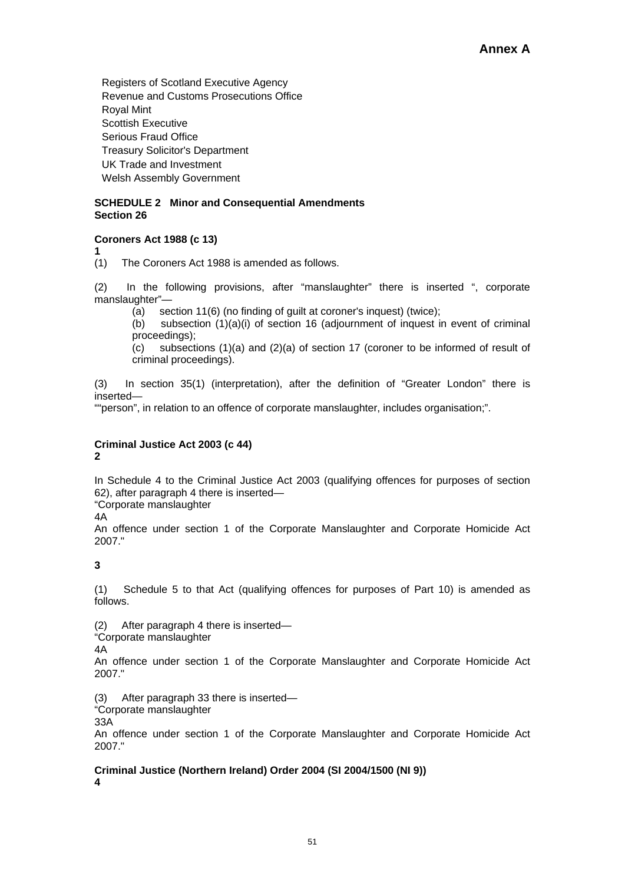# Annex A

Registers of Scotland Executive Agency
Revenue and Customs Prosecutions Office
Royal Mint
Scottish Executive
Serious Fraud Office
Treasury Solicitor's Department
UK Trade and Investment
Welsh Assembly Government

**SCHEDULE 2 Minor and Consequential Amendments**
**Section 26**

**Coroners Act 1988 (c 13)**
**1**
(1) The Coroners Act 1988 is amended as follows.

(2) In the following provisions, after "manslaughter" there is inserted ", corporate manslaughter"—

(a) section 11(6) (no finding of guilt at coroner's inquest) (twice);

(b) subsection (1)(a)(i) of section 16 (adjournment of inquest in event of criminal proceedings);

(c) subsections (1)(a) and (2)(a) of section 17 (coroner to be informed of result of criminal proceedings).

(3) In section 35(1) (interpretation), after the definition of "Greater London" there is inserted—
""person", in relation to an offence of corporate manslaughter, includes organisation;".

**Criminal Justice Act 2003 (c 44)**
**2**

In Schedule 4 to the Criminal Justice Act 2003 (qualifying offences for purposes of section 62), after paragraph 4 there is inserted—
"Corporate manslaughter
4A
An offence under section 1 of the Corporate Manslaughter and Corporate Homicide Act 2007."

**3**

(1) Schedule 5 to that Act (qualifying offences for purposes of Part 10) is amended as follows.

(2) After paragraph 4 there is inserted—
"Corporate manslaughter
4A
An offence under section 1 of the Corporate Manslaughter and Corporate Homicide Act 2007."

(3) After paragraph 33 there is inserted—
"Corporate manslaughter
33A
An offence under section 1 of the Corporate Manslaughter and Corporate Homicide Act 2007."

**Criminal Justice (Northern Ireland) Order 2004 (SI 2004/1500 (NI 9))**
**4**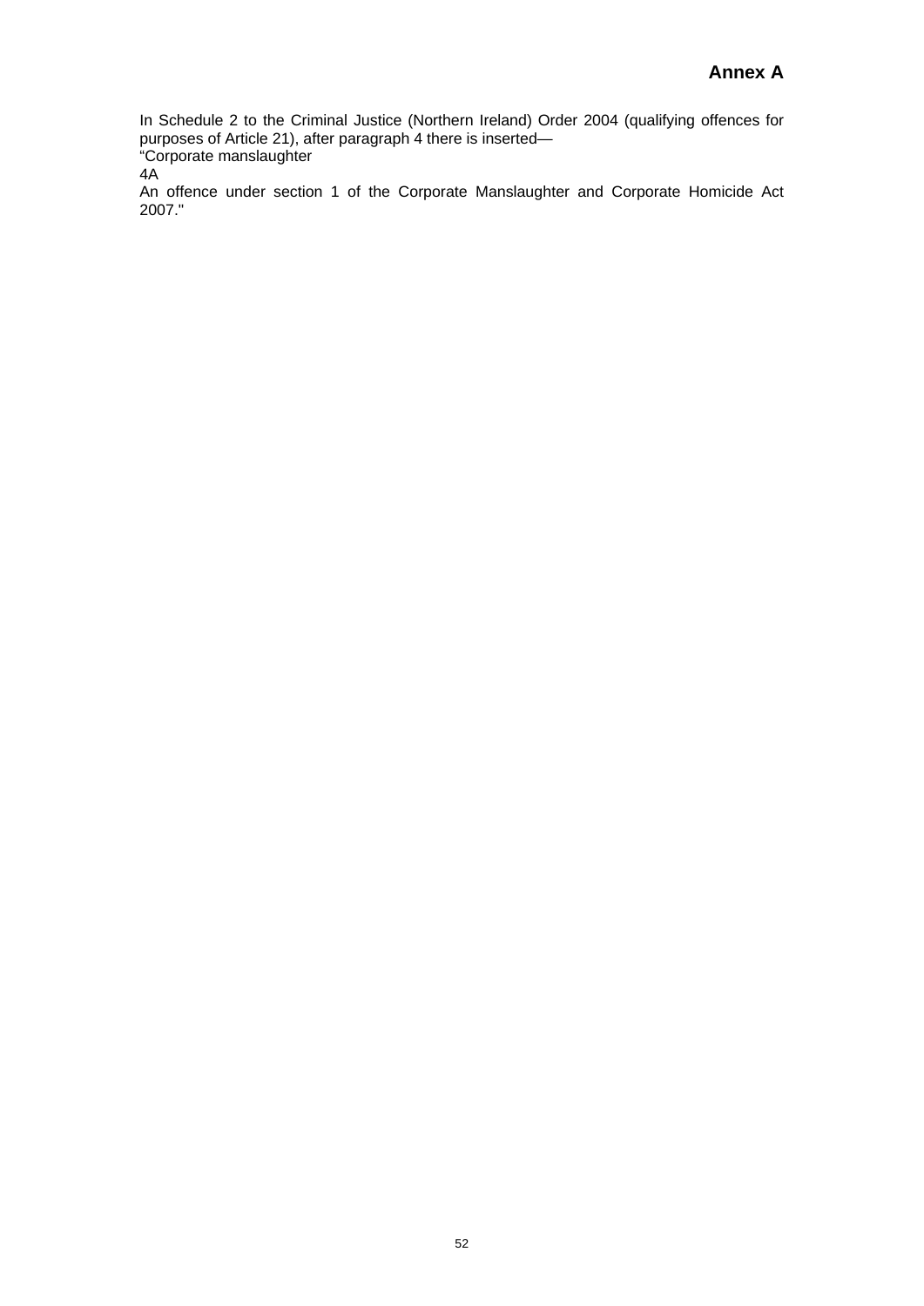# Annex A

In Schedule 2 to the Criminal Justice (Northern Ireland) Order 2004 (qualifying offences for purposes of Article 21), after paragraph 4 there is inserted—

"Corporate manslaughter

4A

An offence under section 1 of the Corporate Manslaughter and Corporate Homicide Act 2007."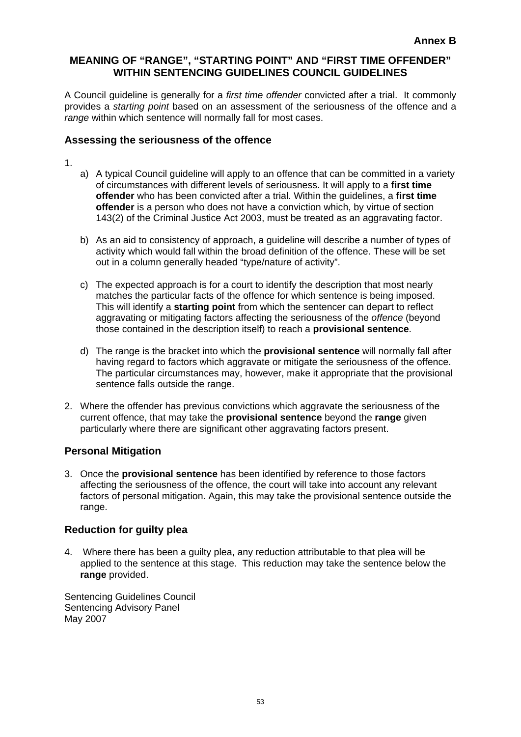**Annex B**

# MEANING OF "RANGE", "STARTING POINT" AND "FIRST TIME OFFENDER" WITHIN SENTENCING GUIDELINES COUNCIL GUIDELINES

A Council guideline is generally for a *first time offender* convicted after a trial. It commonly provides a *starting point* based on an assessment of the seriousness of the offence and a *range* within which sentence will normally fall for most cases.

## Assessing the seriousness of the offence

1.
   a) A typical Council guideline will apply to an offence that can be committed in a variety of circumstances with different levels of seriousness. It will apply to a **first time offender** who has been convicted after a trial. Within the guidelines, a **first time offender** is a person who does not have a conviction which, by virtue of section 143(2) of the Criminal Justice Act 2003, must be treated as an aggravating factor.

   b) As an aid to consistency of approach, a guideline will describe a number of types of activity which would fall within the broad definition of the offence. These will be set out in a column generally headed "type/nature of activity".

   c) The expected approach is for a court to identify the description that most nearly matches the particular facts of the offence for which sentence is being imposed. This will identify a **starting point** from which the sentencer can depart to reflect aggravating or mitigating factors affecting the seriousness of the *offence* (beyond those contained in the description itself) to reach a **provisional sentence**.

   d) The range is the bracket into which the **provisional sentence** will normally fall after having regard to factors which aggravate or mitigate the seriousness of the offence. The particular circumstances may, however, make it appropriate that the provisional sentence falls outside the range.

2. Where the offender has previous convictions which aggravate the seriousness of the current offence, that may take the **provisional sentence** beyond the **range** given particularly where there are significant other aggravating factors present.

## Personal Mitigation

3. Once the **provisional sentence** has been identified by reference to those factors affecting the seriousness of the offence, the court will take into account any relevant factors of personal mitigation. Again, this may take the provisional sentence outside the range.

## Reduction for guilty plea

4. Where there has been a guilty plea, any reduction attributable to that plea will be applied to the sentence at this stage. This reduction may take the sentence below the **range** provided.

Sentencing Guidelines Council
Sentencing Advisory Panel
May 2007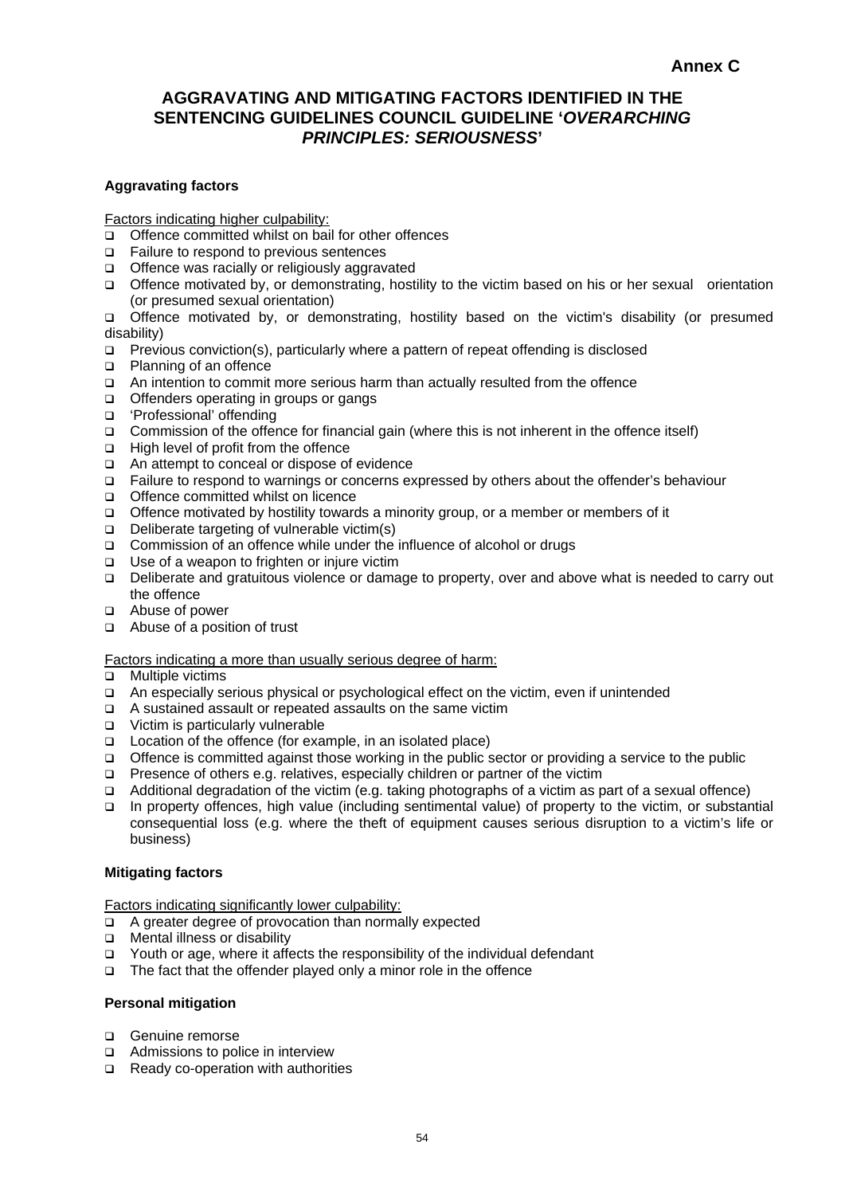**Annex C**

# AGGRAVATING AND MITIGATING FACTORS IDENTIFIED IN THE SENTENCING GUIDELINES COUNCIL GUIDELINE '*OVERARCHING PRINCIPLES: SERIOUSNESS*'

### Aggravating factors

Factors indicating higher culpability:

- Offence committed whilst on bail for other offences
- Failure to respond to previous sentences
- Offence was racially or religiously aggravated
- Offence motivated by, or demonstrating, hostility to the victim based on his or her sexual orientation (or presumed sexual orientation)
- Offence motivated by, or demonstrating, hostility based on the victim's disability (or presumed disability)
- Previous conviction(s), particularly where a pattern of repeat offending is disclosed
- Planning of an offence
- An intention to commit more serious harm than actually resulted from the offence
- Offenders operating in groups or gangs
- 'Professional' offending
- Commission of the offence for financial gain (where this is not inherent in the offence itself)
- High level of profit from the offence
- An attempt to conceal or dispose of evidence
- Failure to respond to warnings or concerns expressed by others about the offender's behaviour
- Offence committed whilst on licence
- Offence motivated by hostility towards a minority group, or a member or members of it
- Deliberate targeting of vulnerable victim(s)
- Commission of an offence while under the influence of alcohol or drugs
- Use of a weapon to frighten or injure victim
- Deliberate and gratuitous violence or damage to property, over and above what is needed to carry out the offence
- Abuse of power
- Abuse of a position of trust

Factors indicating a more than usually serious degree of harm:

- Multiple victims
- An especially serious physical or psychological effect on the victim, even if unintended
- A sustained assault or repeated assaults on the same victim
- Victim is particularly vulnerable
- Location of the offence (for example, in an isolated place)
- Offence is committed against those working in the public sector or providing a service to the public
- Presence of others e.g. relatives, especially children or partner of the victim
- Additional degradation of the victim (e.g. taking photographs of a victim as part of a sexual offence)
- In property offences, high value (including sentimental value) of property to the victim, or substantial consequential loss (e.g. where the theft of equipment causes serious disruption to a victim's life or business)

### Mitigating factors

Factors indicating significantly lower culpability:

- A greater degree of provocation than normally expected
- Mental illness or disability
- Youth or age, where it affects the responsibility of the individual defendant
- The fact that the offender played only a minor role in the offence

### Personal mitigation

- Genuine remorse
- Admissions to police in interview
- Ready co-operation with authorities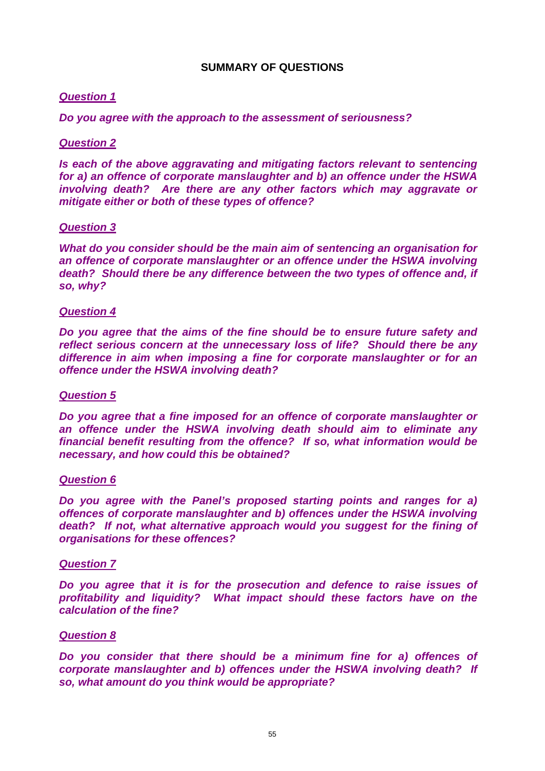## SUMMARY OF QUESTIONS

***Question 1***

***Do you agree with the approach to the assessment of seriousness?***

***Question 2***

***Is each of the above aggravating and mitigating factors relevant to sentencing for a) an offence of corporate manslaughter and b) an offence under the HSWA involving death? Are there are any other factors which may aggravate or mitigate either or both of these types of offence?***

***Question 3***

***What do you consider should be the main aim of sentencing an organisation for an offence of corporate manslaughter or an offence under the HSWA involving death? Should there be any difference between the two types of offence and, if so, why?***

***Question 4***

***Do you agree that the aims of the fine should be to ensure future safety and reflect serious concern at the unnecessary loss of life? Should there be any difference in aim when imposing a fine for corporate manslaughter or for an offence under the HSWA involving death?***

***Question 5***

***Do you agree that a fine imposed for an offence of corporate manslaughter or an offence under the HSWA involving death should aim to eliminate any financial benefit resulting from the offence? If so, what information would be necessary, and how could this be obtained?***

***Question 6***

***Do you agree with the Panel's proposed starting points and ranges for a) offences of corporate manslaughter and b) offences under the HSWA involving death? If not, what alternative approach would you suggest for the fining of organisations for these offences?***

***Question 7***

***Do you agree that it is for the prosecution and defence to raise issues of profitability and liquidity? What impact should these factors have on the calculation of the fine?***

***Question 8***

***Do you consider that there should be a minimum fine for a) offences of corporate manslaughter and b) offences under the HSWA involving death? If so, what amount do you think would be appropriate?***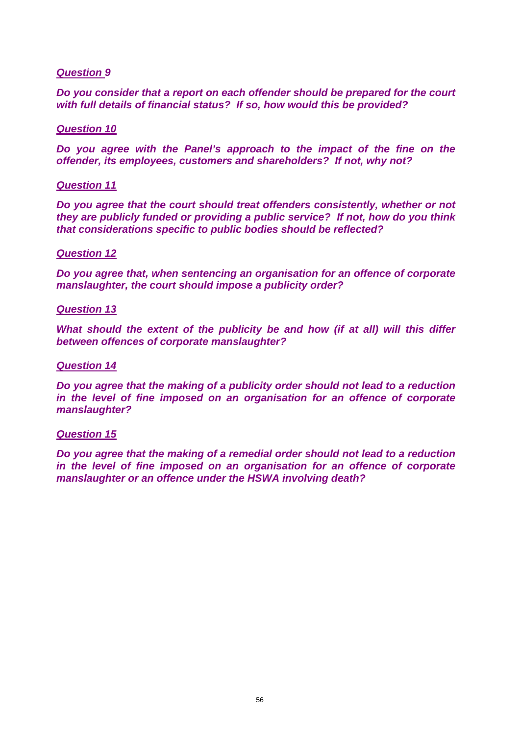***Question 9***

***Do you consider that a report on each offender should be prepared for the court with full details of financial status? If so, how would this be provided?***

***Question 10***

***Do you agree with the Panel's approach to the impact of the fine on the offender, its employees, customers and shareholders? If not, why not?***

***Question 11***

***Do you agree that the court should treat offenders consistently, whether or not they are publicly funded or providing a public service? If not, how do you think that considerations specific to public bodies should be reflected?***

***Question 12***

***Do you agree that, when sentencing an organisation for an offence of corporate manslaughter, the court should impose a publicity order?***

***Question 13***

***What should the extent of the publicity be and how (if at all) will this differ between offences of corporate manslaughter?***

***Question 14***

***Do you agree that the making of a publicity order should not lead to a reduction in the level of fine imposed on an organisation for an offence of corporate manslaughter?***

***Question 15***

***Do you agree that the making of a remedial order should not lead to a reduction in the level of fine imposed on an organisation for an offence of corporate manslaughter or an offence under the HSWA involving death?***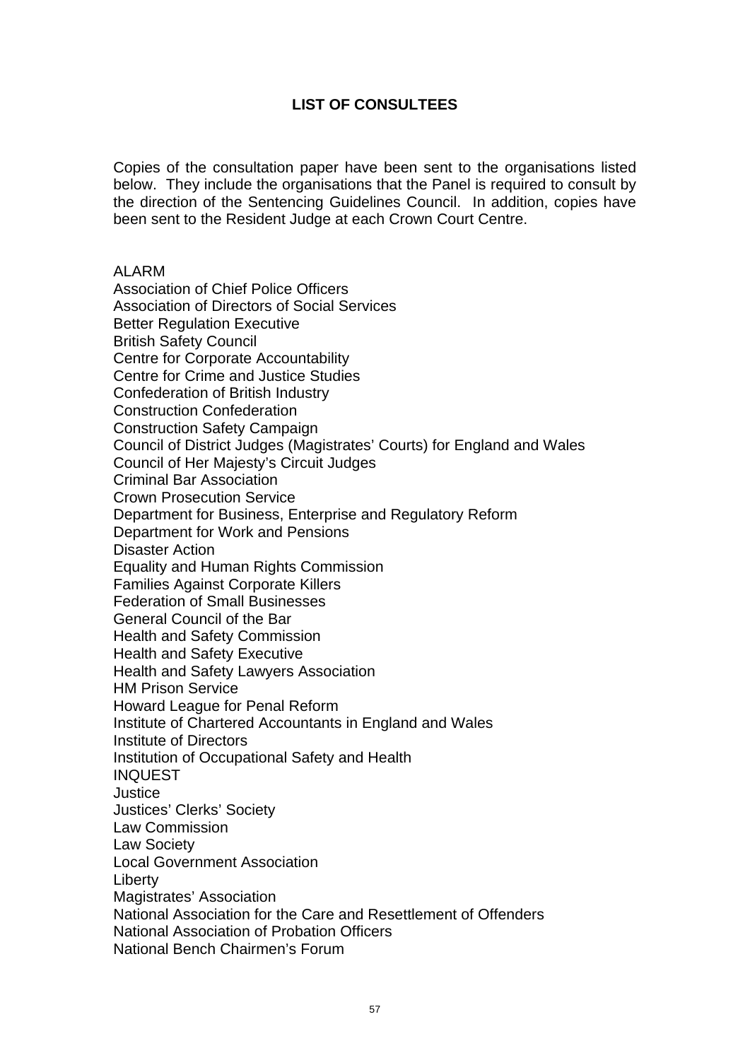## LIST OF CONSULTEES

Copies of the consultation paper have been sent to the organisations listed below. They include the organisations that the Panel is required to consult by the direction of the Sentencing Guidelines Council. In addition, copies have been sent to the Resident Judge at each Crown Court Centre.

ALARM
Association of Chief Police Officers
Association of Directors of Social Services
Better Regulation Executive
British Safety Council
Centre for Corporate Accountability
Centre for Crime and Justice Studies
Confederation of British Industry
Construction Confederation
Construction Safety Campaign
Council of District Judges (Magistrates' Courts) for England and Wales
Council of Her Majesty's Circuit Judges
Criminal Bar Association
Crown Prosecution Service
Department for Business, Enterprise and Regulatory Reform
Department for Work and Pensions
Disaster Action
Equality and Human Rights Commission
Families Against Corporate Killers
Federation of Small Businesses
General Council of the Bar
Health and Safety Commission
Health and Safety Executive
Health and Safety Lawyers Association
HM Prison Service
Howard League for Penal Reform
Institute of Chartered Accountants in England and Wales
Institute of Directors
Institution of Occupational Safety and Health
INQUEST
Justice
Justices' Clerks' Society
Law Commission
Law Society
Local Government Association
Liberty
Magistrates' Association
National Association for the Care and Resettlement of Offenders
National Association of Probation Officers
National Bench Chairmen's Forum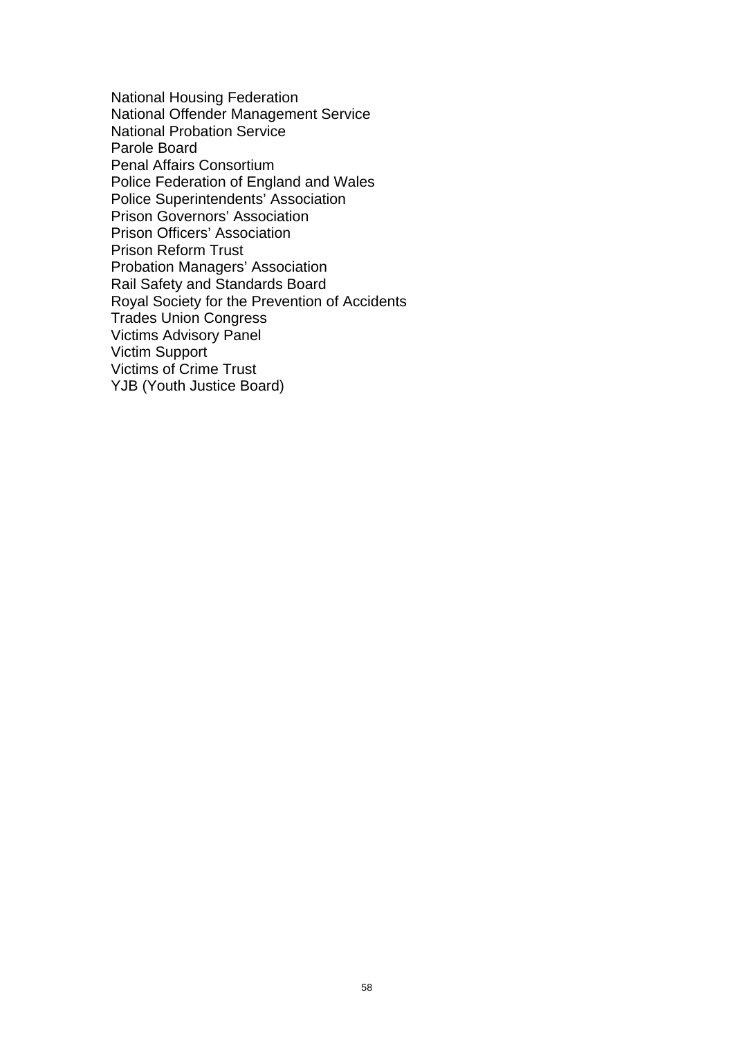National Housing Federation
National Offender Management Service
National Probation Service
Parole Board
Penal Affairs Consortium
Police Federation of England and Wales
Police Superintendents' Association
Prison Governors' Association
Prison Officers' Association
Prison Reform Trust
Probation Managers' Association
Rail Safety and Standards Board
Royal Society for the Prevention of Accidents
Trades Union Congress
Victims Advisory Panel
Victim Support
Victims of Crime Trust
YJB (Youth Justice Board)